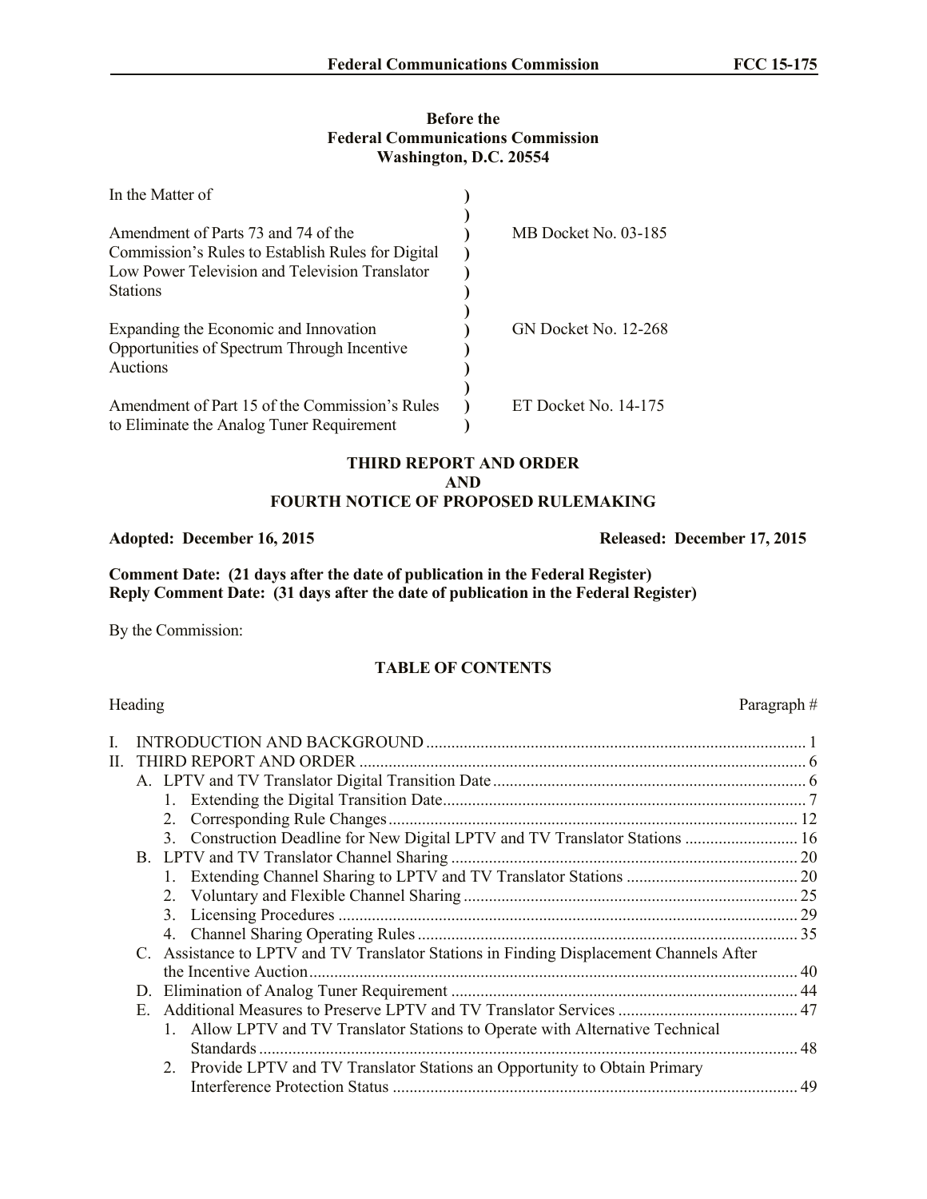**Before the**
**Federal Communications Commission**
**Washington, D.C. 20554**

| In the Matter of | | |
|---|---|---|
| Amendment of Parts 73 and 74 of the Commission's Rules to Establish Rules for Digital Low Power Television and Television Translator Stations | ) | MB Docket No. 03-185 |
| Expanding the Economic and Innovation Opportunities of Spectrum Through Incentive Auctions | ) | GN Docket No. 12-268 |
| Amendment of Part 15 of the Commission's Rules to Eliminate the Analog Tuner Requirement | ) | ET Docket No. 14-175 |

**THIRD REPORT AND ORDER**
**AND**
**FOURTH NOTICE OF PROPOSED RULEMAKING**

**Adopted: December 16, 2015** **Released: December 17, 2015**

**Comment Date: (21 days after the date of publication in the Federal Register)**
**Reply Comment Date: (31 days after the date of publication in the Federal Register)**

By the Commission:

**TABLE OF CONTENTS**

| Heading | Paragraph # |
|---|---|
| I. INTRODUCTION AND BACKGROUND | 1 |
| II. THIRD REPORT AND ORDER | 6 |
| A. LPTV and TV Translator Digital Transition Date | 6 |
| 1. Extending the Digital Transition Date | 7 |
| 2. Corresponding Rule Changes | 12 |
| 3. Construction Deadline for New Digital LPTV and TV Translator Stations | 16 |
| B. LPTV and TV Translator Channel Sharing | 20 |
| 1. Extending Channel Sharing to LPTV and TV Translator Stations | 20 |
| 2. Voluntary and Flexible Channel Sharing | 25 |
| 3. Licensing Procedures | 29 |
| 4. Channel Sharing Operating Rules | 35 |
| C. Assistance to LPTV and TV Translator Stations in Finding Displacement Channels After the Incentive Auction | 40 |
| D. Elimination of Analog Tuner Requirement | 44 |
| E. Additional Measures to Preserve LPTV and TV Translator Services | 47 |
| 1. Allow LPTV and TV Translator Stations to Operate with Alternative Technical Standards | 48 |
| 2. Provide LPTV and TV Translator Stations an Opportunity to Obtain Primary Interference Protection Status | 49 |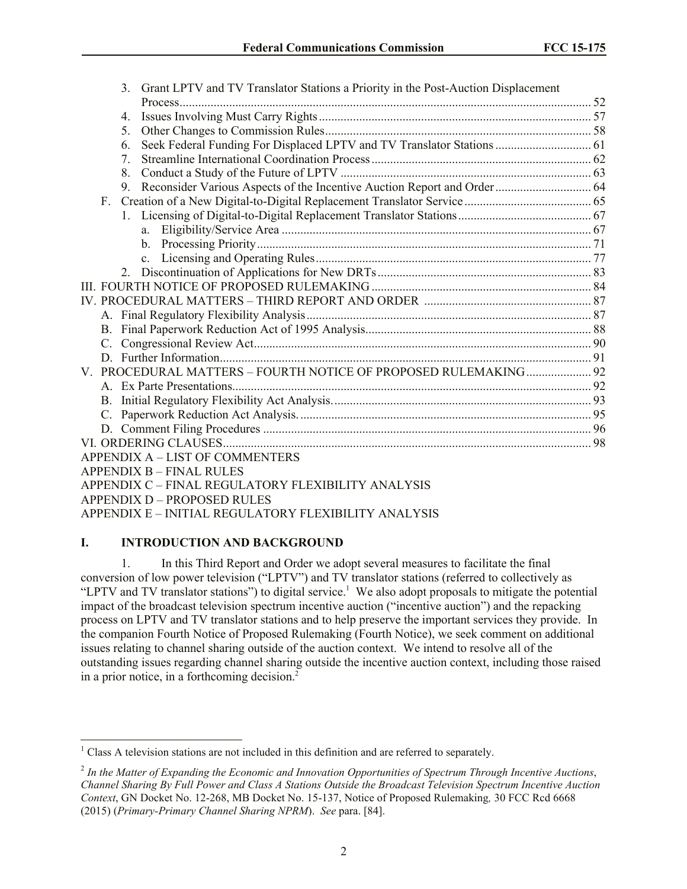3. Grant LPTV and TV Translator Stations a Priority in the Post-Auction Displacement Process .... 52
4. Issues Involving Must Carry Rights .... 57
5. Other Changes to Commission Rules .... 58
6. Seek Federal Funding For Displaced LPTV and TV Translator Stations .... 61
7. Streamline International Coordination Process .... 62
8. Conduct a Study of the Future of LPTV .... 63
9. Reconsider Various Aspects of the Incentive Auction Report and Order .... 64

F. Creation of a New Digital-to-Digital Replacement Translator Service .... 65
1. Licensing of Digital-to-Digital Replacement Translator Stations .... 67
   a. Eligibility/Service Area .... 67
   b. Processing Priority .... 71
   c. Licensing and Operating Rules .... 77
2. Discontinuation of Applications for New DRTs .... 83

III. FOURTH NOTICE OF PROPOSED RULEMAKING .... 84
IV. PROCEDURAL MATTERS – THIRD REPORT AND ORDER .... 87
A. Final Regulatory Flexibility Analysis .... 87
B. Final Paperwork Reduction Act of 1995 Analysis .... 88
C. Congressional Review Act .... 90
D. Further Information .... 91
V. PROCEDURAL MATTERS – FOURTH NOTICE OF PROPOSED RULEMAKING .... 92
A. Ex Parte Presentations .... 92
B. Initial Regulatory Flexibility Act Analysis .... 93
C. Paperwork Reduction Act Analysis .... 95
D. Comment Filing Procedures .... 96
VI. ORDERING CLAUSES .... 98
APPENDIX A – LIST OF COMMENTERS
APPENDIX B – FINAL RULES
APPENDIX C – FINAL REGULATORY FLEXIBILITY ANALYSIS
APPENDIX D – PROPOSED RULES
APPENDIX E – INITIAL REGULATORY FLEXIBILITY ANALYSIS

# I. INTRODUCTION AND BACKGROUND

1. In this Third Report and Order we adopt several measures to facilitate the final conversion of low power television ("LPTV") and TV translator stations (referred to collectively as "LPTV and TV translator stations") to digital service.[1] We also adopt proposals to mitigate the potential impact of the broadcast television spectrum incentive auction ("incentive auction") and the repacking process on LPTV and TV translator stations and to help preserve the important services they provide. In the companion Fourth Notice of Proposed Rulemaking (Fourth Notice), we seek comment on additional issues relating to channel sharing outside of the auction context. We intend to resolve all of the outstanding issues regarding channel sharing outside the incentive auction context, including those raised in a prior notice, in a forthcoming decision.[2]

---

[1] Class A television stations are not included in this definition and are referred to separately.

[2] *In the Matter of Expanding the Economic and Innovation Opportunities of Spectrum Through Incentive Auctions*, *Channel Sharing By Full Power and Class A Stations Outside the Broadcast Television Spectrum Incentive Auction Context*, GN Docket No. 12-268, MB Docket No. 15-137, Notice of Proposed Rulemaking*,* 30 FCC Rcd 6668 (2015) (*Primary-Primary Channel Sharing NPRM*). *See* para. [84].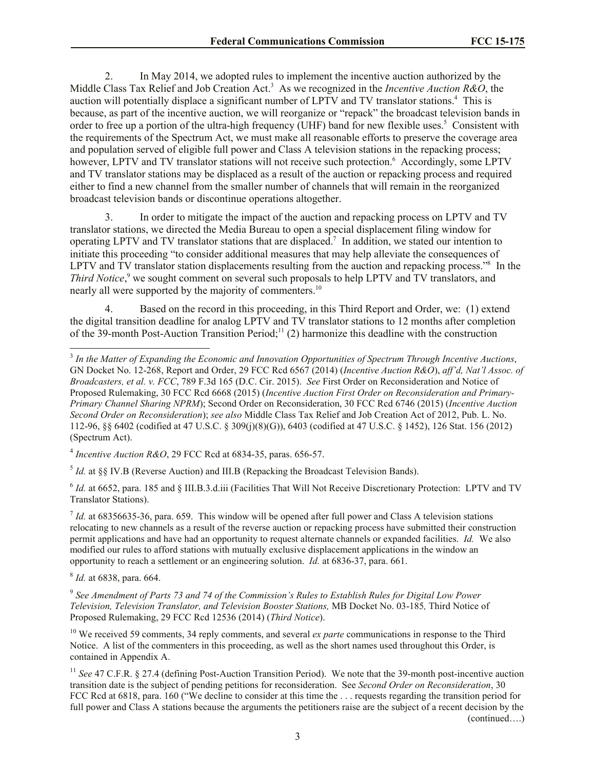2. In May 2014, we adopted rules to implement the incentive auction authorized by the Middle Class Tax Relief and Job Creation Act.[3] As we recognized in the *Incentive Auction R&O*, the auction will potentially displace a significant number of LPTV and TV translator stations.[4] This is because, as part of the incentive auction, we will reorganize or "repack" the broadcast television bands in order to free up a portion of the ultra-high frequency (UHF) band for new flexible uses.[5] Consistent with the requirements of the Spectrum Act, we must make all reasonable efforts to preserve the coverage area and population served of eligible full power and Class A television stations in the repacking process; however, LPTV and TV translator stations will not receive such protection.[6] Accordingly, some LPTV and TV translator stations may be displaced as a result of the auction or repacking process and required either to find a new channel from the smaller number of channels that will remain in the reorganized broadcast television bands or discontinue operations altogether.

3. In order to mitigate the impact of the auction and repacking process on LPTV and TV translator stations, we directed the Media Bureau to open a special displacement filing window for operating LPTV and TV translator stations that are displaced.[7] In addition, we stated our intention to initiate this proceeding "to consider additional measures that may help alleviate the consequences of LPTV and TV translator station displacements resulting from the auction and repacking process."[8] In the *Third Notice*,[9] we sought comment on several such proposals to help LPTV and TV translators, and nearly all were supported by the majority of commenters.[10]

4. Based on the record in this proceeding, in this Third Report and Order, we: (1) extend the digital transition deadline for analog LPTV and TV translator stations to 12 months after completion of the 39-month Post-Auction Transition Period;[11] (2) harmonize this deadline with the construction

---

[3] *In the Matter of Expanding the Economic and Innovation Opportunities of Spectrum Through Incentive Auctions*, GN Docket No. 12-268, Report and Order, 29 FCC Rcd 6567 (2014) (*Incentive Auction R&O*), *aff'd, Nat'l Assoc. of Broadcasters, et al. v. FCC*, 789 F.3d 165 (D.C. Cir. 2015). *See* First Order on Reconsideration and Notice of Proposed Rulemaking, 30 FCC Rcd 6668 (2015) (*Incentive Auction First Order on Reconsideration and Primary-Primary Channel Sharing NPRM*); Second Order on Reconsideration, 30 FCC Rcd 6746 (2015) (*Incentive Auction Second Order on Reconsideration*); *see also* Middle Class Tax Relief and Job Creation Act of 2012, Pub. L. No. 112-96, §§ 6402 (codified at 47 U.S.C. § 309(j)(8)(G)), 6403 (codified at 47 U.S.C. § 1452), 126 Stat. 156 (2012) (Spectrum Act).

[4] *Incentive Auction R&O*, 29 FCC Rcd at 6834-35, paras. 656-57.

[5] *Id.* at §§ IV.B (Reverse Auction) and III.B (Repacking the Broadcast Television Bands).

[6] *Id.* at 6652, para. 185 and § III.B.3.d.iii (Facilities That Will Not Receive Discretionary Protection: LPTV and TV Translator Stations).

[7] *Id.* at 68356635-36, para. 659. This window will be opened after full power and Class A television stations relocating to new channels as a result of the reverse auction or repacking process have submitted their construction permit applications and have had an opportunity to request alternate channels or expanded facilities. *Id.* We also modified our rules to afford stations with mutually exclusive displacement applications in the window an opportunity to reach a settlement or an engineering solution. *Id.* at 6836-37, para. 661.

[8] *Id.* at 6838, para. 664.

[9] *See Amendment of Parts 73 and 74 of the Commission's Rules to Establish Rules for Digital Low Power Television, Television Translator, and Television Booster Stations,* MB Docket No. 03-185*,* Third Notice of Proposed Rulemaking, 29 FCC Rcd 12536 (2014) (*Third Notice*).

[10] We received 59 comments, 34 reply comments, and several *ex parte* communications in response to the Third Notice. A list of the commenters in this proceeding, as well as the short names used throughout this Order, is contained in Appendix A.

[11] *See* 47 C.F.R. § 27.4 (defining Post-Auction Transition Period). We note that the 39-month post-incentive auction transition date is the subject of pending petitions for reconsideration. See *Second Order on Reconsideration*, 30 FCC Rcd at 6818, para. 160 ("We decline to consider at this time the . . . requests regarding the transition period for full power and Class A stations because the arguments the petitioners raise are the subject of a recent decision by the (continued….)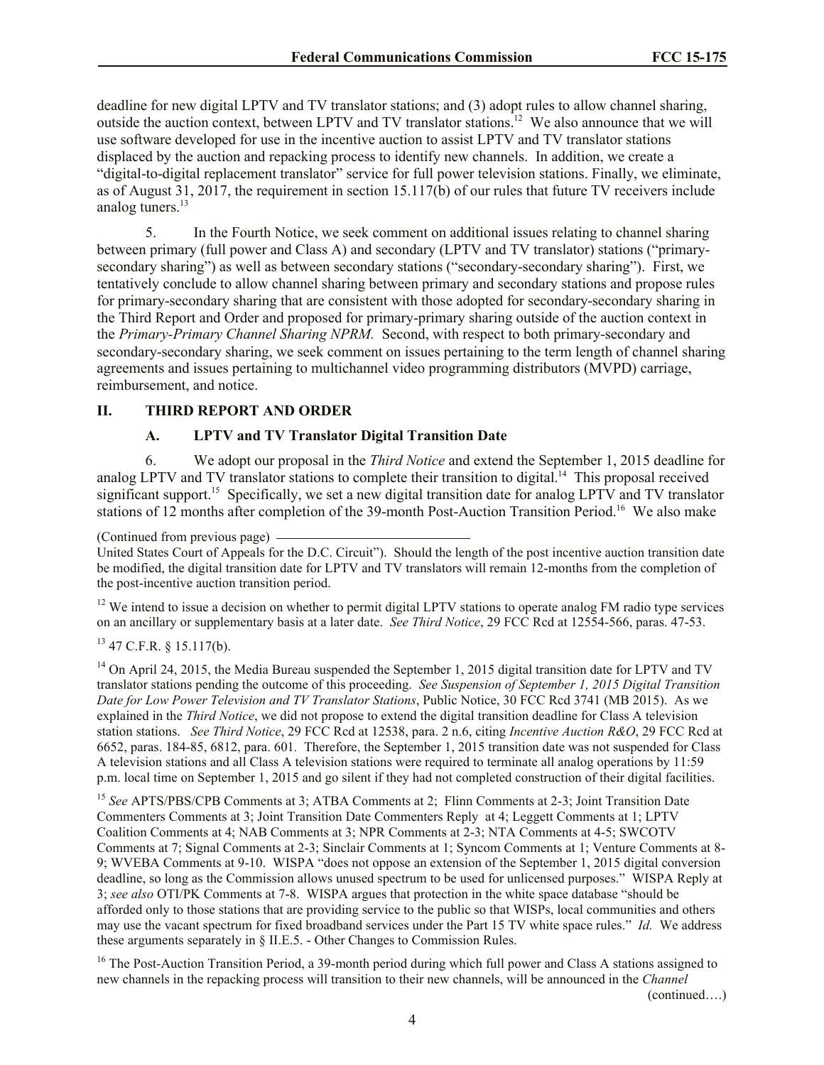deadline for new digital LPTV and TV translator stations; and (3) adopt rules to allow channel sharing, outside the auction context, between LPTV and TV translator stations.[12] We also announce that we will use software developed for use in the incentive auction to assist LPTV and TV translator stations displaced by the auction and repacking process to identify new channels. In addition, we create a "digital-to-digital replacement translator" service for full power television stations. Finally, we eliminate, as of August 31, 2017, the requirement in section 15.117(b) of our rules that future TV receivers include analog tuners.[13]

5. In the Fourth Notice, we seek comment on additional issues relating to channel sharing between primary (full power and Class A) and secondary (LPTV and TV translator) stations ("primary-secondary sharing") as well as between secondary stations ("secondary-secondary sharing"). First, we tentatively conclude to allow channel sharing between primary and secondary stations and propose rules for primary-secondary sharing that are consistent with those adopted for secondary-secondary sharing in the Third Report and Order and proposed for primary-primary sharing outside of the auction context in the *Primary-Primary Channel Sharing NPRM.* Second, with respect to both primary-secondary and secondary-secondary sharing, we seek comment on issues pertaining to the term length of channel sharing agreements and issues pertaining to multichannel video programming distributors (MVPD) carriage, reimbursement, and notice.

## II. THIRD REPORT AND ORDER

### A. LPTV and TV Translator Digital Transition Date

6. We adopt our proposal in the *Third Notice* and extend the September 1, 2015 deadline for analog LPTV and TV translator stations to complete their transition to digital.[14] This proposal received significant support.[15] Specifically, we set a new digital transition date for analog LPTV and TV translator stations of 12 months after completion of the 39-month Post-Auction Transition Period.[16] We also make

(Continued from previous page)

United States Court of Appeals for the D.C. Circuit"). Should the length of the post incentive auction transition date be modified, the digital transition date for LPTV and TV translators will remain 12-months from the completion of the post-incentive auction transition period.

[12] We intend to issue a decision on whether to permit digital LPTV stations to operate analog FM radio type services on an ancillary or supplementary basis at a later date. *See Third Notice*, 29 FCC Rcd at 12554-566, paras. 47-53.

[13] 47 C.F.R. § 15.117(b).

[14] On April 24, 2015, the Media Bureau suspended the September 1, 2015 digital transition date for LPTV and TV translator stations pending the outcome of this proceeding. *See Suspension of September 1, 2015 Digital Transition Date for Low Power Television and TV Translator Stations*, Public Notice, 30 FCC Rcd 3741 (MB 2015). As we explained in the *Third Notice*, we did not propose to extend the digital transition deadline for Class A television station stations. *See Third Notice*, 29 FCC Rcd at 12538, para. 2 n.6, citing *Incentive Auction R&O*, 29 FCC Rcd at 6652, paras. 184-85, 6812, para. 601. Therefore, the September 1, 2015 transition date was not suspended for Class A television stations and all Class A television stations were required to terminate all analog operations by 11:59 p.m. local time on September 1, 2015 and go silent if they had not completed construction of their digital facilities.

[15] *See* APTS/PBS/CPB Comments at 3; ATBA Comments at 2; Flinn Comments at 2-3; Joint Transition Date Commenters Comments at 3; Joint Transition Date Commenters Reply at 4; Leggett Comments at 1; LPTV Coalition Comments at 4; NAB Comments at 3; NPR Comments at 2-3; NTA Comments at 4-5; SWCOTV Comments at 7; Signal Comments at 2-3; Sinclair Comments at 1; Syncom Comments at 1; Venture Comments at 8-9; WVEBA Comments at 9-10. WISPA "does not oppose an extension of the September 1, 2015 digital conversion deadline, so long as the Commission allows unused spectrum to be used for unlicensed purposes." WISPA Reply at 3; *see also* OTI/PK Comments at 7-8. WISPA argues that protection in the white space database "should be afforded only to those stations that are providing service to the public so that WISPs, local communities and others may use the vacant spectrum for fixed broadband services under the Part 15 TV white space rules." *Id.* We address these arguments separately in § II.E.5. - Other Changes to Commission Rules.

[16] The Post-Auction Transition Period, a 39-month period during which full power and Class A stations assigned to new channels in the repacking process will transition to their new channels, will be announced in the *Channel*

(continued….)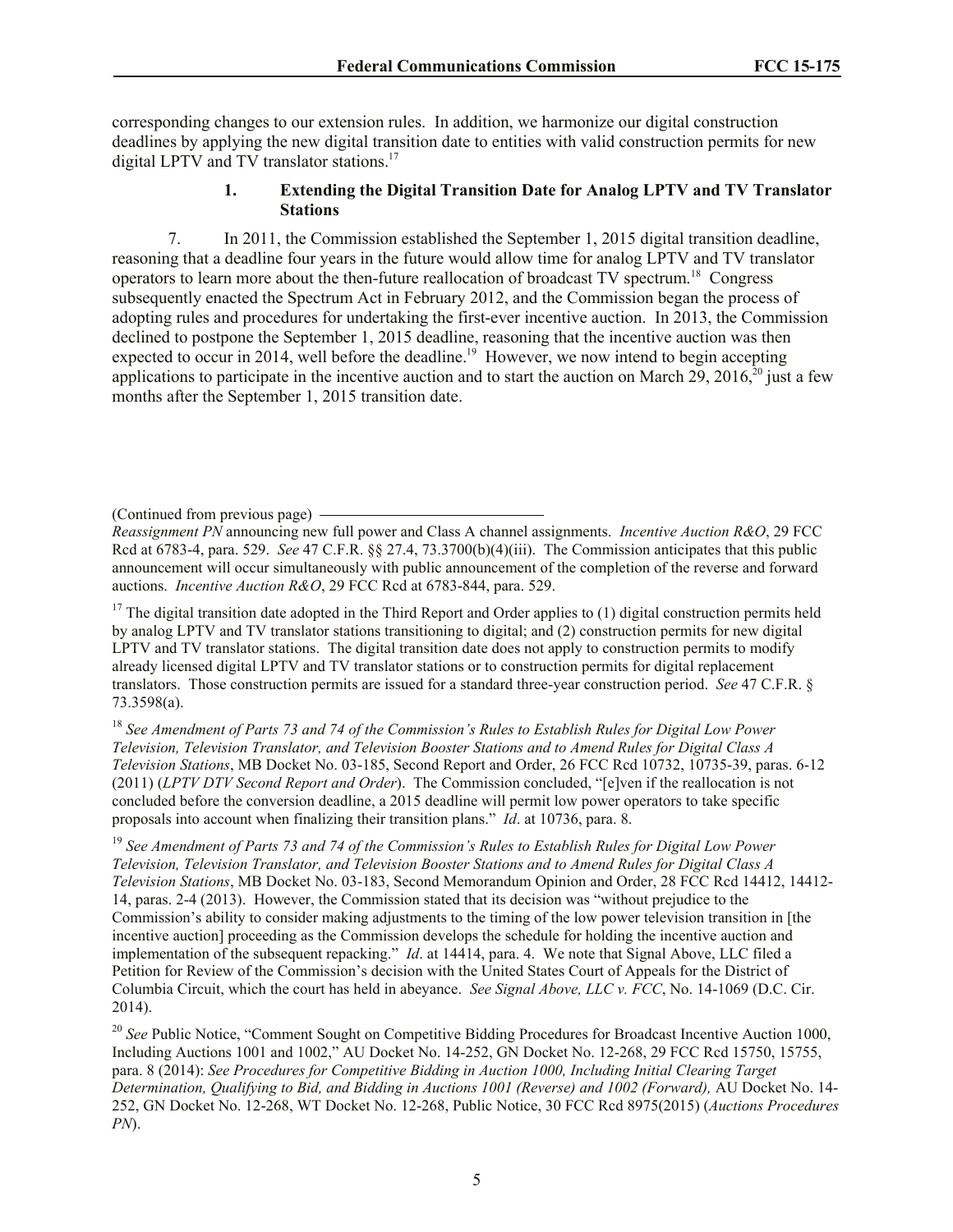corresponding changes to our extension rules. In addition, we harmonize our digital construction deadlines by applying the new digital transition date to entities with valid construction permits for new digital LPTV and TV translator stations.[17]

### 1. Extending the Digital Transition Date for Analog LPTV and TV Translator Stations

7. In 2011, the Commission established the September 1, 2015 digital transition deadline, reasoning that a deadline four years in the future would allow time for analog LPTV and TV translator operators to learn more about the then-future reallocation of broadcast TV spectrum.[18] Congress subsequently enacted the Spectrum Act in February 2012, and the Commission began the process of adopting rules and procedures for undertaking the first-ever incentive auction. In 2013, the Commission declined to postpone the September 1, 2015 deadline, reasoning that the incentive auction was then expected to occur in 2014, well before the deadline.[19] However, we now intend to begin accepting applications to participate in the incentive auction and to start the auction on March 29, 2016,[20] just a few months after the September 1, 2015 transition date.

(Continued from previous page)

*Reassignment PN* announcing new full power and Class A channel assignments. *Incentive Auction R&O*, 29 FCC Rcd at 6783-4, para. 529. *See* 47 C.F.R. §§ 27.4, 73.3700(b)(4)(iii). The Commission anticipates that this public announcement will occur simultaneously with public announcement of the completion of the reverse and forward auctions. *Incentive Auction R&O*, 29 FCC Rcd at 6783-844, para. 529.

[17] The digital transition date adopted in the Third Report and Order applies to (1) digital construction permits held by analog LPTV and TV translator stations transitioning to digital; and (2) construction permits for new digital LPTV and TV translator stations. The digital transition date does not apply to construction permits to modify already licensed digital LPTV and TV translator stations or to construction permits for digital replacement translators. Those construction permits are issued for a standard three-year construction period. *See* 47 C.F.R. § 73.3598(a).

[18] *See Amendment of Parts 73 and 74 of the Commission's Rules to Establish Rules for Digital Low Power Television, Television Translator, and Television Booster Stations and to Amend Rules for Digital Class A Television Stations*, MB Docket No. 03-185, Second Report and Order, 26 FCC Rcd 10732, 10735-39, paras. 6-12 (2011) (*LPTV DTV Second Report and Order*). The Commission concluded, "[e]ven if the reallocation is not concluded before the conversion deadline, a 2015 deadline will permit low power operators to take specific proposals into account when finalizing their transition plans." *Id*. at 10736, para. 8.

[19] *See Amendment of Parts 73 and 74 of the Commission's Rules to Establish Rules for Digital Low Power Television, Television Translator, and Television Booster Stations and to Amend Rules for Digital Class A Television Stations*, MB Docket No. 03-183, Second Memorandum Opinion and Order, 28 FCC Rcd 14412, 14412-14, paras. 2-4 (2013). However, the Commission stated that its decision was "without prejudice to the Commission's ability to consider making adjustments to the timing of the low power television transition in [the incentive auction] proceeding as the Commission develops the schedule for holding the incentive auction and implementation of the subsequent repacking." *Id*. at 14414, para. 4. We note that Signal Above, LLC filed a Petition for Review of the Commission's decision with the United States Court of Appeals for the District of Columbia Circuit, which the court has held in abeyance. *See Signal Above, LLC v. FCC*, No. 14-1069 (D.C. Cir. 2014).

[20] *See* Public Notice, "Comment Sought on Competitive Bidding Procedures for Broadcast Incentive Auction 1000, Including Auctions 1001 and 1002," AU Docket No. 14-252, GN Docket No. 12-268, 29 FCC Rcd 15750, 15755, para. 8 (2014): *See Procedures for Competitive Bidding in Auction 1000, Including Initial Clearing Target Determination, Qualifying to Bid, and Bidding in Auctions 1001 (Reverse) and 1002 (Forward),* AU Docket No. 14-252, GN Docket No. 12-268, WT Docket No. 12-268, Public Notice, 30 FCC Rcd 8975(2015) (*Auctions Procedures PN*).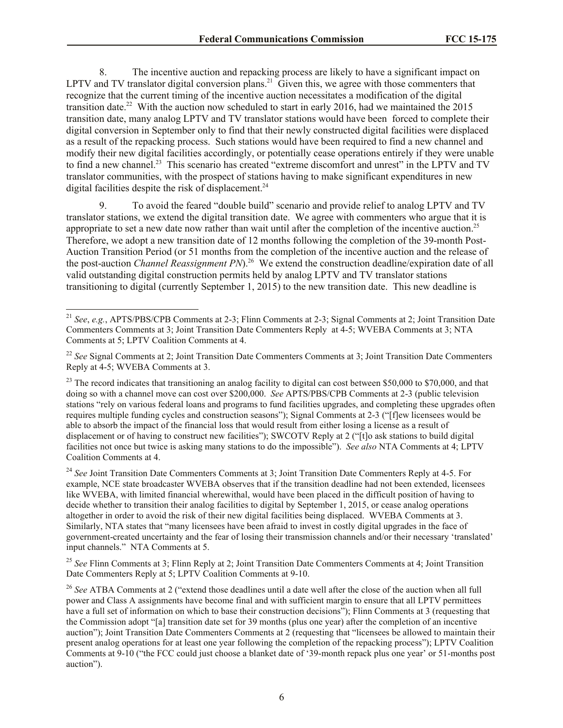8. The incentive auction and repacking process are likely to have a significant impact on LPTV and TV translator digital conversion plans.[21] Given this, we agree with those commenters that recognize that the current timing of the incentive auction necessitates a modification of the digital transition date.[22] With the auction now scheduled to start in early 2016, had we maintained the 2015 transition date, many analog LPTV and TV translator stations would have been forced to complete their digital conversion in September only to find that their newly constructed digital facilities were displaced as a result of the repacking process. Such stations would have been required to find a new channel and modify their new digital facilities accordingly, or potentially cease operations entirely if they were unable to find a new channel.[23] This scenario has created "extreme discomfort and unrest" in the LPTV and TV translator communities, with the prospect of stations having to make significant expenditures in new digital facilities despite the risk of displacement.[24]

9. To avoid the feared "double build" scenario and provide relief to analog LPTV and TV translator stations, we extend the digital transition date. We agree with commenters who argue that it is appropriate to set a new date now rather than wait until after the completion of the incentive auction.[25] Therefore, we adopt a new transition date of 12 months following the completion of the 39-month Post-Auction Transition Period (or 51 months from the completion of the incentive auction and the release of the post-auction *Channel Reassignment PN*).[26] We extend the construction deadline/expiration date of all valid outstanding digital construction permits held by analog LPTV and TV translator stations transitioning to digital (currently September 1, 2015) to the new transition date. This new deadline is

---

[21] *See*, *e.g.*, APTS/PBS/CPB Comments at 2-3; Flinn Comments at 2-3; Signal Comments at 2; Joint Transition Date Commenters Comments at 3; Joint Transition Date Commenters Reply at 4-5; WVEBA Comments at 3; NTA Comments at 5; LPTV Coalition Comments at 4.

[22] *See* Signal Comments at 2; Joint Transition Date Commenters Comments at 3; Joint Transition Date Commenters Reply at 4-5; WVEBA Comments at 3.

[23] The record indicates that transitioning an analog facility to digital can cost between $50,000 to $70,000, and that doing so with a channel move can cost over $200,000. *See* APTS/PBS/CPB Comments at 2-3 (public television stations "rely on various federal loans and programs to fund facilities upgrades, and completing these upgrades often requires multiple funding cycles and construction seasons"); Signal Comments at 2-3 ("[f]ew licensees would be able to absorb the impact of the financial loss that would result from either losing a license as a result of displacement or of having to construct new facilities"); SWCOTV Reply at 2 ("[t]o ask stations to build digital facilities not once but twice is asking many stations to do the impossible"). *See also* NTA Comments at 4; LPTV Coalition Comments at 4.

[24] *See* Joint Transition Date Commenters Comments at 3; Joint Transition Date Commenters Reply at 4-5. For example, NCE state broadcaster WVEBA observes that if the transition deadline had not been extended, licensees like WVEBA, with limited financial wherewithal, would have been placed in the difficult position of having to decide whether to transition their analog facilities to digital by September 1, 2015, or cease analog operations altogether in order to avoid the risk of their new digital facilities being displaced. WVEBA Comments at 3. Similarly, NTA states that "many licensees have been afraid to invest in costly digital upgrades in the face of government-created uncertainty and the fear of losing their transmission channels and/or their necessary 'translated' input channels." NTA Comments at 5.

[25] *See* Flinn Comments at 3; Flinn Reply at 2; Joint Transition Date Commenters Comments at 4; Joint Transition Date Commenters Reply at 5; LPTV Coalition Comments at 9-10.

[26] *See* ATBA Comments at 2 ("extend those deadlines until a date well after the close of the auction when all full power and Class A assignments have become final and with sufficient margin to ensure that all LPTV permittees have a full set of information on which to base their construction decisions"); Flinn Comments at 3 (requesting that the Commission adopt "[a] transition date set for 39 months (plus one year) after the completion of an incentive auction"); Joint Transition Date Commenters Comments at 2 (requesting that "licensees be allowed to maintain their present analog operations for at least one year following the completion of the repacking process"); LPTV Coalition Comments at 9-10 ("the FCC could just choose a blanket date of '39-month repack plus one year' or 51-months post auction").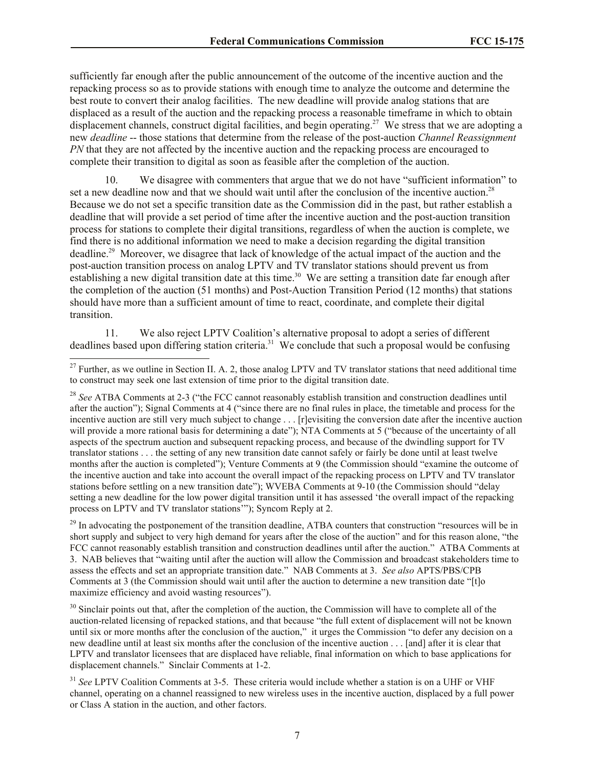sufficiently far enough after the public announcement of the outcome of the incentive auction and the repacking process so as to provide stations with enough time to analyze the outcome and determine the best route to convert their analog facilities. The new deadline will provide analog stations that are displaced as a result of the auction and the repacking process a reasonable timeframe in which to obtain displacement channels, construct digital facilities, and begin operating.[27] We stress that we are adopting a new *deadline* -- those stations that determine from the release of the post-auction *Channel Reassignment PN* that they are not affected by the incentive auction and the repacking process are encouraged to complete their transition to digital as soon as feasible after the completion of the auction.

10. We disagree with commenters that argue that we do not have "sufficient information" to set a new deadline now and that we should wait until after the conclusion of the incentive auction.[28] Because we do not set a specific transition date as the Commission did in the past, but rather establish a deadline that will provide a set period of time after the incentive auction and the post-auction transition process for stations to complete their digital transitions, regardless of when the auction is complete, we find there is no additional information we need to make a decision regarding the digital transition deadline.[29] Moreover, we disagree that lack of knowledge of the actual impact of the auction and the post-auction transition process on analog LPTV and TV translator stations should prevent us from establishing a new digital transition date at this time.[30] We are setting a transition date far enough after the completion of the auction (51 months) and Post-Auction Transition Period (12 months) that stations should have more than a sufficient amount of time to react, coordinate, and complete their digital transition.

11. We also reject LPTV Coalition's alternative proposal to adopt a series of different deadlines based upon differing station criteria.[31] We conclude that such a proposal would be confusing

---

[27] Further, as we outline in Section II. A. 2, those analog LPTV and TV translator stations that need additional time to construct may seek one last extension of time prior to the digital transition date.

[28] *See* ATBA Comments at 2-3 ("the FCC cannot reasonably establish transition and construction deadlines until after the auction"); Signal Comments at 4 ("since there are no final rules in place, the timetable and process for the incentive auction are still very much subject to change . . . [r]evisiting the conversion date after the incentive auction will provide a more rational basis for determining a date"); NTA Comments at 5 ("because of the uncertainty of all aspects of the spectrum auction and subsequent repacking process, and because of the dwindling support for TV translator stations . . . the setting of any new transition date cannot safely or fairly be done until at least twelve months after the auction is completed"); Venture Comments at 9 (the Commission should "examine the outcome of the incentive auction and take into account the overall impact of the repacking process on LPTV and TV translator stations before settling on a new transition date"); WVEBA Comments at 9-10 (the Commission should "delay setting a new deadline for the low power digital transition until it has assessed 'the overall impact of the repacking process on LPTV and TV translator stations'"); Syncom Reply at 2.

[29] In advocating the postponement of the transition deadline, ATBA counters that construction "resources will be in short supply and subject to very high demand for years after the close of the auction" and for this reason alone, "the FCC cannot reasonably establish transition and construction deadlines until after the auction." ATBA Comments at 3. NAB believes that "waiting until after the auction will allow the Commission and broadcast stakeholders time to assess the effects and set an appropriate transition date." NAB Comments at 3. *See also* APTS/PBS/CPB Comments at 3 (the Commission should wait until after the auction to determine a new transition date "[t]o maximize efficiency and avoid wasting resources").

[30] Sinclair points out that, after the completion of the auction, the Commission will have to complete all of the auction-related licensing of repacked stations, and that because "the full extent of displacement will not be known until six or more months after the conclusion of the auction," it urges the Commission "to defer any decision on a new deadline until at least six months after the conclusion of the incentive auction . . . [and] after it is clear that LPTV and translator licensees that are displaced have reliable, final information on which to base applications for displacement channels." Sinclair Comments at 1-2.

[31] *See* LPTV Coalition Comments at 3-5. These criteria would include whether a station is on a UHF or VHF channel, operating on a channel reassigned to new wireless uses in the incentive auction, displaced by a full power or Class A station in the auction, and other factors.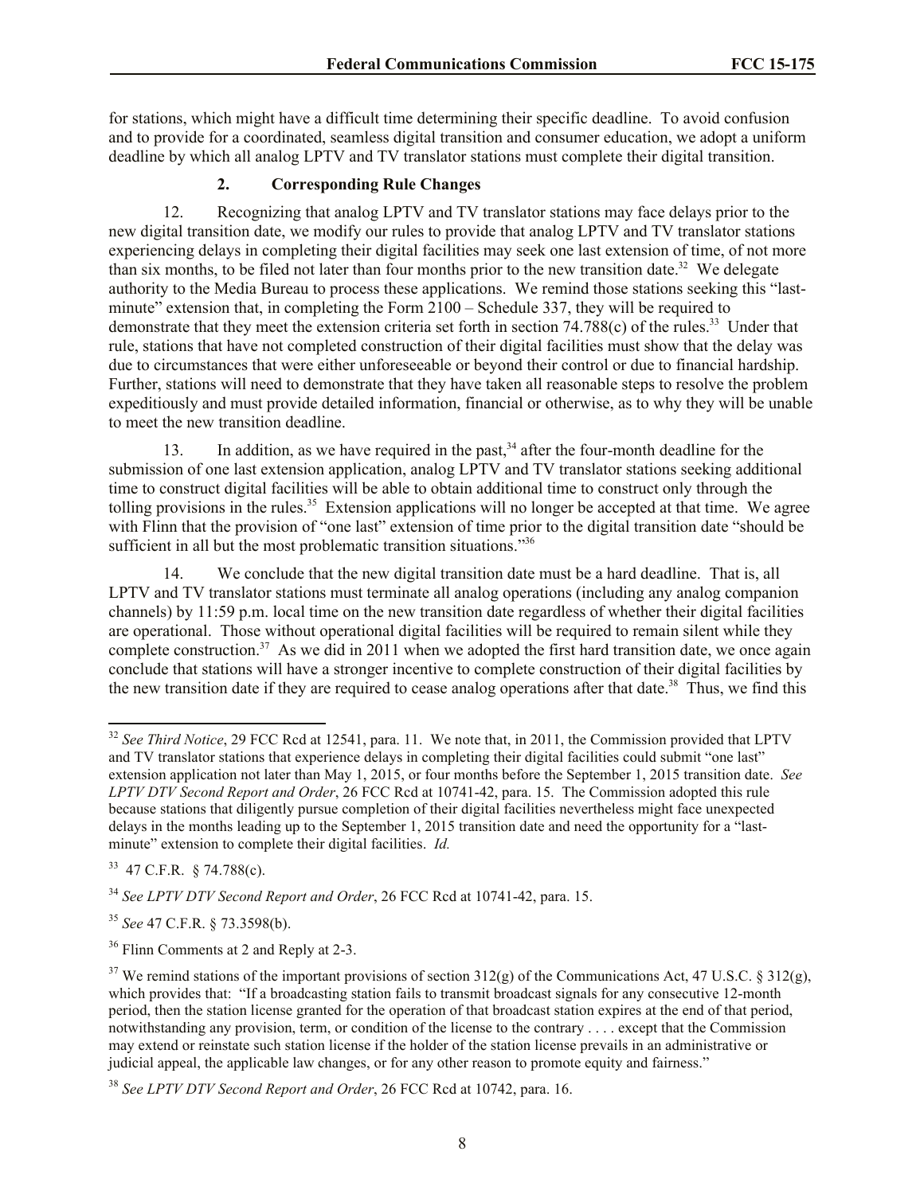for stations, which might have a difficult time determining their specific deadline. To avoid confusion and to provide for a coordinated, seamless digital transition and consumer education, we adopt a uniform deadline by which all analog LPTV and TV translator stations must complete their digital transition.

### 2. Corresponding Rule Changes

12. Recognizing that analog LPTV and TV translator stations may face delays prior to the new digital transition date, we modify our rules to provide that analog LPTV and TV translator stations experiencing delays in completing their digital facilities may seek one last extension of time, of not more than six months, to be filed not later than four months prior to the new transition date.[32] We delegate authority to the Media Bureau to process these applications. We remind those stations seeking this "last-minute" extension that, in completing the Form 2100 – Schedule 337, they will be required to demonstrate that they meet the extension criteria set forth in section 74.788(c) of the rules.[33] Under that rule, stations that have not completed construction of their digital facilities must show that the delay was due to circumstances that were either unforeseeable or beyond their control or due to financial hardship. Further, stations will need to demonstrate that they have taken all reasonable steps to resolve the problem expeditiously and must provide detailed information, financial or otherwise, as to why they will be unable to meet the new transition deadline.

13. In addition, as we have required in the past,[34] after the four-month deadline for the submission of one last extension application, analog LPTV and TV translator stations seeking additional time to construct digital facilities will be able to obtain additional time to construct only through the tolling provisions in the rules.[35] Extension applications will no longer be accepted at that time. We agree with Flinn that the provision of "one last" extension of time prior to the digital transition date "should be sufficient in all but the most problematic transition situations."[36]

14. We conclude that the new digital transition date must be a hard deadline. That is, all LPTV and TV translator stations must terminate all analog operations (including any analog companion channels) by 11:59 p.m. local time on the new transition date regardless of whether their digital facilities are operational. Those without operational digital facilities will be required to remain silent while they complete construction.[37] As we did in 2011 when we adopted the first hard transition date, we once again conclude that stations will have a stronger incentive to complete construction of their digital facilities by the new transition date if they are required to cease analog operations after that date.[38] Thus, we find this

---

[32] *See Third Notice*, 29 FCC Rcd at 12541, para. 11. We note that, in 2011, the Commission provided that LPTV and TV translator stations that experience delays in completing their digital facilities could submit "one last" extension application not later than May 1, 2015, or four months before the September 1, 2015 transition date. *See LPTV DTV Second Report and Order*, 26 FCC Rcd at 10741-42, para. 15. The Commission adopted this rule because stations that diligently pursue completion of their digital facilities nevertheless might face unexpected delays in the months leading up to the September 1, 2015 transition date and need the opportunity for a "last-minute" extension to complete their digital facilities. *Id.*

[33] 47 C.F.R. § 74.788(c).

[34] *See LPTV DTV Second Report and Order*, 26 FCC Rcd at 10741-42, para. 15.

[35] *See* 47 C.F.R. § 73.3598(b).

[36] Flinn Comments at 2 and Reply at 2-3.

[37] We remind stations of the important provisions of section 312(g) of the Communications Act, 47 U.S.C. § 312(g), which provides that: "If a broadcasting station fails to transmit broadcast signals for any consecutive 12-month period, then the station license granted for the operation of that broadcast station expires at the end of that period, notwithstanding any provision, term, or condition of the license to the contrary . . . . except that the Commission may extend or reinstate such station license if the holder of the station license prevails in an administrative or judicial appeal, the applicable law changes, or for any other reason to promote equity and fairness."

[38] *See LPTV DTV Second Report and Order*, 26 FCC Rcd at 10742, para. 16.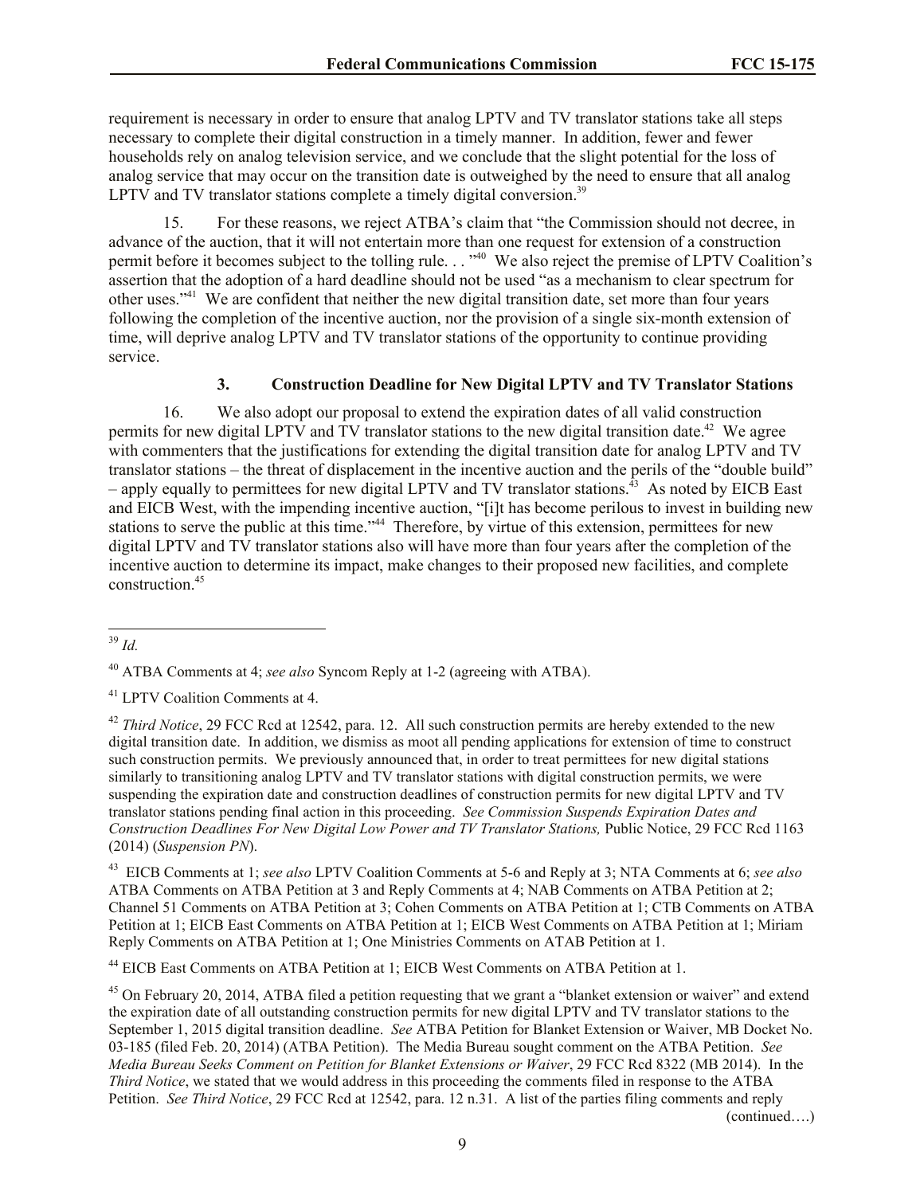requirement is necessary in order to ensure that analog LPTV and TV translator stations take all steps necessary to complete their digital construction in a timely manner. In addition, fewer and fewer households rely on analog television service, and we conclude that the slight potential for the loss of analog service that may occur on the transition date is outweighed by the need to ensure that all analog LPTV and TV translator stations complete a timely digital conversion.[39]

15. For these reasons, we reject ATBA's claim that "the Commission should not decree, in advance of the auction, that it will not entertain more than one request for extension of a construction permit before it becomes subject to the tolling rule. . . "[40] We also reject the premise of LPTV Coalition's assertion that the adoption of a hard deadline should not be used "as a mechanism to clear spectrum for other uses."[41] We are confident that neither the new digital transition date, set more than four years following the completion of the incentive auction, nor the provision of a single six-month extension of time, will deprive analog LPTV and TV translator stations of the opportunity to continue providing service.

### 3. Construction Deadline for New Digital LPTV and TV Translator Stations

16. We also adopt our proposal to extend the expiration dates of all valid construction permits for new digital LPTV and TV translator stations to the new digital transition date.[42] We agree with commenters that the justifications for extending the digital transition date for analog LPTV and TV translator stations – the threat of displacement in the incentive auction and the perils of the "double build" – apply equally to permittees for new digital LPTV and TV translator stations.[43] As noted by EICB East and EICB West, with the impending incentive auction, "[i]t has become perilous to invest in building new stations to serve the public at this time."[44] Therefore, by virtue of this extension, permittees for new digital LPTV and TV translator stations also will have more than four years after the completion of the incentive auction to determine its impact, make changes to their proposed new facilities, and complete construction.[45]

---

[39] *Id.*

[40] ATBA Comments at 4; *see also* Syncom Reply at 1-2 (agreeing with ATBA).

[41] LPTV Coalition Comments at 4.

[42] *Third Notice*, 29 FCC Rcd at 12542, para. 12. All such construction permits are hereby extended to the new digital transition date. In addition, we dismiss as moot all pending applications for extension of time to construct such construction permits. We previously announced that, in order to treat permittees for new digital stations similarly to transitioning analog LPTV and TV translator stations with digital construction permits, we were suspending the expiration date and construction deadlines of construction permits for new digital LPTV and TV translator stations pending final action in this proceeding. *See Commission Suspends Expiration Dates and Construction Deadlines For New Digital Low Power and TV Translator Stations,* Public Notice, 29 FCC Rcd 1163 (2014) (*Suspension PN*).

[43] EICB Comments at 1; *see also* LPTV Coalition Comments at 5-6 and Reply at 3; NTA Comments at 6; *see also* ATBA Comments on ATBA Petition at 3 and Reply Comments at 4; NAB Comments on ATBA Petition at 2; Channel 51 Comments on ATBA Petition at 3; Cohen Comments on ATBA Petition at 1; CTB Comments on ATBA Petition at 1; EICB East Comments on ATBA Petition at 1; EICB West Comments on ATBA Petition at 1; Miriam Reply Comments on ATBA Petition at 1; One Ministries Comments on ATAB Petition at 1.

[44] EICB East Comments on ATBA Petition at 1; EICB West Comments on ATBA Petition at 1.

[45] On February 20, 2014, ATBA filed a petition requesting that we grant a "blanket extension or waiver" and extend the expiration date of all outstanding construction permits for new digital LPTV and TV translator stations to the September 1, 2015 digital transition deadline. *See* ATBA Petition for Blanket Extension or Waiver, MB Docket No. 03-185 (filed Feb. 20, 2014) (ATBA Petition). The Media Bureau sought comment on the ATBA Petition. *See Media Bureau Seeks Comment on Petition for Blanket Extensions or Waiver*, 29 FCC Rcd 8322 (MB 2014). In the *Third Notice*, we stated that we would address in this proceeding the comments filed in response to the ATBA Petition. *See Third Notice*, 29 FCC Rcd at 12542, para. 12 n.31. A list of the parties filing comments and reply

(continued….)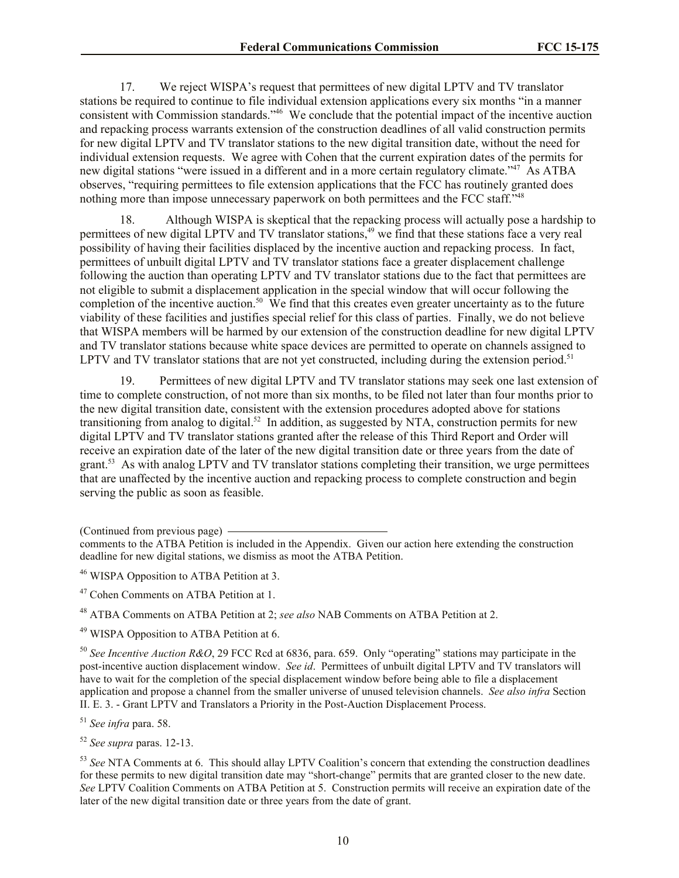17. We reject WISPA's request that permittees of new digital LPTV and TV translator stations be required to continue to file individual extension applications every six months "in a manner consistent with Commission standards."[46] We conclude that the potential impact of the incentive auction and repacking process warrants extension of the construction deadlines of all valid construction permits for new digital LPTV and TV translator stations to the new digital transition date, without the need for individual extension requests. We agree with Cohen that the current expiration dates of the permits for new digital stations "were issued in a different and in a more certain regulatory climate."[47] As ATBA observes, "requiring permittees to file extension applications that the FCC has routinely granted does nothing more than impose unnecessary paperwork on both permittees and the FCC staff."[48]

18. Although WISPA is skeptical that the repacking process will actually pose a hardship to permittees of new digital LPTV and TV translator stations,[49] we find that these stations face a very real possibility of having their facilities displaced by the incentive auction and repacking process. In fact, permittees of unbuilt digital LPTV and TV translator stations face a greater displacement challenge following the auction than operating LPTV and TV translator stations due to the fact that permittees are not eligible to submit a displacement application in the special window that will occur following the completion of the incentive auction.[50] We find that this creates even greater uncertainty as to the future viability of these facilities and justifies special relief for this class of parties. Finally, we do not believe that WISPA members will be harmed by our extension of the construction deadline for new digital LPTV and TV translator stations because white space devices are permitted to operate on channels assigned to LPTV and TV translator stations that are not yet constructed, including during the extension period.[51]

19. Permittees of new digital LPTV and TV translator stations may seek one last extension of time to complete construction, of not more than six months, to be filed not later than four months prior to the new digital transition date, consistent with the extension procedures adopted above for stations transitioning from analog to digital.[52] In addition, as suggested by NTA, construction permits for new digital LPTV and TV translator stations granted after the release of this Third Report and Order will receive an expiration date of the later of the new digital transition date or three years from the date of grant.[53] As with analog LPTV and TV translator stations completing their transition, we urge permittees that are unaffected by the incentive auction and repacking process to complete construction and begin serving the public as soon as feasible.

---

(Continued from previous page) comments to the ATBA Petition is included in the Appendix. Given our action here extending the construction deadline for new digital stations, we dismiss as moot the ATBA Petition.

[46] WISPA Opposition to ATBA Petition at 3.

[47] Cohen Comments on ATBA Petition at 1.

[48] ATBA Comments on ATBA Petition at 2; *see also* NAB Comments on ATBA Petition at 2.

[49] WISPA Opposition to ATBA Petition at 6.

[50] *See Incentive Auction R&O*, 29 FCC Rcd at 6836, para. 659. Only "operating" stations may participate in the post-incentive auction displacement window. *See id*. Permittees of unbuilt digital LPTV and TV translators will have to wait for the completion of the special displacement window before being able to file a displacement application and propose a channel from the smaller universe of unused television channels. *See also infra* Section II. E. 3. - Grant LPTV and Translators a Priority in the Post-Auction Displacement Process.

[51] *See infra* para. 58.

[52] *See supra* paras. 12-13.

[53] *See* NTA Comments at 6. This should allay LPTV Coalition's concern that extending the construction deadlines for these permits to new digital transition date may "short-change" permits that are granted closer to the new date. *See* LPTV Coalition Comments on ATBA Petition at 5. Construction permits will receive an expiration date of the later of the new digital transition date or three years from the date of grant.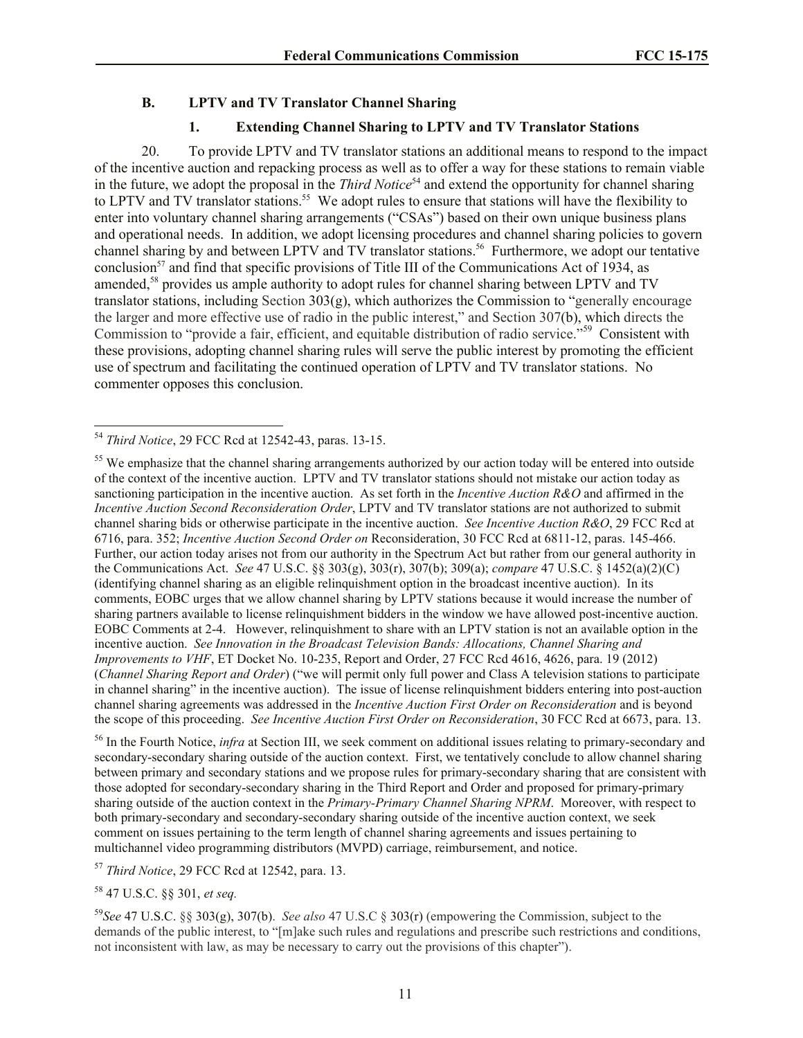### B. LPTV and TV Translator Channel Sharing

#### 1. Extending Channel Sharing to LPTV and TV Translator Stations

20. To provide LPTV and TV translator stations an additional means to respond to the impact of the incentive auction and repacking process as well as to offer a way for these stations to remain viable in the future, we adopt the proposal in the *Third Notice*[54] and extend the opportunity for channel sharing to LPTV and TV translator stations.[55] We adopt rules to ensure that stations will have the flexibility to enter into voluntary channel sharing arrangements ("CSAs") based on their own unique business plans and operational needs. In addition, we adopt licensing procedures and channel sharing policies to govern channel sharing by and between LPTV and TV translator stations.[56] Furthermore, we adopt our tentative conclusion[57] and find that specific provisions of Title III of the Communications Act of 1934, as amended,[58] provides us ample authority to adopt rules for channel sharing between LPTV and TV translator stations, including Section 303(g), which authorizes the Commission to "generally encourage the larger and more effective use of radio in the public interest," and Section 307(b), which directs the Commission to "provide a fair, efficient, and equitable distribution of radio service."[59] Consistent with these provisions, adopting channel sharing rules will serve the public interest by promoting the efficient use of spectrum and facilitating the continued operation of LPTV and TV translator stations. No commenter opposes this conclusion.

---

[54] *Third Notice*, 29 FCC Rcd at 12542-43, paras. 13-15.

[55] We emphasize that the channel sharing arrangements authorized by our action today will be entered into outside of the context of the incentive auction. LPTV and TV translator stations should not mistake our action today as sanctioning participation in the incentive auction. As set forth in the *Incentive Auction R&O* and affirmed in the *Incentive Auction Second Reconsideration Order*, LPTV and TV translator stations are not authorized to submit channel sharing bids or otherwise participate in the incentive auction. *See Incentive Auction R&O*, 29 FCC Rcd at 6716, para. 352; *Incentive Auction Second Order on* Reconsideration, 30 FCC Rcd at 6811-12, paras. 145-466. Further, our action today arises not from our authority in the Spectrum Act but rather from our general authority in the Communications Act. *See* 47 U.S.C. §§ 303(g), 303(r), 307(b); 309(a); *compare* 47 U.S.C. § 1452(a)(2)(C) (identifying channel sharing as an eligible relinquishment option in the broadcast incentive auction). In its comments, EOBC urges that we allow channel sharing by LPTV stations because it would increase the number of sharing partners available to license relinquishment bidders in the window we have allowed post-incentive auction. EOBC Comments at 2-4. However, relinquishment to share with an LPTV station is not an available option in the incentive auction. *See Innovation in the Broadcast Television Bands: Allocations, Channel Sharing and Improvements to VHF*, ET Docket No. 10-235, Report and Order, 27 FCC Rcd 4616, 4626, para. 19 (2012) (*Channel Sharing Report and Order*) ("we will permit only full power and Class A television stations to participate in channel sharing" in the incentive auction). The issue of license relinquishment bidders entering into post-auction channel sharing agreements was addressed in the *Incentive Auction First Order on Reconsideration* and is beyond the scope of this proceeding. *See Incentive Auction First Order on Reconsideration*, 30 FCC Rcd at 6673, para. 13.

[56] In the Fourth Notice, *infra* at Section III, we seek comment on additional issues relating to primary-secondary and secondary-secondary sharing outside of the auction context. First, we tentatively conclude to allow channel sharing between primary and secondary stations and we propose rules for primary-secondary sharing that are consistent with those adopted for secondary-secondary sharing in the Third Report and Order and proposed for primary-primary sharing outside of the auction context in the *Primary-Primary Channel Sharing NPRM*. Moreover, with respect to both primary-secondary and secondary-secondary sharing outside of the incentive auction context, we seek comment on issues pertaining to the term length of channel sharing agreements and issues pertaining to multichannel video programming distributors (MVPD) carriage, reimbursement, and notice.

[57] *Third Notice*, 29 FCC Rcd at 12542, para. 13.

[58] 47 U.S.C. §§ 301, *et seq.*

[59] *See* 47 U.S.C. §§ 303(g), 307(b). *See also* 47 U.S.C § 303(r) (empowering the Commission, subject to the demands of the public interest, to "[m]ake such rules and regulations and prescribe such restrictions and conditions, not inconsistent with law, as may be necessary to carry out the provisions of this chapter").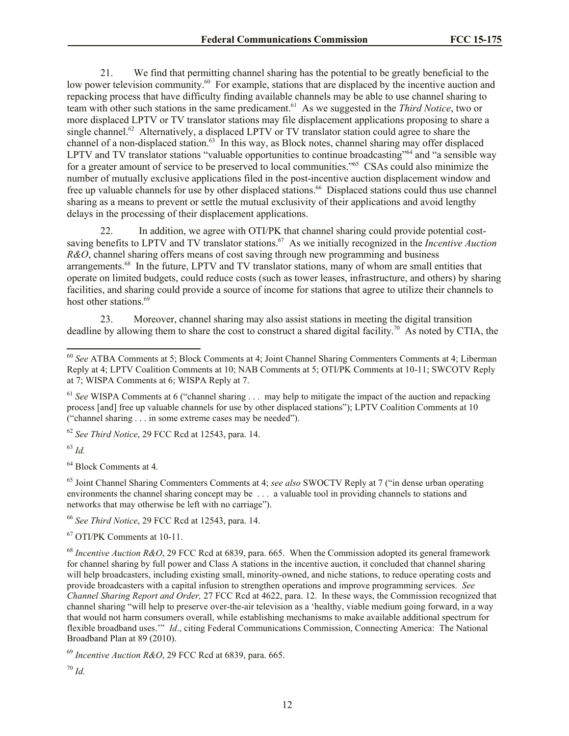21. We find that permitting channel sharing has the potential to be greatly beneficial to the low power television community.[60] For example, stations that are displaced by the incentive auction and repacking process that have difficulty finding available channels may be able to use channel sharing to team with other such stations in the same predicament.[61] As we suggested in the *Third Notice*, two or more displaced LPTV or TV translator stations may file displacement applications proposing to share a single channel.[62] Alternatively, a displaced LPTV or TV translator station could agree to share the channel of a non-displaced station.[63] In this way, as Block notes, channel sharing may offer displaced LPTV and TV translator stations "valuable opportunities to continue broadcasting"[64] and "a sensible way for a greater amount of service to be preserved to local communities."[65] CSAs could also minimize the number of mutually exclusive applications filed in the post-incentive auction displacement window and free up valuable channels for use by other displaced stations.[66] Displaced stations could thus use channel sharing as a means to prevent or settle the mutual exclusivity of their applications and avoid lengthy delays in the processing of their displacement applications.

22. In addition, we agree with OTI/PK that channel sharing could provide potential cost-saving benefits to LPTV and TV translator stations.[67] As we initially recognized in the *Incentive Auction R&O*, channel sharing offers means of cost saving through new programming and business arrangements.[68] In the future, LPTV and TV translator stations, many of whom are small entities that operate on limited budgets, could reduce costs (such as tower leases, infrastructure, and others) by sharing facilities, and sharing could provide a source of income for stations that agree to utilize their channels to host other stations.[69]

23. Moreover, channel sharing may also assist stations in meeting the digital transition deadline by allowing them to share the cost to construct a shared digital facility.[70] As noted by CTIA, the

---

[60] *See* ATBA Comments at 5; Block Comments at 4; Joint Channel Sharing Commenters Comments at 4; Liberman Reply at 4; LPTV Coalition Comments at 10; NAB Comments at 5; OTI/PK Comments at 10-11; SWCOTV Reply at 7; WISPA Comments at 6; WISPA Reply at 7.

[61] *See* WISPA Comments at 6 ("channel sharing . . . may help to mitigate the impact of the auction and repacking process [and] free up valuable channels for use by other displaced stations"); LPTV Coalition Comments at 10 ("channel sharing . . . in some extreme cases may be needed").

[62] *See Third Notice*, 29 FCC Rcd at 12543, para. 14.

[63] *Id.*

[64] Block Comments at 4.

[65] Joint Channel Sharing Commenters Comments at 4; *see also* SWOCTV Reply at 7 ("in dense urban operating environments the channel sharing concept may be . . . a valuable tool in providing channels to stations and networks that may otherwise be left with no carriage").

[66] *See Third Notice*, 29 FCC Rcd at 12543, para. 14.

[67] OTI/PK Comments at 10-11.

[68] *Incentive Auction R&O*, 29 FCC Rcd at 6839, para. 665. When the Commission adopted its general framework for channel sharing by full power and Class A stations in the incentive auction, it concluded that channel sharing will help broadcasters, including existing small, minority-owned, and niche stations, to reduce operating costs and provide broadcasters with a capital infusion to strengthen operations and improve programming services. *See Channel Sharing Report and Order,* 27 FCC Rcd at 4622, para. 12. In these ways, the Commission recognized that channel sharing "will help to preserve over-the-air television as a 'healthy, viable medium going forward, in a way that would not harm consumers overall, while establishing mechanisms to make available additional spectrum for flexible broadband uses.'" *Id*., citing Federal Communications Commission, Connecting America: The National Broadband Plan at 89 (2010).

[69] *Incentive Auction R&O*, 29 FCC Rcd at 6839, para. 665.

[70] *Id.*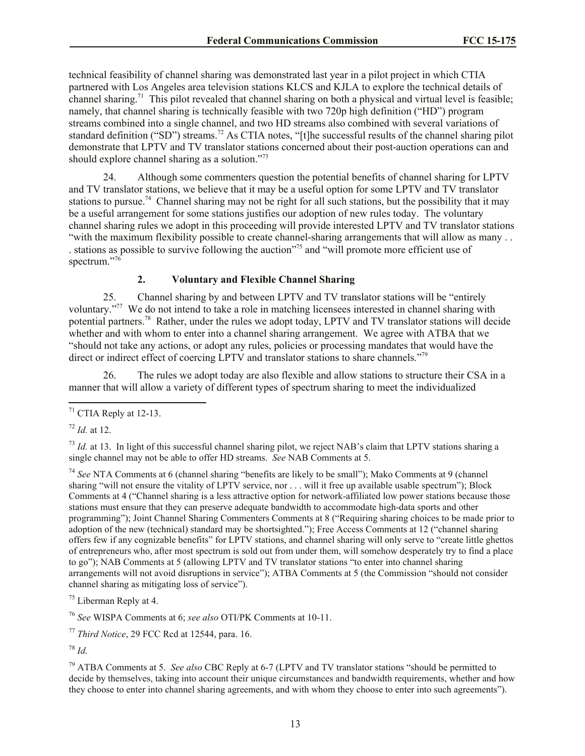technical feasibility of channel sharing was demonstrated last year in a pilot project in which CTIA partnered with Los Angeles area television stations KLCS and KJLA to explore the technical details of channel sharing.[71] This pilot revealed that channel sharing on both a physical and virtual level is feasible; namely, that channel sharing is technically feasible with two 720p high definition ("HD") program streams combined into a single channel, and two HD streams also combined with several variations of standard definition ("SD") streams.[72] As CTIA notes, "[t]he successful results of the channel sharing pilot demonstrate that LPTV and TV translator stations concerned about their post-auction operations can and should explore channel sharing as a solution."[73]

24. Although some commenters question the potential benefits of channel sharing for LPTV and TV translator stations, we believe that it may be a useful option for some LPTV and TV translator stations to pursue.[74] Channel sharing may not be right for all such stations, but the possibility that it may be a useful arrangement for some stations justifies our adoption of new rules today. The voluntary channel sharing rules we adopt in this proceeding will provide interested LPTV and TV translator stations "with the maximum flexibility possible to create channel-sharing arrangements that will allow as many . . . stations as possible to survive following the auction"[75] and "will promote more efficient use of spectrum."[76]

### 2. Voluntary and Flexible Channel Sharing

25. Channel sharing by and between LPTV and TV translator stations will be "entirely voluntary."[77] We do not intend to take a role in matching licensees interested in channel sharing with potential partners.[78] Rather, under the rules we adopt today, LPTV and TV translator stations will decide whether and with whom to enter into a channel sharing arrangement. We agree with ATBA that we "should not take any actions, or adopt any rules, policies or processing mandates that would have the direct or indirect effect of coercing LPTV and translator stations to share channels."[79]

26. The rules we adopt today are also flexible and allow stations to structure their CSA in a manner that will allow a variety of different types of spectrum sharing to meet the individualized

---

[71] CTIA Reply at 12-13.

[72] *Id.* at 12.

[73] *Id.* at 13. In light of this successful channel sharing pilot, we reject NAB's claim that LPTV stations sharing a single channel may not be able to offer HD streams. *See* NAB Comments at 5.

[74] *See* NTA Comments at 6 (channel sharing "benefits are likely to be small"); Mako Comments at 9 (channel sharing "will not ensure the vitality of LPTV service, nor . . . will it free up available usable spectrum"); Block Comments at 4 ("Channel sharing is a less attractive option for network-affiliated low power stations because those stations must ensure that they can preserve adequate bandwidth to accommodate high-data sports and other programming"); Joint Channel Sharing Commenters Comments at 8 ("Requiring sharing choices to be made prior to adoption of the new (technical) standard may be shortsighted."); Free Access Comments at 12 ("channel sharing offers few if any cognizable benefits" for LPTV stations, and channel sharing will only serve to "create little ghettos of entrepreneurs who, after most spectrum is sold out from under them, will somehow desperately try to find a place to go"); NAB Comments at 5 (allowing LPTV and TV translator stations "to enter into channel sharing arrangements will not avoid disruptions in service"); ATBA Comments at 5 (the Commission "should not consider channel sharing as mitigating loss of service").

[75] Liberman Reply at 4.

[76] *See* WISPA Comments at 6; *see also* OTI/PK Comments at 10-11.

[77] *Third Notice*, 29 FCC Rcd at 12544, para. 16.

[78] *Id.*

[79] ATBA Comments at 5. *See also* CBC Reply at 6-7 (LPTV and TV translator stations "should be permitted to decide by themselves, taking into account their unique circumstances and bandwidth requirements, whether and how they choose to enter into channel sharing agreements, and with whom they choose to enter into such agreements").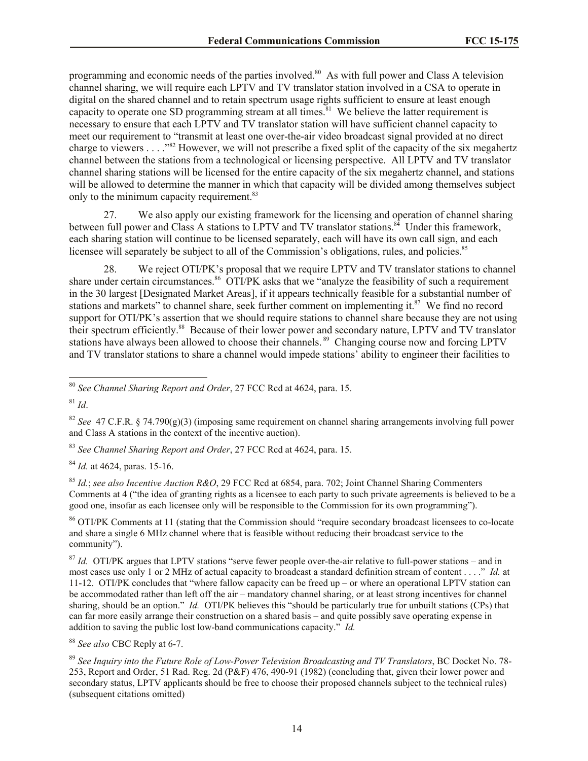programming and economic needs of the parties involved.[80] As with full power and Class A television channel sharing, we will require each LPTV and TV translator station involved in a CSA to operate in digital on the shared channel and to retain spectrum usage rights sufficient to ensure at least enough capacity to operate one SD programming stream at all times.[81] We believe the latter requirement is necessary to ensure that each LPTV and TV translator station will have sufficient channel capacity to meet our requirement to "transmit at least one over-the-air video broadcast signal provided at no direct charge to viewers . . . ."[82] However, we will not prescribe a fixed split of the capacity of the six megahertz channel between the stations from a technological or licensing perspective. All LPTV and TV translator channel sharing stations will be licensed for the entire capacity of the six megahertz channel, and stations will be allowed to determine the manner in which that capacity will be divided among themselves subject only to the minimum capacity requirement.[83]

27. We also apply our existing framework for the licensing and operation of channel sharing between full power and Class A stations to LPTV and TV translator stations.[84] Under this framework, each sharing station will continue to be licensed separately, each will have its own call sign, and each licensee will separately be subject to all of the Commission's obligations, rules, and policies.[85]

28. We reject OTI/PK's proposal that we require LPTV and TV translator stations to channel share under certain circumstances.[86] OTI/PK asks that we "analyze the feasibility of such a requirement in the 30 largest [Designated Market Areas], if it appears technically feasible for a substantial number of stations and markets" to channel share, seek further comment on implementing it.[87] We find no record support for OTI/PK's assertion that we should require stations to channel share because they are not using their spectrum efficiently.[88] Because of their lower power and secondary nature, LPTV and TV translator stations have always been allowed to choose their channels.[89] Changing course now and forcing LPTV and TV translator stations to share a channel would impede stations' ability to engineer their facilities to

---

[80] *See Channel Sharing Report and Order*, 27 FCC Rcd at 4624, para. 15.

[81] *Id*.

[82] *See* 47 C.F.R. § 74.790(g)(3) (imposing same requirement on channel sharing arrangements involving full power and Class A stations in the context of the incentive auction).

[83] *See Channel Sharing Report and Order*, 27 FCC Rcd at 4624, para. 15.

[84] *Id.* at 4624, paras. 15-16.

[85] *Id.*; *see also Incentive Auction R&O*, 29 FCC Rcd at 6854, para. 702; Joint Channel Sharing Commenters Comments at 4 ("the idea of granting rights as a licensee to each party to such private agreements is believed to be a good one, insofar as each licensee only will be responsible to the Commission for its own programming").

[86] OTI/PK Comments at 11 (stating that the Commission should "require secondary broadcast licensees to co-locate and share a single 6 MHz channel where that is feasible without reducing their broadcast service to the community").

[87] *Id.* OTI/PK argues that LPTV stations "serve fewer people over-the-air relative to full-power stations – and in most cases use only 1 or 2 MHz of actual capacity to broadcast a standard definition stream of content . . . ." *Id.* at 11-12. OTI/PK concludes that "where fallow capacity can be freed up – or where an operational LPTV station can be accommodated rather than left off the air – mandatory channel sharing, or at least strong incentives for channel sharing, should be an option." *Id.* OTI/PK believes this "should be particularly true for unbuilt stations (CPs) that can far more easily arrange their construction on a shared basis – and quite possibly save operating expense in addition to saving the public lost low-band communications capacity." *Id.*

[88] *See also* CBC Reply at 6-7.

[89] *See Inquiry into the Future Role of Low-Power Television Broadcasting and TV Translators*, BC Docket No. 78-253, Report and Order, 51 Rad. Reg. 2d (P&F) 476, 490-91 (1982) (concluding that, given their lower power and secondary status, LPTV applicants should be free to choose their proposed channels subject to the technical rules) (subsequent citations omitted)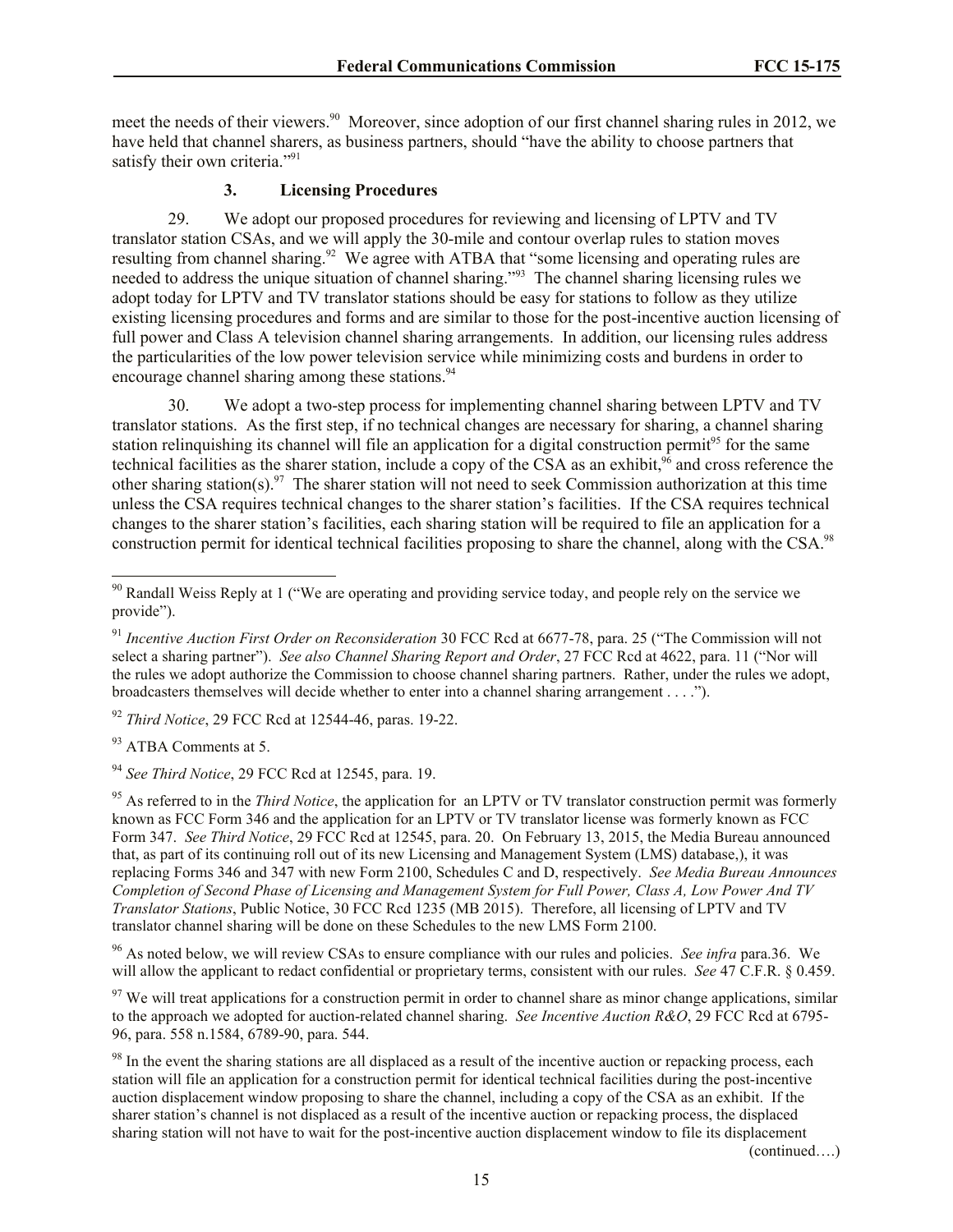meet the needs of their viewers.[90] Moreover, since adoption of our first channel sharing rules in 2012, we have held that channel sharers, as business partners, should "have the ability to choose partners that satisfy their own criteria."[91]

### 3. Licensing Procedures

29. We adopt our proposed procedures for reviewing and licensing of LPTV and TV translator station CSAs, and we will apply the 30-mile and contour overlap rules to station moves resulting from channel sharing.[92] We agree with ATBA that "some licensing and operating rules are needed to address the unique situation of channel sharing."[93] The channel sharing licensing rules we adopt today for LPTV and TV translator stations should be easy for stations to follow as they utilize existing licensing procedures and forms and are similar to those for the post-incentive auction licensing of full power and Class A television channel sharing arrangements. In addition, our licensing rules address the particularities of the low power television service while minimizing costs and burdens in order to encourage channel sharing among these stations.[94]

30. We adopt a two-step process for implementing channel sharing between LPTV and TV translator stations. As the first step, if no technical changes are necessary for sharing, a channel sharing station relinquishing its channel will file an application for a digital construction permit[95] for the same technical facilities as the sharer station, include a copy of the CSA as an exhibit,[96] and cross reference the other sharing station(s).[97] The sharer station will not need to seek Commission authorization at this time unless the CSA requires technical changes to the sharer station's facilities. If the CSA requires technical changes to the sharer station's facilities, each sharing station will be required to file an application for a construction permit for identical technical facilities proposing to share the channel, along with the CSA.[98]

---

[90] Randall Weiss Reply at 1 ("We are operating and providing service today, and people rely on the service we provide").

[91] *Incentive Auction First Order on Reconsideration* 30 FCC Rcd at 6677-78, para. 25 ("The Commission will not select a sharing partner"). *See also Channel Sharing Report and Order*, 27 FCC Rcd at 4622, para. 11 ("Nor will the rules we adopt authorize the Commission to choose channel sharing partners. Rather, under the rules we adopt, broadcasters themselves will decide whether to enter into a channel sharing arrangement . . . .").

[92] *Third Notice*, 29 FCC Rcd at 12544-46, paras. 19-22.

[93] ATBA Comments at 5.

[94] *See Third Notice*, 29 FCC Rcd at 12545, para. 19.

[95] As referred to in the *Third Notice*, the application for an LPTV or TV translator construction permit was formerly known as FCC Form 346 and the application for an LPTV or TV translator license was formerly known as FCC Form 347. *See Third Notice*, 29 FCC Rcd at 12545, para. 20. On February 13, 2015, the Media Bureau announced that, as part of its continuing roll out of its new Licensing and Management System (LMS) database,), it was replacing Forms 346 and 347 with new Form 2100, Schedules C and D, respectively. *See Media Bureau Announces Completion of Second Phase of Licensing and Management System for Full Power, Class A, Low Power And TV Translator Stations*, Public Notice, 30 FCC Rcd 1235 (MB 2015). Therefore, all licensing of LPTV and TV translator channel sharing will be done on these Schedules to the new LMS Form 2100.

[96] As noted below, we will review CSAs to ensure compliance with our rules and policies. *See infra* para.36. We will allow the applicant to redact confidential or proprietary terms, consistent with our rules. *See* 47 C.F.R. § 0.459.

[97] We will treat applications for a construction permit in order to channel share as minor change applications, similar to the approach we adopted for auction-related channel sharing. *See Incentive Auction R&O*, 29 FCC Rcd at 6795-96, para. 558 n.1584, 6789-90, para. 544.

[98] In the event the sharing stations are all displaced as a result of the incentive auction or repacking process, each station will file an application for a construction permit for identical technical facilities during the post-incentive auction displacement window proposing to share the channel, including a copy of the CSA as an exhibit. If the sharer station's channel is not displaced as a result of the incentive auction or repacking process, the displaced sharing station will not have to wait for the post-incentive auction displacement window to file its displacement (continued….)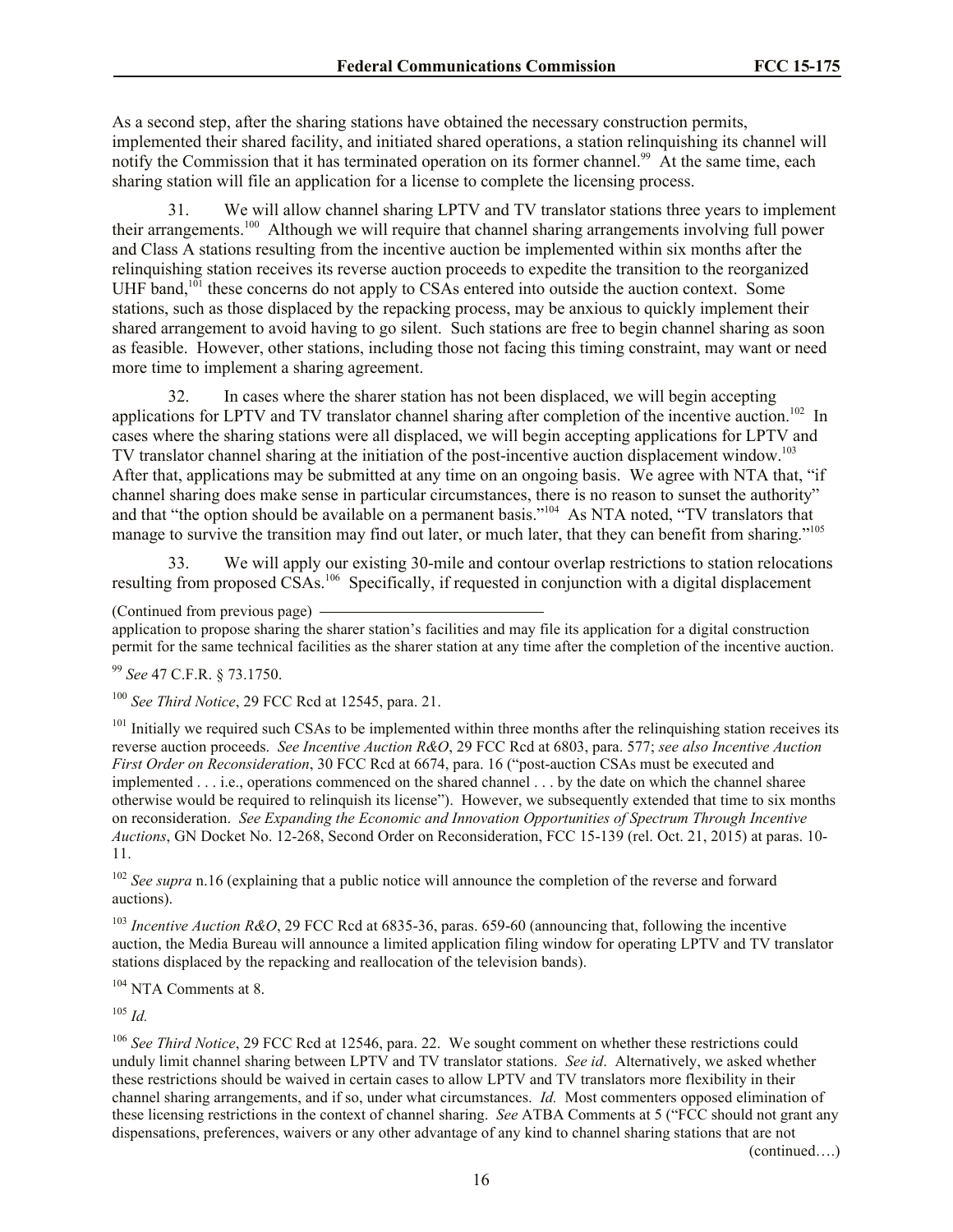As a second step, after the sharing stations have obtained the necessary construction permits, implemented their shared facility, and initiated shared operations, a station relinquishing its channel will notify the Commission that it has terminated operation on its former channel.[99] At the same time, each sharing station will file an application for a license to complete the licensing process.

31. We will allow channel sharing LPTV and TV translator stations three years to implement their arrangements.[100] Although we will require that channel sharing arrangements involving full power and Class A stations resulting from the incentive auction be implemented within six months after the relinquishing station receives its reverse auction proceeds to expedite the transition to the reorganized UHF band,[101] these concerns do not apply to CSAs entered into outside the auction context. Some stations, such as those displaced by the repacking process, may be anxious to quickly implement their shared arrangement to avoid having to go silent. Such stations are free to begin channel sharing as soon as feasible. However, other stations, including those not facing this timing constraint, may want or need more time to implement a sharing agreement.

32. In cases where the sharer station has not been displaced, we will begin accepting applications for LPTV and TV translator channel sharing after completion of the incentive auction.[102] In cases where the sharing stations were all displaced, we will begin accepting applications for LPTV and TV translator channel sharing at the initiation of the post-incentive auction displacement window.[103] After that, applications may be submitted at any time on an ongoing basis. We agree with NTA that, "if channel sharing does make sense in particular circumstances, there is no reason to sunset the authority" and that "the option should be available on a permanent basis."[104] As NTA noted, "TV translators that manage to survive the transition may find out later, or much later, that they can benefit from sharing."[105]

33. We will apply our existing 30-mile and contour overlap restrictions to station relocations resulting from proposed CSAs.[106] Specifically, if requested in conjunction with a digital displacement

(Continued from previous page)
application to propose sharing the sharer station's facilities and may file its application for a digital construction permit for the same technical facilities as the sharer station at any time after the completion of the incentive auction.

[99] *See* 47 C.F.R. § 73.1750.

[100] *See Third Notice*, 29 FCC Rcd at 12545, para. 21.

[101] Initially we required such CSAs to be implemented within three months after the relinquishing station receives its reverse auction proceeds. *See Incentive Auction R&O*, 29 FCC Rcd at 6803, para. 577; *see also Incentive Auction First Order on Reconsideration*, 30 FCC Rcd at 6674, para. 16 ("post-auction CSAs must be executed and implemented . . . i.e., operations commenced on the shared channel . . . by the date on which the channel sharee otherwise would be required to relinquish its license"). However, we subsequently extended that time to six months on reconsideration. *See Expanding the Economic and Innovation Opportunities of Spectrum Through Incentive Auctions*, GN Docket No. 12-268, Second Order on Reconsideration, FCC 15-139 (rel. Oct. 21, 2015) at paras. 10-11.

[102] *See supra* n.16 (explaining that a public notice will announce the completion of the reverse and forward auctions).

[103] *Incentive Auction R&O*, 29 FCC Rcd at 6835-36, paras. 659-60 (announcing that, following the incentive auction, the Media Bureau will announce a limited application filing window for operating LPTV and TV translator stations displaced by the repacking and reallocation of the television bands).

[104] NTA Comments at 8.

[105] *Id.*

[106] *See Third Notice*, 29 FCC Rcd at 12546, para. 22. We sought comment on whether these restrictions could unduly limit channel sharing between LPTV and TV translator stations. *See id*. Alternatively, we asked whether these restrictions should be waived in certain cases to allow LPTV and TV translators more flexibility in their channel sharing arrangements, and if so, under what circumstances. *Id.* Most commenters opposed elimination of these licensing restrictions in the context of channel sharing. *See* ATBA Comments at 5 ("FCC should not grant any dispensations, preferences, waivers or any other advantage of any kind to channel sharing stations that are not

(continued….)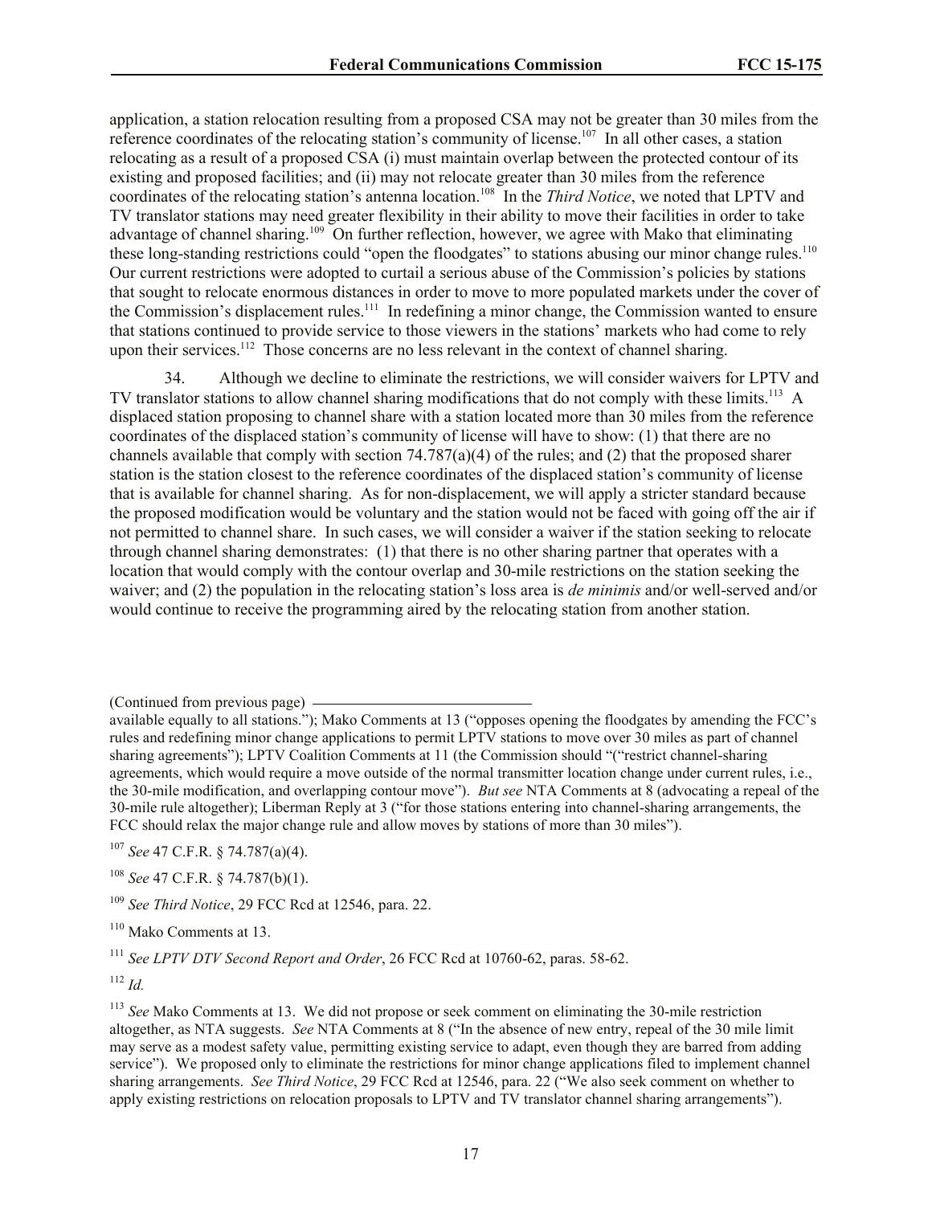application, a station relocation resulting from a proposed CSA may not be greater than 30 miles from the reference coordinates of the relocating station's community of license.[107] In all other cases, a station relocating as a result of a proposed CSA (i) must maintain overlap between the protected contour of its existing and proposed facilities; and (ii) may not relocate greater than 30 miles from the reference coordinates of the relocating station's antenna location.[108] In the *Third Notice*, we noted that LPTV and TV translator stations may need greater flexibility in their ability to move their facilities in order to take advantage of channel sharing.[109] On further reflection, however, we agree with Mako that eliminating these long-standing restrictions could "open the floodgates" to stations abusing our minor change rules.[110] Our current restrictions were adopted to curtail a serious abuse of the Commission's policies by stations that sought to relocate enormous distances in order to move to more populated markets under the cover of the Commission's displacement rules.[111] In redefining a minor change, the Commission wanted to ensure that stations continued to provide service to those viewers in the stations' markets who had come to rely upon their services.[112] Those concerns are no less relevant in the context of channel sharing.

34. Although we decline to eliminate the restrictions, we will consider waivers for LPTV and TV translator stations to allow channel sharing modifications that do not comply with these limits.[113] A displaced station proposing to channel share with a station located more than 30 miles from the reference coordinates of the displaced station's community of license will have to show: (1) that there are no channels available that comply with section 74.787(a)(4) of the rules; and (2) that the proposed sharer station is the station closest to the reference coordinates of the displaced station's community of license that is available for channel sharing. As for non-displacement, we will apply a stricter standard because the proposed modification would be voluntary and the station would not be faced with going off the air if not permitted to channel share. In such cases, we will consider a waiver if the station seeking to relocate through channel sharing demonstrates: (1) that there is no other sharing partner that operates with a location that would comply with the contour overlap and 30-mile restrictions on the station seeking the waiver; and (2) the population in the relocating station's loss area is *de minimis* and/or well-served and/or would continue to receive the programming aired by the relocating station from another station.

---

(Continued from previous page)

available equally to all stations."); Mako Comments at 13 ("opposes opening the floodgates by amending the FCC's rules and redefining minor change applications to permit LPTV stations to move over 30 miles as part of channel sharing agreements"); LPTV Coalition Comments at 11 (the Commission should "("restrict channel-sharing agreements, which would require a move outside of the normal transmitter location change under current rules, i.e., the 30-mile modification, and overlapping contour move"). *But see* NTA Comments at 8 (advocating a repeal of the 30-mile rule altogether); Liberman Reply at 3 ("for those stations entering into channel-sharing arrangements, the FCC should relax the major change rule and allow moves by stations of more than 30 miles").

[107] *See* 47 C.F.R. § 74.787(a)(4).

[108] *See* 47 C.F.R. § 74.787(b)(1).

[109] *See Third Notice*, 29 FCC Rcd at 12546, para. 22.

[110] Mako Comments at 13.

[111] *See LPTV DTV Second Report and Order*, 26 FCC Rcd at 10760-62, paras. 58-62.

[112] *Id.*

[113] *See* Mako Comments at 13. We did not propose or seek comment on eliminating the 30-mile restriction altogether, as NTA suggests. *See* NTA Comments at 8 ("In the absence of new entry, repeal of the 30 mile limit may serve as a modest safety value, permitting existing service to adapt, even though they are barred from adding service"). We proposed only to eliminate the restrictions for minor change applications filed to implement channel sharing arrangements. *See Third Notice*, 29 FCC Rcd at 12546, para. 22 ("We also seek comment on whether to apply existing restrictions on relocation proposals to LPTV and TV translator channel sharing arrangements").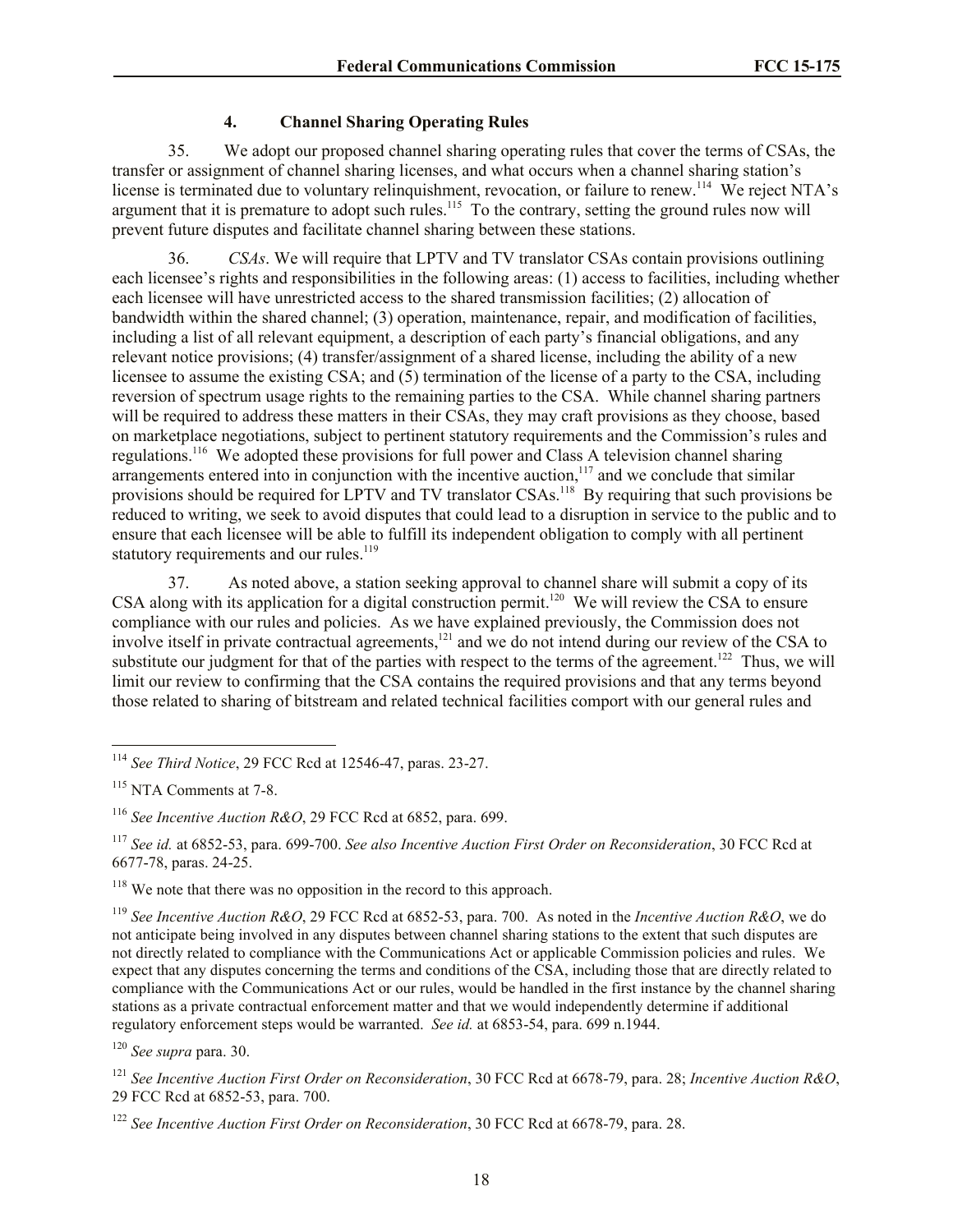#### 4. Channel Sharing Operating Rules

35. We adopt our proposed channel sharing operating rules that cover the terms of CSAs, the transfer or assignment of channel sharing licenses, and what occurs when a channel sharing station's license is terminated due to voluntary relinquishment, revocation, or failure to renew.[114] We reject NTA's argument that it is premature to adopt such rules.[115] To the contrary, setting the ground rules now will prevent future disputes and facilitate channel sharing between these stations.

36. *CSAs*. We will require that LPTV and TV translator CSAs contain provisions outlining each licensee's rights and responsibilities in the following areas: (1) access to facilities, including whether each licensee will have unrestricted access to the shared transmission facilities; (2) allocation of bandwidth within the shared channel; (3) operation, maintenance, repair, and modification of facilities, including a list of all relevant equipment, a description of each party's financial obligations, and any relevant notice provisions; (4) transfer/assignment of a shared license, including the ability of a new licensee to assume the existing CSA; and (5) termination of the license of a party to the CSA, including reversion of spectrum usage rights to the remaining parties to the CSA. While channel sharing partners will be required to address these matters in their CSAs, they may craft provisions as they choose, based on marketplace negotiations, subject to pertinent statutory requirements and the Commission's rules and regulations.[116] We adopted these provisions for full power and Class A television channel sharing arrangements entered into in conjunction with the incentive auction,[117] and we conclude that similar provisions should be required for LPTV and TV translator CSAs.[118] By requiring that such provisions be reduced to writing, we seek to avoid disputes that could lead to a disruption in service to the public and to ensure that each licensee will be able to fulfill its independent obligation to comply with all pertinent statutory requirements and our rules.[119]

37. As noted above, a station seeking approval to channel share will submit a copy of its CSA along with its application for a digital construction permit.[120] We will review the CSA to ensure compliance with our rules and policies. As we have explained previously, the Commission does not involve itself in private contractual agreements,[121] and we do not intend during our review of the CSA to substitute our judgment for that of the parties with respect to the terms of the agreement.[122] Thus, we will limit our review to confirming that the CSA contains the required provisions and that any terms beyond those related to sharing of bitstream and related technical facilities comport with our general rules and

---

[114] *See Third Notice*, 29 FCC Rcd at 12546-47, paras. 23-27.

[115] NTA Comments at 7-8.

[116] *See Incentive Auction R&O*, 29 FCC Rcd at 6852, para. 699.

[117] *See id.* at 6852-53, para. 699-700. *See also Incentive Auction First Order on Reconsideration*, 30 FCC Rcd at 6677-78, paras. 24-25.

[118] We note that there was no opposition in the record to this approach.

[119] *See Incentive Auction R&O*, 29 FCC Rcd at 6852-53, para. 700. As noted in the *Incentive Auction R&O*, we do not anticipate being involved in any disputes between channel sharing stations to the extent that such disputes are not directly related to compliance with the Communications Act or applicable Commission policies and rules. We expect that any disputes concerning the terms and conditions of the CSA, including those that are directly related to compliance with the Communications Act or our rules, would be handled in the first instance by the channel sharing stations as a private contractual enforcement matter and that we would independently determine if additional regulatory enforcement steps would be warranted. *See id.* at 6853-54, para. 699 n.1944.

[120] *See supra* para. 30.

[121] *See Incentive Auction First Order on Reconsideration*, 30 FCC Rcd at 6678-79, para. 28; *Incentive Auction R&O*, 29 FCC Rcd at 6852-53, para. 700.

[122] *See Incentive Auction First Order on Reconsideration*, 30 FCC Rcd at 6678-79, para. 28.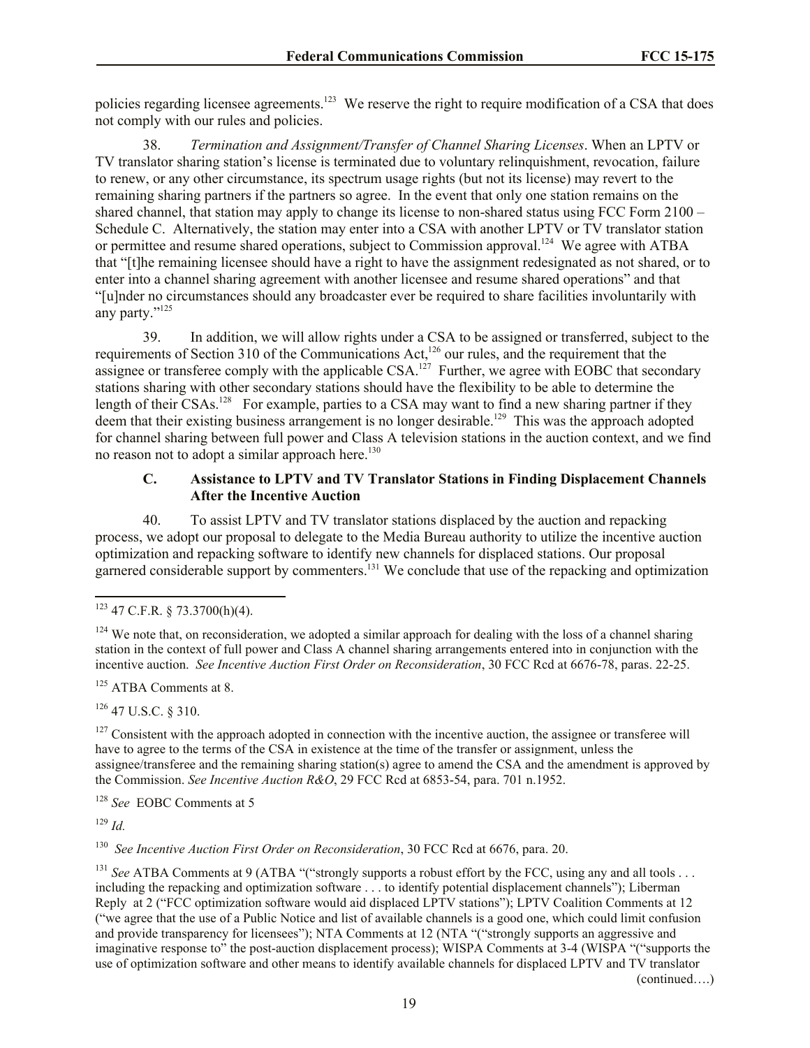policies regarding licensee agreements.[123] We reserve the right to require modification of a CSA that does not comply with our rules and policies.

38. *Termination and Assignment/Transfer of Channel Sharing Licenses*. When an LPTV or TV translator sharing station's license is terminated due to voluntary relinquishment, revocation, failure to renew, or any other circumstance, its spectrum usage rights (but not its license) may revert to the remaining sharing partners if the partners so agree. In the event that only one station remains on the shared channel, that station may apply to change its license to non-shared status using FCC Form 2100 – Schedule C. Alternatively, the station may enter into a CSA with another LPTV or TV translator station or permittee and resume shared operations, subject to Commission approval.[124] We agree with ATBA that "[t]he remaining licensee should have a right to have the assignment redesignated as not shared, or to enter into a channel sharing agreement with another licensee and resume shared operations" and that "[u]nder no circumstances should any broadcaster ever be required to share facilities involuntarily with any party."[125]

39. In addition, we will allow rights under a CSA to be assigned or transferred, subject to the requirements of Section 310 of the Communications Act,[126] our rules, and the requirement that the assignee or transferee comply with the applicable CSA.[127] Further, we agree with EOBC that secondary stations sharing with other secondary stations should have the flexibility to be able to determine the length of their CSAs.[128] For example, parties to a CSA may want to find a new sharing partner if they deem that their existing business arrangement is no longer desirable.[129] This was the approach adopted for channel sharing between full power and Class A television stations in the auction context, and we find no reason not to adopt a similar approach here.[130]

### C. Assistance to LPTV and TV Translator Stations in Finding Displacement Channels After the Incentive Auction

40. To assist LPTV and TV translator stations displaced by the auction and repacking process, we adopt our proposal to delegate to the Media Bureau authority to utilize the incentive auction optimization and repacking software to identify new channels for displaced stations. Our proposal garnered considerable support by commenters.[131] We conclude that use of the repacking and optimization

---

[123] 47 C.F.R. § 73.3700(h)(4).

[124] We note that, on reconsideration, we adopted a similar approach for dealing with the loss of a channel sharing station in the context of full power and Class A channel sharing arrangements entered into in conjunction with the incentive auction. *See Incentive Auction First Order on Reconsideration*, 30 FCC Rcd at 6676-78, paras. 22-25.

[125] ATBA Comments at 8.

[126] 47 U.S.C. § 310.

[127] Consistent with the approach adopted in connection with the incentive auction, the assignee or transferee will have to agree to the terms of the CSA in existence at the time of the transfer or assignment, unless the assignee/transferee and the remaining sharing station(s) agree to amend the CSA and the amendment is approved by the Commission. *See Incentive Auction R&O*, 29 FCC Rcd at 6853-54, para. 701 n.1952.

[128] *See* EOBC Comments at 5

[129] *Id.*

[130] *See Incentive Auction First Order on Reconsideration*, 30 FCC Rcd at 6676, para. 20.

[131] *See* ATBA Comments at 9 (ATBA "("strongly supports a robust effort by the FCC, using any and all tools . . . including the repacking and optimization software . . . to identify potential displacement channels"); Liberman Reply at 2 ("FCC optimization software would aid displaced LPTV stations"); LPTV Coalition Comments at 12 ("we agree that the use of a Public Notice and list of available channels is a good one, which could limit confusion and provide transparency for licensees"); NTA Comments at 12 (NTA "("strongly supports an aggressive and imaginative response to" the post-auction displacement process); WISPA Comments at 3-4 (WISPA "("supports the use of optimization software and other means to identify available channels for displaced LPTV and TV translator (continued….)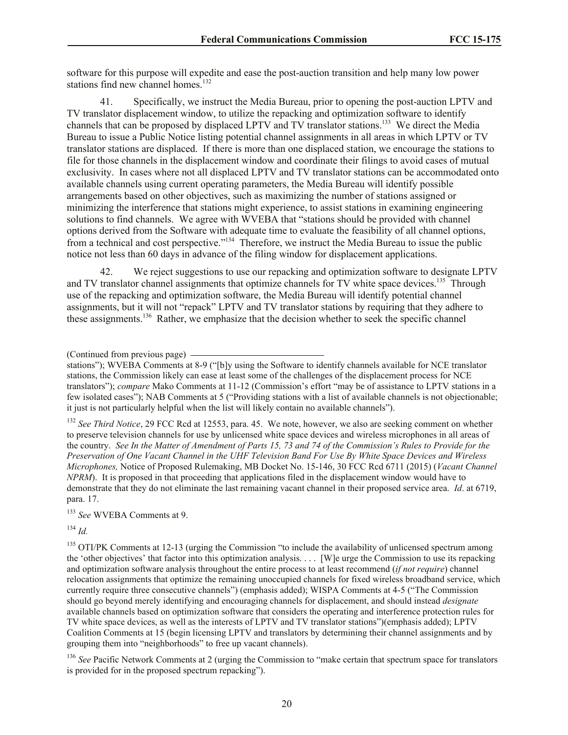software for this purpose will expedite and ease the post-auction transition and help many low power stations find new channel homes.[132]

41. Specifically, we instruct the Media Bureau, prior to opening the post-auction LPTV and TV translator displacement window, to utilize the repacking and optimization software to identify channels that can be proposed by displaced LPTV and TV translator stations.[133] We direct the Media Bureau to issue a Public Notice listing potential channel assignments in all areas in which LPTV or TV translator stations are displaced. If there is more than one displaced station, we encourage the stations to file for those channels in the displacement window and coordinate their filings to avoid cases of mutual exclusivity. In cases where not all displaced LPTV and TV translator stations can be accommodated onto available channels using current operating parameters, the Media Bureau will identify possible arrangements based on other objectives, such as maximizing the number of stations assigned or minimizing the interference that stations might experience, to assist stations in examining engineering solutions to find channels. We agree with WVEBA that "stations should be provided with channel options derived from the Software with adequate time to evaluate the feasibility of all channel options, from a technical and cost perspective."[134] Therefore, we instruct the Media Bureau to issue the public notice not less than 60 days in advance of the filing window for displacement applications.

42. We reject suggestions to use our repacking and optimization software to designate LPTV and TV translator channel assignments that optimize channels for TV white space devices.[135] Through use of the repacking and optimization software, the Media Bureau will identify potential channel assignments, but it will not "repack" LPTV and TV translator stations by requiring that they adhere to these assignments.[136] Rather, we emphasize that the decision whether to seek the specific channel

(Continued from previous page)
stations"); WVEBA Comments at 8-9 ("[b]y using the Software to identify channels available for NCE translator stations, the Commission likely can ease at least some of the challenges of the displacement process for NCE translators"); *compare* Mako Comments at 11-12 (Commission's effort "may be of assistance to LPTV stations in a few isolated cases"); NAB Comments at 5 ("Providing stations with a list of available channels is not objectionable; it just is not particularly helpful when the list will likely contain no available channels").

[132] *See Third Notice*, 29 FCC Rcd at 12553, para. 45. We note, however, we also are seeking comment on whether to preserve television channels for use by unlicensed white space devices and wireless microphones in all areas of the country. *See In the Matter of Amendment of Parts 15, 73 and 74 of the Commission's Rules to Provide for the Preservation of One Vacant Channel in the UHF Television Band For Use By White Space Devices and Wireless Microphones,* Notice of Proposed Rulemaking, MB Docket No. 15-146, 30 FCC Rcd 6711 (2015) (*Vacant Channel NPRM*). It is proposed in that proceeding that applications filed in the displacement window would have to demonstrate that they do not eliminate the last remaining vacant channel in their proposed service area. *Id*. at 6719, para. 17.

[133] *See* WVEBA Comments at 9.

[134] *Id.*

[135] OTI/PK Comments at 12-13 (urging the Commission "to include the availability of unlicensed spectrum among the 'other objectives' that factor into this optimization analysis. . . . [W]e urge the Commission to use its repacking and optimization software analysis throughout the entire process to at least recommend (*if not require*) channel relocation assignments that optimize the remaining unoccupied channels for fixed wireless broadband service, which currently require three consecutive channels") (emphasis added); WISPA Comments at 4-5 ("The Commission should go beyond merely identifying and encouraging channels for displacement, and should instead *designate* available channels based on optimization software that considers the operating and interference protection rules for TV white space devices, as well as the interests of LPTV and TV translator stations")(emphasis added); LPTV Coalition Comments at 15 (begin licensing LPTV and translators by determining their channel assignments and by grouping them into "neighborhoods" to free up vacant channels).

[136] *See* Pacific Network Comments at 2 (urging the Commission to "make certain that spectrum space for translators is provided for in the proposed spectrum repacking").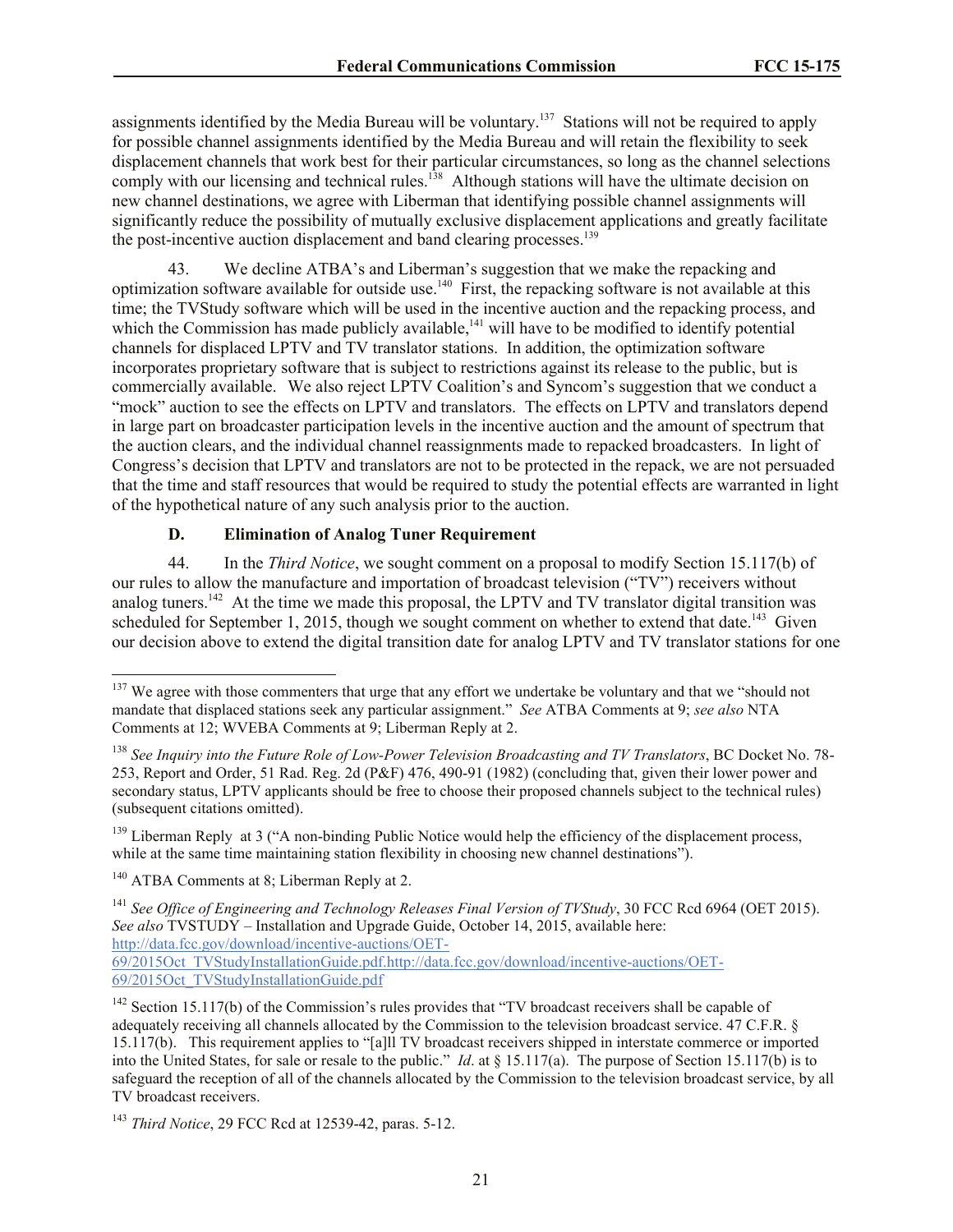assignments identified by the Media Bureau will be voluntary.[137] Stations will not be required to apply for possible channel assignments identified by the Media Bureau and will retain the flexibility to seek displacement channels that work best for their particular circumstances, so long as the channel selections comply with our licensing and technical rules.[138] Although stations will have the ultimate decision on new channel destinations, we agree with Liberman that identifying possible channel assignments will significantly reduce the possibility of mutually exclusive displacement applications and greatly facilitate the post-incentive auction displacement and band clearing processes.[139]

43. We decline ATBA's and Liberman's suggestion that we make the repacking and optimization software available for outside use.[140] First, the repacking software is not available at this time; the TVStudy software which will be used in the incentive auction and the repacking process, and which the Commission has made publicly available,[141] will have to be modified to identify potential channels for displaced LPTV and TV translator stations. In addition, the optimization software incorporates proprietary software that is subject to restrictions against its release to the public, but is commercially available. We also reject LPTV Coalition's and Syncom's suggestion that we conduct a "mock" auction to see the effects on LPTV and translators. The effects on LPTV and translators depend in large part on broadcaster participation levels in the incentive auction and the amount of spectrum that the auction clears, and the individual channel reassignments made to repacked broadcasters. In light of Congress's decision that LPTV and translators are not to be protected in the repack, we are not persuaded that the time and staff resources that would be required to study the potential effects are warranted in light of the hypothetical nature of any such analysis prior to the auction.

### D. Elimination of Analog Tuner Requirement

44. In the *Third Notice*, we sought comment on a proposal to modify Section 15.117(b) of our rules to allow the manufacture and importation of broadcast television ("TV") receivers without analog tuners.[142] At the time we made this proposal, the LPTV and TV translator digital transition was scheduled for September 1, 2015, though we sought comment on whether to extend that date.[143] Given our decision above to extend the digital transition date for analog LPTV and TV translator stations for one

---

[137] We agree with those commenters that urge that any effort we undertake be voluntary and that we "should not mandate that displaced stations seek any particular assignment." *See* ATBA Comments at 9; *see also* NTA Comments at 12; WVEBA Comments at 9; Liberman Reply at 2.

[138] *See Inquiry into the Future Role of Low-Power Television Broadcasting and TV Translators*, BC Docket No. 78-253, Report and Order, 51 Rad. Reg. 2d (P&F) 476, 490-91 (1982) (concluding that, given their lower power and secondary status, LPTV applicants should be free to choose their proposed channels subject to the technical rules) (subsequent citations omitted).

[139] Liberman Reply at 3 ("A non-binding Public Notice would help the efficiency of the displacement process, while at the same time maintaining station flexibility in choosing new channel destinations").

[140] ATBA Comments at 8; Liberman Reply at 2.

[141] *See Office of Engineering and Technology Releases Final Version of TVStudy*, 30 FCC Rcd 6964 (OET 2015). *See also* TVSTUDY – Installation and Upgrade Guide, October 14, 2015, available here: http://data.fcc.gov/download/incentive-auctions/OET-69/2015Oct_TVStudyInstallationGuide.pdf.http://data.fcc.gov/download/incentive-auctions/OET-69/2015Oct_TVStudyInstallationGuide.pdf

[142] Section 15.117(b) of the Commission's rules provides that "TV broadcast receivers shall be capable of adequately receiving all channels allocated by the Commission to the television broadcast service. 47 C.F.R. § 15.117(b). This requirement applies to "[a]ll TV broadcast receivers shipped in interstate commerce or imported into the United States, for sale or resale to the public." *Id*. at § 15.117(a). The purpose of Section 15.117(b) is to safeguard the reception of all of the channels allocated by the Commission to the television broadcast service, by all TV broadcast receivers.

[143] *Third Notice*, 29 FCC Rcd at 12539-42, paras. 5-12.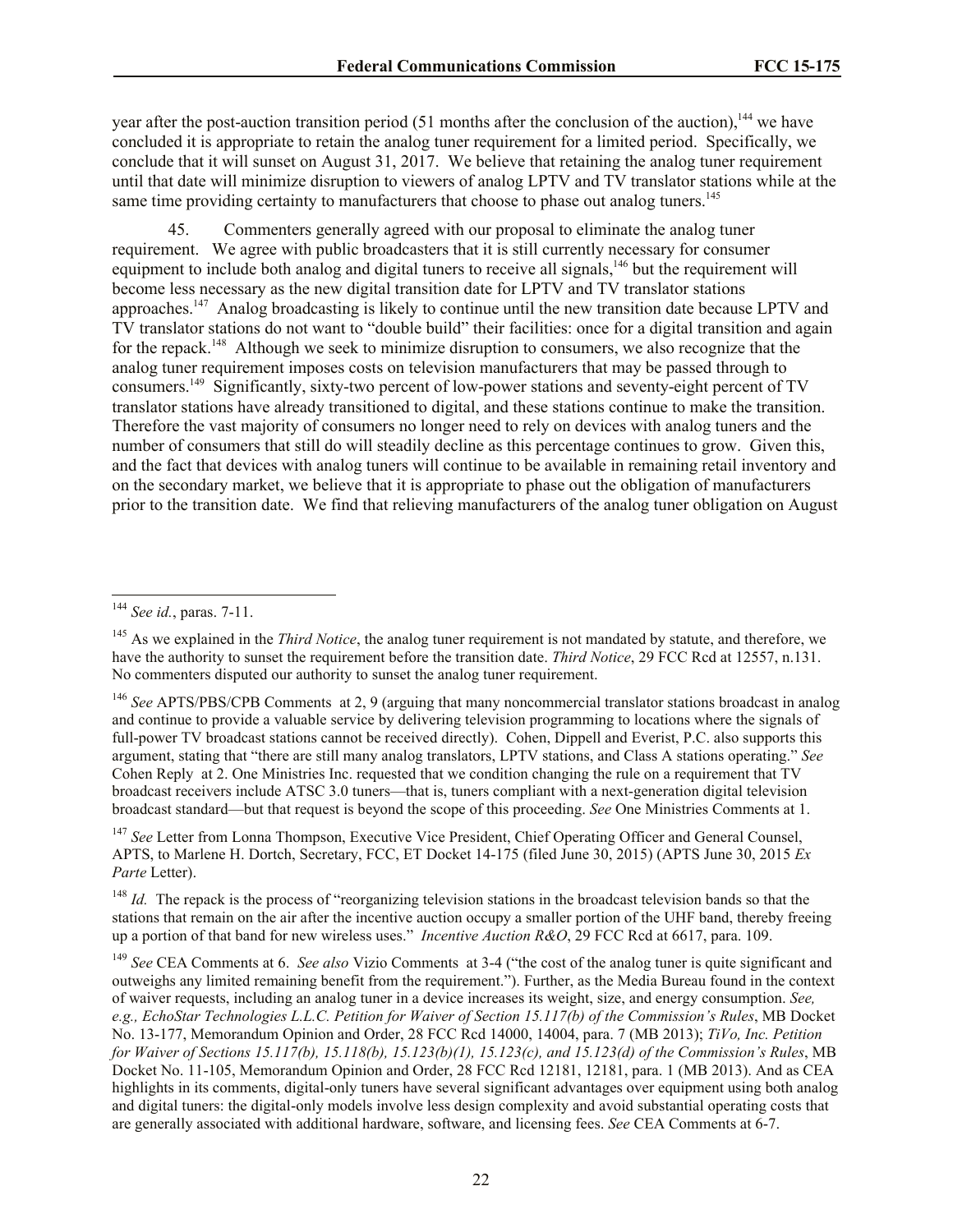year after the post-auction transition period (51 months after the conclusion of the auction),[144] we have concluded it is appropriate to retain the analog tuner requirement for a limited period. Specifically, we conclude that it will sunset on August 31, 2017. We believe that retaining the analog tuner requirement until that date will minimize disruption to viewers of analog LPTV and TV translator stations while at the same time providing certainty to manufacturers that choose to phase out analog tuners.[145]

45. Commenters generally agreed with our proposal to eliminate the analog tuner requirement. We agree with public broadcasters that it is still currently necessary for consumer equipment to include both analog and digital tuners to receive all signals,[146] but the requirement will become less necessary as the new digital transition date for LPTV and TV translator stations approaches.[147] Analog broadcasting is likely to continue until the new transition date because LPTV and TV translator stations do not want to "double build" their facilities: once for a digital transition and again for the repack.[148] Although we seek to minimize disruption to consumers, we also recognize that the analog tuner requirement imposes costs on television manufacturers that may be passed through to consumers.[149] Significantly, sixty-two percent of low-power stations and seventy-eight percent of TV translator stations have already transitioned to digital, and these stations continue to make the transition. Therefore the vast majority of consumers no longer need to rely on devices with analog tuners and the number of consumers that still do will steadily decline as this percentage continues to grow. Given this, and the fact that devices with analog tuners will continue to be available in remaining retail inventory and on the secondary market, we believe that it is appropriate to phase out the obligation of manufacturers prior to the transition date. We find that relieving manufacturers of the analog tuner obligation on August

---

[144] *See id.*, paras. 7-11.

[145] As we explained in the *Third Notice*, the analog tuner requirement is not mandated by statute, and therefore, we have the authority to sunset the requirement before the transition date. *Third Notice*, 29 FCC Rcd at 12557, n.131. No commenters disputed our authority to sunset the analog tuner requirement.

[146] *See* APTS/PBS/CPB Comments at 2, 9 (arguing that many noncommercial translator stations broadcast in analog and continue to provide a valuable service by delivering television programming to locations where the signals of full-power TV broadcast stations cannot be received directly). Cohen, Dippell and Everist, P.C. also supports this argument, stating that "there are still many analog translators, LPTV stations, and Class A stations operating." *See* Cohen Reply at 2. One Ministries Inc. requested that we condition changing the rule on a requirement that TV broadcast receivers include ATSC 3.0 tuners—that is, tuners compliant with a next-generation digital television broadcast standard—but that request is beyond the scope of this proceeding. *See* One Ministries Comments at 1.

[147] *See* Letter from Lonna Thompson, Executive Vice President, Chief Operating Officer and General Counsel, APTS, to Marlene H. Dortch, Secretary, FCC, ET Docket 14-175 (filed June 30, 2015) (APTS June 30, 2015 *Ex Parte* Letter).

[148] *Id.* The repack is the process of "reorganizing television stations in the broadcast television bands so that the stations that remain on the air after the incentive auction occupy a smaller portion of the UHF band, thereby freeing up a portion of that band for new wireless uses." *Incentive Auction R&O*, 29 FCC Rcd at 6617, para. 109.

[149] *See* CEA Comments at 6. *See also* Vizio Comments at 3-4 ("the cost of the analog tuner is quite significant and outweighs any limited remaining benefit from the requirement."). Further, as the Media Bureau found in the context of waiver requests, including an analog tuner in a device increases its weight, size, and energy consumption. *See, e.g., EchoStar Technologies L.L.C. Petition for Waiver of Section 15.117(b) of the Commission's Rules*, MB Docket No. 13-177, Memorandum Opinion and Order, 28 FCC Rcd 14000, 14004, para. 7 (MB 2013); *TiVo, Inc. Petition for Waiver of Sections 15.117(b), 15.118(b), 15.123(b)(1), 15.123(c), and 15.123(d) of the Commission's Rules*, MB Docket No. 11-105, Memorandum Opinion and Order, 28 FCC Rcd 12181, 12181, para. 1 (MB 2013). And as CEA highlights in its comments, digital-only tuners have several significant advantages over equipment using both analog and digital tuners: the digital-only models involve less design complexity and avoid substantial operating costs that are generally associated with additional hardware, software, and licensing fees. *See* CEA Comments at 6-7.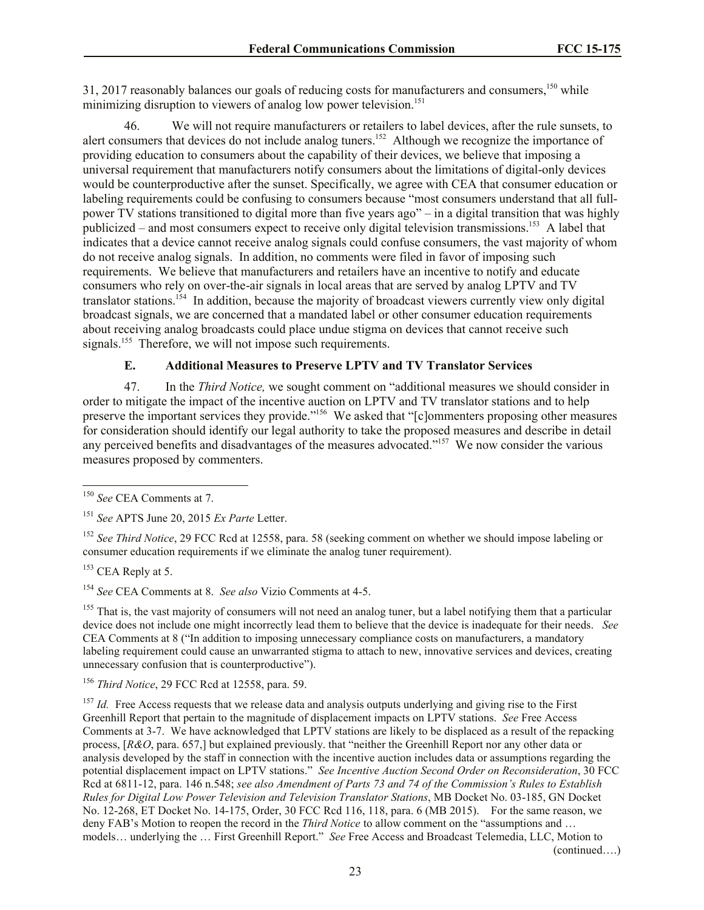31, 2017 reasonably balances our goals of reducing costs for manufacturers and consumers,[150] while minimizing disruption to viewers of analog low power television.[151]

46. We will not require manufacturers or retailers to label devices, after the rule sunsets, to alert consumers that devices do not include analog tuners.[152] Although we recognize the importance of providing education to consumers about the capability of their devices, we believe that imposing a universal requirement that manufacturers notify consumers about the limitations of digital-only devices would be counterproductive after the sunset. Specifically, we agree with CEA that consumer education or labeling requirements could be confusing to consumers because "most consumers understand that all full-power TV stations transitioned to digital more than five years ago" – in a digital transition that was highly publicized – and most consumers expect to receive only digital television transmissions.[153] A label that indicates that a device cannot receive analog signals could confuse consumers, the vast majority of whom do not receive analog signals. In addition, no comments were filed in favor of imposing such requirements. We believe that manufacturers and retailers have an incentive to notify and educate consumers who rely on over-the-air signals in local areas that are served by analog LPTV and TV translator stations.[154] In addition, because the majority of broadcast viewers currently view only digital broadcast signals, we are concerned that a mandated label or other consumer education requirements about receiving analog broadcasts could place undue stigma on devices that cannot receive such signals.[155] Therefore, we will not impose such requirements.

### E. Additional Measures to Preserve LPTV and TV Translator Services

47. In the *Third Notice,* we sought comment on "additional measures we should consider in order to mitigate the impact of the incentive auction on LPTV and TV translator stations and to help preserve the important services they provide."[156] We asked that "[c]ommenters proposing other measures for consideration should identify our legal authority to take the proposed measures and describe in detail any perceived benefits and disadvantages of the measures advocated."[157] We now consider the various measures proposed by commenters.

---

[150] *See* CEA Comments at 7.

[151] *See* APTS June 20, 2015 *Ex Parte* Letter.

[152] *See Third Notice*, 29 FCC Rcd at 12558, para. 58 (seeking comment on whether we should impose labeling or consumer education requirements if we eliminate the analog tuner requirement).

[153] CEA Reply at 5.

[154] *See* CEA Comments at 8. *See also* Vizio Comments at 4-5.

[155] That is, the vast majority of consumers will not need an analog tuner, but a label notifying them that a particular device does not include one might incorrectly lead them to believe that the device is inadequate for their needs. *See* CEA Comments at 8 ("In addition to imposing unnecessary compliance costs on manufacturers, a mandatory labeling requirement could cause an unwarranted stigma to attach to new, innovative services and devices, creating unnecessary confusion that is counterproductive").

[156] *Third Notice*, 29 FCC Rcd at 12558, para. 59.

[157] *Id.* Free Access requests that we release data and analysis outputs underlying and giving rise to the First Greenhill Report that pertain to the magnitude of displacement impacts on LPTV stations. *See* Free Access Comments at 3-7. We have acknowledged that LPTV stations are likely to be displaced as a result of the repacking process, [*R&O*, para. 657,] but explained previously. that "neither the Greenhill Report nor any other data or analysis developed by the staff in connection with the incentive auction includes data or assumptions regarding the potential displacement impact on LPTV stations." *See Incentive Auction Second Order on Reconsideration*, 30 FCC Rcd at 6811-12, para. 146 n.548; *see also Amendment of Parts 73 and 74 of the Commission's Rules to Establish Rules for Digital Low Power Television and Television Translator Stations*, MB Docket No. 03-185, GN Docket No. 12-268, ET Docket No. 14-175, Order, 30 FCC Rcd 116, 118, para. 6 (MB 2015). For the same reason, we deny FAB's Motion to reopen the record in the *Third Notice* to allow comment on the "assumptions and … models… underlying the … First Greenhill Report." *See* Free Access and Broadcast Telemedia, LLC, Motion to (continued….)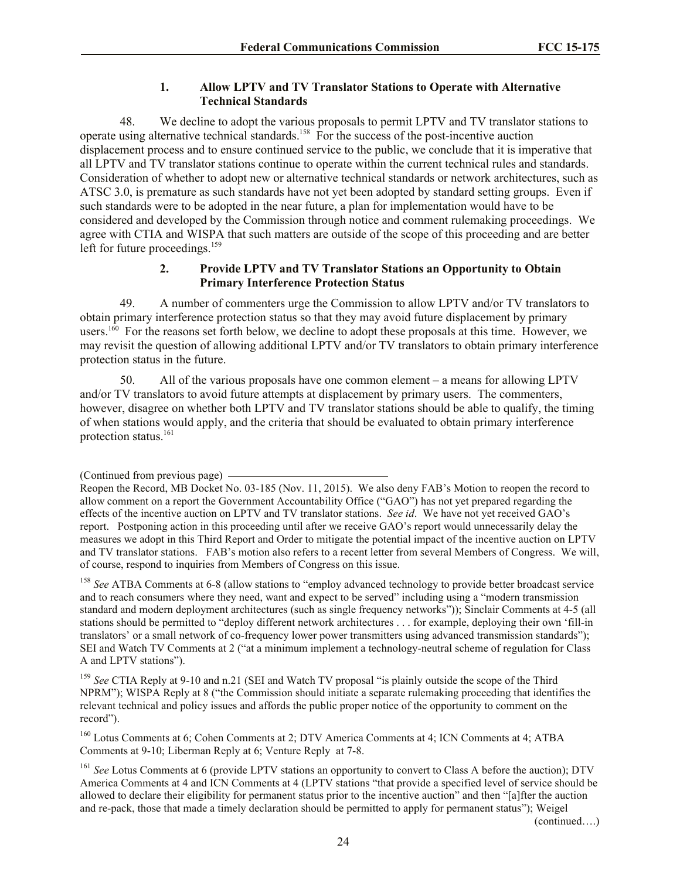### 1. Allow LPTV and TV Translator Stations to Operate with Alternative Technical Standards

48. We decline to adopt the various proposals to permit LPTV and TV translator stations to operate using alternative technical standards.[158] For the success of the post-incentive auction displacement process and to ensure continued service to the public, we conclude that it is imperative that all LPTV and TV translator stations continue to operate within the current technical rules and standards. Consideration of whether to adopt new or alternative technical standards or network architectures, such as ATSC 3.0, is premature as such standards have not yet been adopted by standard setting groups. Even if such standards were to be adopted in the near future, a plan for implementation would have to be considered and developed by the Commission through notice and comment rulemaking proceedings. We agree with CTIA and WISPA that such matters are outside of the scope of this proceeding and are better left for future proceedings.[159]

### 2. Provide LPTV and TV Translator Stations an Opportunity to Obtain Primary Interference Protection Status

49. A number of commenters urge the Commission to allow LPTV and/or TV translators to obtain primary interference protection status so that they may avoid future displacement by primary users.[160] For the reasons set forth below, we decline to adopt these proposals at this time. However, we may revisit the question of allowing additional LPTV and/or TV translators to obtain primary interference protection status in the future.

50. All of the various proposals have one common element – a means for allowing LPTV and/or TV translators to avoid future attempts at displacement by primary users. The commenters, however, disagree on whether both LPTV and TV translator stations should be able to qualify, the timing of when stations would apply, and the criteria that should be evaluated to obtain primary interference protection status.[161]

(Continued from previous page)

Reopen the Record, MB Docket No. 03-185 (Nov. 11, 2015). We also deny FAB's Motion to reopen the record to allow comment on a report the Government Accountability Office ("GAO") has not yet prepared regarding the effects of the incentive auction on LPTV and TV translator stations. *See id*. We have not yet received GAO's report. Postponing action in this proceeding until after we receive GAO's report would unnecessarily delay the measures we adopt in this Third Report and Order to mitigate the potential impact of the incentive auction on LPTV and TV translator stations. FAB's motion also refers to a recent letter from several Members of Congress. We will, of course, respond to inquiries from Members of Congress on this issue.

[158] *See* ATBA Comments at 6-8 (allow stations to "employ advanced technology to provide better broadcast service and to reach consumers where they need, want and expect to be served" including using a "modern transmission standard and modern deployment architectures (such as single frequency networks")); Sinclair Comments at 4-5 (all stations should be permitted to "deploy different network architectures . . . for example, deploying their own 'fill-in translators' or a small network of co-frequency lower power transmitters using advanced transmission standards"); SEI and Watch TV Comments at 2 ("at a minimum implement a technology-neutral scheme of regulation for Class A and LPTV stations").

[159] *See* CTIA Reply at 9-10 and n.21 (SEI and Watch TV proposal "is plainly outside the scope of the Third NPRM"); WISPA Reply at 8 ("the Commission should initiate a separate rulemaking proceeding that identifies the relevant technical and policy issues and affords the public proper notice of the opportunity to comment on the record").

[160] Lotus Comments at 6; Cohen Comments at 2; DTV America Comments at 4; ICN Comments at 4; ATBA Comments at 9-10; Liberman Reply at 6; Venture Reply at 7-8.

[161] *See* Lotus Comments at 6 (provide LPTV stations an opportunity to convert to Class A before the auction); DTV America Comments at 4 and ICN Comments at 4 (LPTV stations "that provide a specified level of service should be allowed to declare their eligibility for permanent status prior to the incentive auction" and then "[a]fter the auction and re-pack, those that made a timely declaration should be permitted to apply for permanent status"); Weigel

(continued….)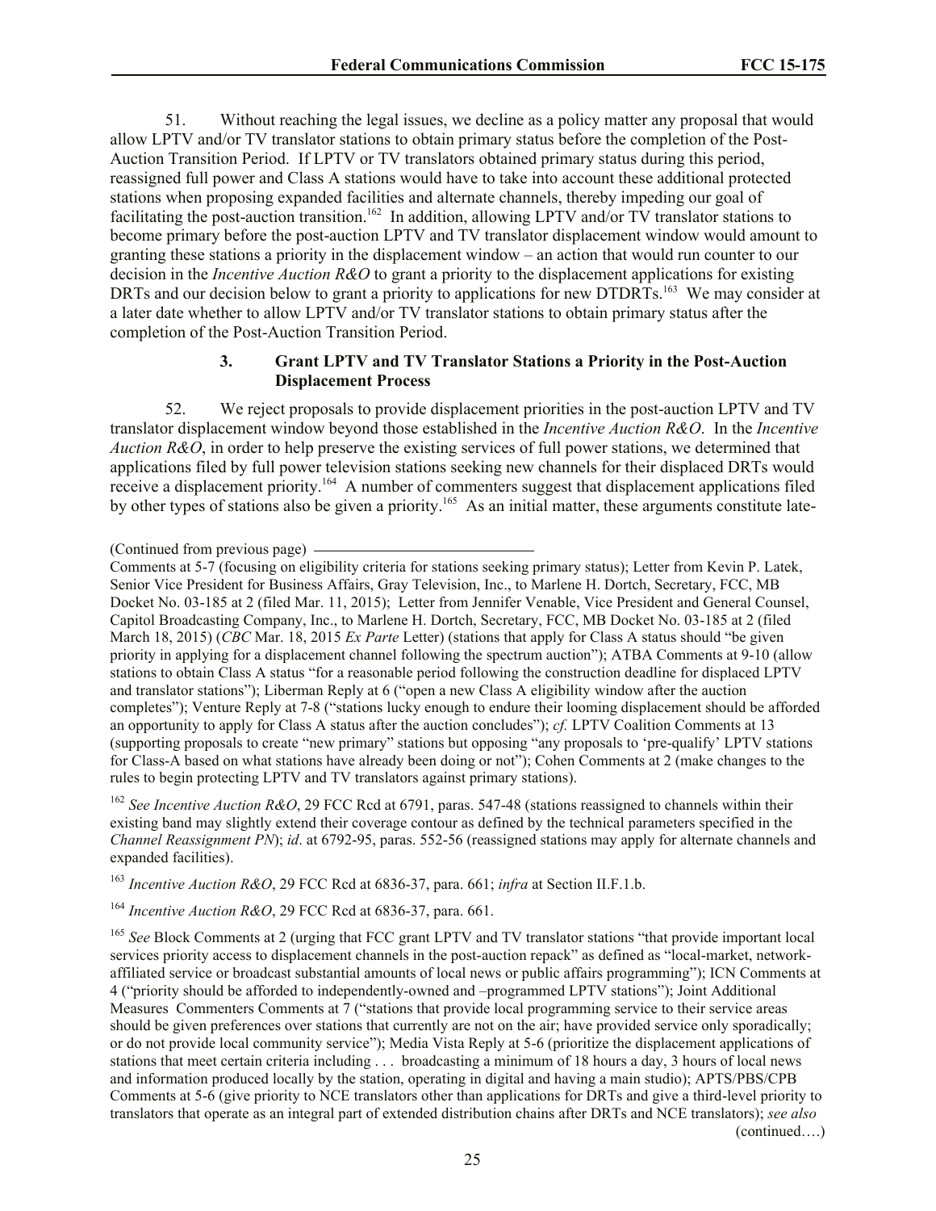51. Without reaching the legal issues, we decline as a policy matter any proposal that would allow LPTV and/or TV translator stations to obtain primary status before the completion of the Post-Auction Transition Period. If LPTV or TV translators obtained primary status during this period, reassigned full power and Class A stations would have to take into account these additional protected stations when proposing expanded facilities and alternate channels, thereby impeding our goal of facilitating the post-auction transition.[162] In addition, allowing LPTV and/or TV translator stations to become primary before the post-auction LPTV and TV translator displacement window would amount to granting these stations a priority in the displacement window – an action that would run counter to our decision in the *Incentive Auction R&O* to grant a priority to the displacement applications for existing DRTs and our decision below to grant a priority to applications for new DTDRTs.[163] We may consider at a later date whether to allow LPTV and/or TV translator stations to obtain primary status after the completion of the Post-Auction Transition Period.

### 3. Grant LPTV and TV Translator Stations a Priority in the Post-Auction Displacement Process

52. We reject proposals to provide displacement priorities in the post-auction LPTV and TV translator displacement window beyond those established in the *Incentive Auction R&O*. In the *Incentive Auction R&O*, in order to help preserve the existing services of full power stations, we determined that applications filed by full power television stations seeking new channels for their displaced DRTs would receive a displacement priority.[164] A number of commenters suggest that displacement applications filed by other types of stations also be given a priority.[165] As an initial matter, these arguments constitute late-

(Continued from previous page)

Comments at 5-7 (focusing on eligibility criteria for stations seeking primary status); Letter from Kevin P. Latek, Senior Vice President for Business Affairs, Gray Television, Inc., to Marlene H. Dortch, Secretary, FCC, MB Docket No. 03-185 at 2 (filed Mar. 11, 2015); Letter from Jennifer Venable, Vice President and General Counsel, Capitol Broadcasting Company, Inc., to Marlene H. Dortch, Secretary, FCC, MB Docket No. 03-185 at 2 (filed March 18, 2015) (*CBC* Mar. 18, 2015 *Ex Parte* Letter) (stations that apply for Class A status should "be given priority in applying for a displacement channel following the spectrum auction"); ATBA Comments at 9-10 (allow stations to obtain Class A status "for a reasonable period following the construction deadline for displaced LPTV and translator stations"); Liberman Reply at 6 ("open a new Class A eligibility window after the auction completes"); Venture Reply at 7-8 ("stations lucky enough to endure their looming displacement should be afforded an opportunity to apply for Class A status after the auction concludes"); *cf.* LPTV Coalition Comments at 13 (supporting proposals to create "new primary" stations but opposing "any proposals to 'pre-qualify' LPTV stations for Class-A based on what stations have already been doing or not"); Cohen Comments at 2 (make changes to the rules to begin protecting LPTV and TV translators against primary stations).

[162] *See Incentive Auction R&O*, 29 FCC Rcd at 6791, paras. 547-48 (stations reassigned to channels within their existing band may slightly extend their coverage contour as defined by the technical parameters specified in the *Channel Reassignment PN*); *id*. at 6792-95, paras. 552-56 (reassigned stations may apply for alternate channels and expanded facilities).

[163] *Incentive Auction R&O*, 29 FCC Rcd at 6836-37, para. 661; *infra* at Section II.F.1.b.

[164] *Incentive Auction R&O*, 29 FCC Rcd at 6836-37, para. 661.

[165] *See* Block Comments at 2 (urging that FCC grant LPTV and TV translator stations "that provide important local services priority access to displacement channels in the post-auction repack" as defined as "local-market, network-affiliated service or broadcast substantial amounts of local news or public affairs programming"); ICN Comments at 4 ("priority should be afforded to independently-owned and –programmed LPTV stations"); Joint Additional Measures Commenters Comments at 7 ("stations that provide local programming service to their service areas should be given preferences over stations that currently are not on the air; have provided service only sporadically; or do not provide local community service"); Media Vista Reply at 5-6 (prioritize the displacement applications of stations that meet certain criteria including . . . broadcasting a minimum of 18 hours a day, 3 hours of local news and information produced locally by the station, operating in digital and having a main studio); APTS/PBS/CPB Comments at 5-6 (give priority to NCE translators other than applications for DRTs and give a third-level priority to translators that operate as an integral part of extended distribution chains after DRTs and NCE translators); *see also*

(continued….)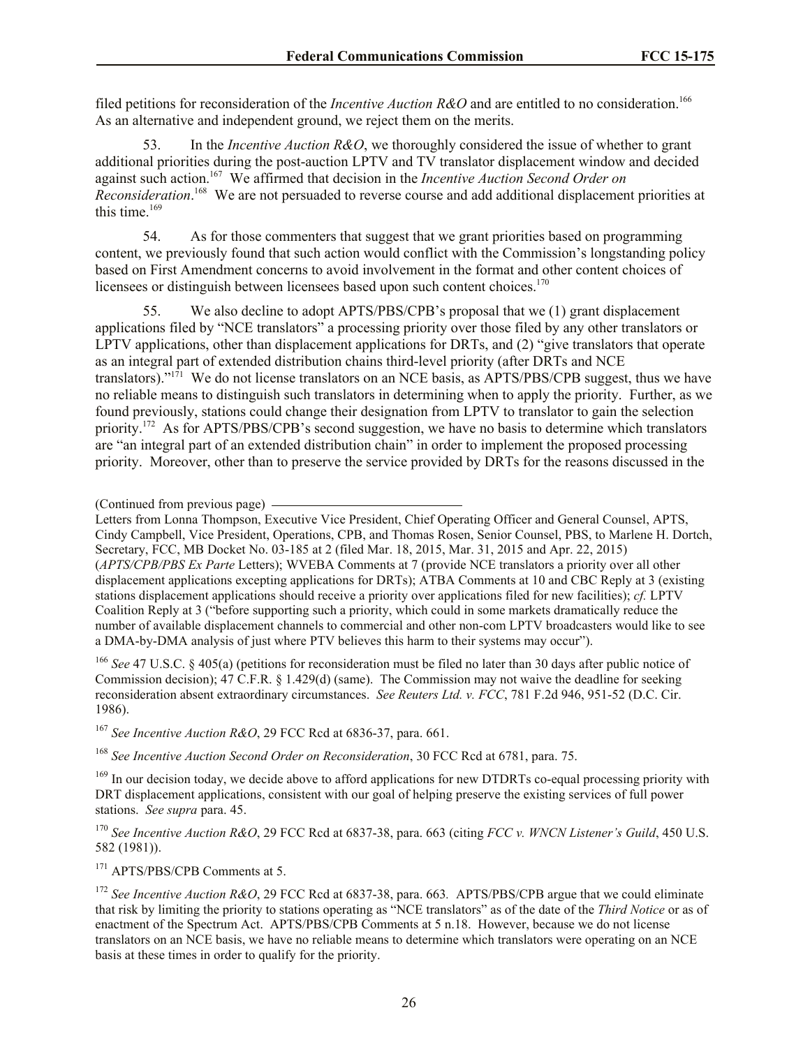filed petitions for reconsideration of the *Incentive Auction R&O* and are entitled to no consideration.[166] As an alternative and independent ground, we reject them on the merits.

53. In the *Incentive Auction R&O*, we thoroughly considered the issue of whether to grant additional priorities during the post-auction LPTV and TV translator displacement window and decided against such action.[167] We affirmed that decision in the *Incentive Auction Second Order on Reconsideration*.[168] We are not persuaded to reverse course and add additional displacement priorities at this time.[169]

54. As for those commenters that suggest that we grant priorities based on programming content, we previously found that such action would conflict with the Commission's longstanding policy based on First Amendment concerns to avoid involvement in the format and other content choices of licensees or distinguish between licensees based upon such content choices.[170]

55. We also decline to adopt APTS/PBS/CPB's proposal that we (1) grant displacement applications filed by "NCE translators" a processing priority over those filed by any other translators or LPTV applications, other than displacement applications for DRTs, and (2) "give translators that operate as an integral part of extended distribution chains third-level priority (after DRTs and NCE translators)."[171] We do not license translators on an NCE basis, as APTS/PBS/CPB suggest, thus we have no reliable means to distinguish such translators in determining when to apply the priority. Further, as we found previously, stations could change their designation from LPTV to translator to gain the selection priority.[172] As for APTS/PBS/CPB's second suggestion, we have no basis to determine which translators are "an integral part of an extended distribution chain" in order to implement the proposed processing priority. Moreover, other than to preserve the service provided by DRTs for the reasons discussed in the

(Continued from previous page)
Letters from Lonna Thompson, Executive Vice President, Chief Operating Officer and General Counsel, APTS, Cindy Campbell, Vice President, Operations, CPB, and Thomas Rosen, Senior Counsel, PBS, to Marlene H. Dortch, Secretary, FCC, MB Docket No. 03-185 at 2 (filed Mar. 18, 2015, Mar. 31, 2015 and Apr. 22, 2015) (*APTS/CPB/PBS Ex Parte* Letters); WVEBA Comments at 7 (provide NCE translators a priority over all other displacement applications excepting applications for DRTs); ATBA Comments at 10 and CBC Reply at 3 (existing stations displacement applications should receive a priority over applications filed for new facilities); *cf.* LPTV Coalition Reply at 3 ("before supporting such a priority, which could in some markets dramatically reduce the number of available displacement channels to commercial and other non-com LPTV broadcasters would like to see a DMA-by-DMA analysis of just where PTV believes this harm to their systems may occur").

[166] *See* 47 U.S.C. § 405(a) (petitions for reconsideration must be filed no later than 30 days after public notice of Commission decision); 47 C.F.R. § 1.429(d) (same). The Commission may not waive the deadline for seeking reconsideration absent extraordinary circumstances. *See Reuters Ltd. v. FCC*, 781 F.2d 946, 951-52 (D.C. Cir. 1986).

[167] *See Incentive Auction R&O*, 29 FCC Rcd at 6836-37, para. 661.

[168] *See Incentive Auction Second Order on Reconsideration*, 30 FCC Rcd at 6781, para. 75.

[169] In our decision today, we decide above to afford applications for new DTDRTs co-equal processing priority with DRT displacement applications, consistent with our goal of helping preserve the existing services of full power stations. *See supra* para. 45.

[170] *See Incentive Auction R&O*, 29 FCC Rcd at 6837-38, para. 663 (citing *FCC v. WNCN Listener's Guild*, 450 U.S. 582 (1981)).

[171] APTS/PBS/CPB Comments at 5.

[172] *See Incentive Auction R&O*, 29 FCC Rcd at 6837-38, para. 663*.* APTS/PBS/CPB argue that we could eliminate that risk by limiting the priority to stations operating as "NCE translators" as of the date of the *Third Notice* or as of enactment of the Spectrum Act. APTS/PBS/CPB Comments at 5 n.18. However, because we do not license translators on an NCE basis, we have no reliable means to determine which translators were operating on an NCE basis at these times in order to qualify for the priority.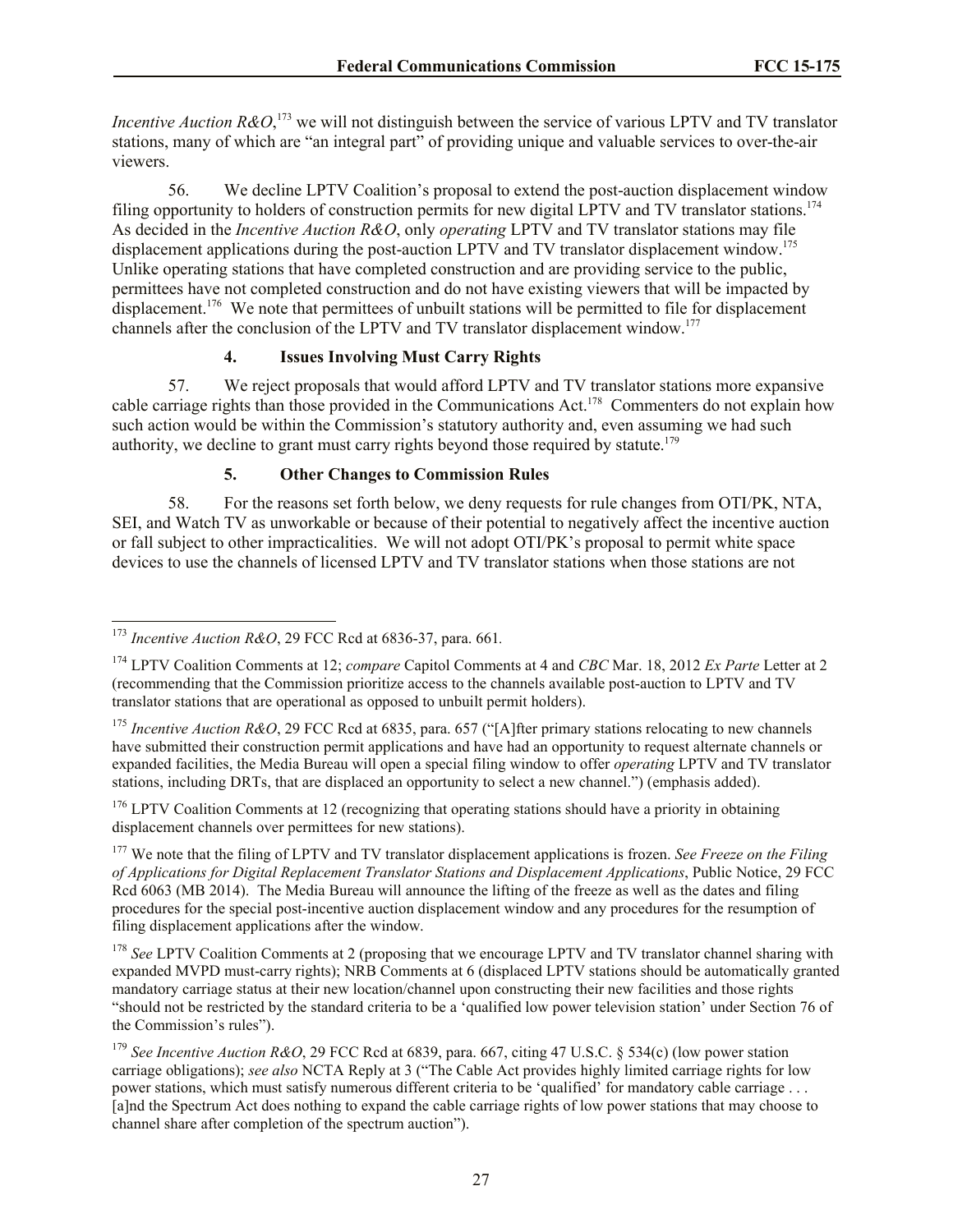*Incentive Auction R&O*,[173] we will not distinguish between the service of various LPTV and TV translator stations, many of which are "an integral part" of providing unique and valuable services to over-the-air viewers.

56. We decline LPTV Coalition's proposal to extend the post-auction displacement window filing opportunity to holders of construction permits for new digital LPTV and TV translator stations.[174] As decided in the *Incentive Auction R&O*, only *operating* LPTV and TV translator stations may file displacement applications during the post-auction LPTV and TV translator displacement window.[175] Unlike operating stations that have completed construction and are providing service to the public, permittees have not completed construction and do not have existing viewers that will be impacted by displacement.[176] We note that permittees of unbuilt stations will be permitted to file for displacement channels after the conclusion of the LPTV and TV translator displacement window.[177]

### 4. Issues Involving Must Carry Rights

57. We reject proposals that would afford LPTV and TV translator stations more expansive cable carriage rights than those provided in the Communications Act.[178] Commenters do not explain how such action would be within the Commission's statutory authority and, even assuming we had such authority, we decline to grant must carry rights beyond those required by statute.[179]

### 5. Other Changes to Commission Rules

58. For the reasons set forth below, we deny requests for rule changes from OTI/PK, NTA, SEI, and Watch TV as unworkable or because of their potential to negatively affect the incentive auction or fall subject to other impracticalities. We will not adopt OTI/PK's proposal to permit white space devices to use the channels of licensed LPTV and TV translator stations when those stations are not

---

[173] *Incentive Auction R&O*, 29 FCC Rcd at 6836-37, para. 661.

[174] LPTV Coalition Comments at 12; *compare* Capitol Comments at 4 and *CBC* Mar. 18, 2012 *Ex Parte* Letter at 2 (recommending that the Commission prioritize access to the channels available post-auction to LPTV and TV translator stations that are operational as opposed to unbuilt permit holders).

[175] *Incentive Auction R&O*, 29 FCC Rcd at 6835, para. 657 ("[A]fter primary stations relocating to new channels have submitted their construction permit applications and have had an opportunity to request alternate channels or expanded facilities, the Media Bureau will open a special filing window to offer *operating* LPTV and TV translator stations, including DRTs, that are displaced an opportunity to select a new channel.") (emphasis added).

[176] LPTV Coalition Comments at 12 (recognizing that operating stations should have a priority in obtaining displacement channels over permittees for new stations).

[177] We note that the filing of LPTV and TV translator displacement applications is frozen. *See Freeze on the Filing of Applications for Digital Replacement Translator Stations and Displacement Applications*, Public Notice, 29 FCC Rcd 6063 (MB 2014). The Media Bureau will announce the lifting of the freeze as well as the dates and filing procedures for the special post-incentive auction displacement window and any procedures for the resumption of filing displacement applications after the window.

[178] *See* LPTV Coalition Comments at 2 (proposing that we encourage LPTV and TV translator channel sharing with expanded MVPD must-carry rights); NRB Comments at 6 (displaced LPTV stations should be automatically granted mandatory carriage status at their new location/channel upon constructing their new facilities and those rights "should not be restricted by the standard criteria to be a 'qualified low power television station' under Section 76 of the Commission's rules").

[179] *See Incentive Auction R&O*, 29 FCC Rcd at 6839, para. 667, citing 47 U.S.C. § 534(c) (low power station carriage obligations); *see also* NCTA Reply at 3 ("The Cable Act provides highly limited carriage rights for low power stations, which must satisfy numerous different criteria to be 'qualified' for mandatory cable carriage . . . [a]nd the Spectrum Act does nothing to expand the cable carriage rights of low power stations that may choose to channel share after completion of the spectrum auction").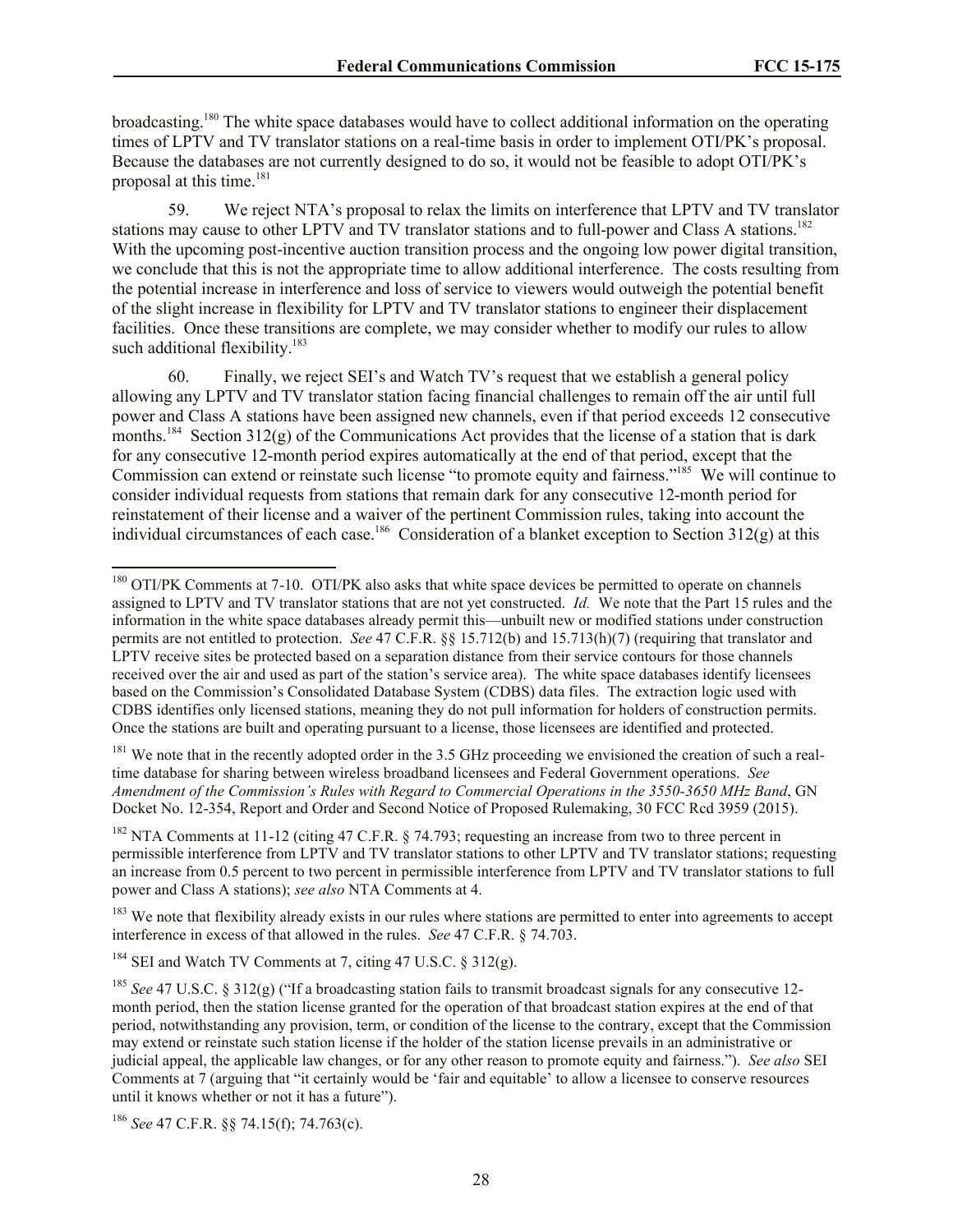broadcasting.[180] The white space databases would have to collect additional information on the operating times of LPTV and TV translator stations on a real-time basis in order to implement OTI/PK's proposal. Because the databases are not currently designed to do so, it would not be feasible to adopt OTI/PK's proposal at this time.[181]

59. We reject NTA's proposal to relax the limits on interference that LPTV and TV translator stations may cause to other LPTV and TV translator stations and to full-power and Class A stations.[182] With the upcoming post-incentive auction transition process and the ongoing low power digital transition, we conclude that this is not the appropriate time to allow additional interference. The costs resulting from the potential increase in interference and loss of service to viewers would outweigh the potential benefit of the slight increase in flexibility for LPTV and TV translator stations to engineer their displacement facilities. Once these transitions are complete, we may consider whether to modify our rules to allow such additional flexibility.[183]

60. Finally, we reject SEI's and Watch TV's request that we establish a general policy allowing any LPTV and TV translator station facing financial challenges to remain off the air until full power and Class A stations have been assigned new channels, even if that period exceeds 12 consecutive months.[184] Section 312(g) of the Communications Act provides that the license of a station that is dark for any consecutive 12-month period expires automatically at the end of that period, except that the Commission can extend or reinstate such license "to promote equity and fairness."[185] We will continue to consider individual requests from stations that remain dark for any consecutive 12-month period for reinstatement of their license and a waiver of the pertinent Commission rules, taking into account the individual circumstances of each case.[186] Consideration of a blanket exception to Section 312(g) at this

---

[180] OTI/PK Comments at 7-10. OTI/PK also asks that white space devices be permitted to operate on channels assigned to LPTV and TV translator stations that are not yet constructed. *Id.* We note that the Part 15 rules and the information in the white space databases already permit this—unbuilt new or modified stations under construction permits are not entitled to protection. *See* 47 C.F.R. §§ 15.712(b) and 15.713(h)(7) (requiring that translator and LPTV receive sites be protected based on a separation distance from their service contours for those channels received over the air and used as part of the station's service area). The white space databases identify licensees based on the Commission's Consolidated Database System (CDBS) data files. The extraction logic used with CDBS identifies only licensed stations, meaning they do not pull information for holders of construction permits. Once the stations are built and operating pursuant to a license, those licensees are identified and protected.

[181] We note that in the recently adopted order in the 3.5 GHz proceeding we envisioned the creation of such a real-time database for sharing between wireless broadband licensees and Federal Government operations. *See Amendment of the Commission's Rules with Regard to Commercial Operations in the 3550-3650 MHz Band*, GN Docket No. 12-354, Report and Order and Second Notice of Proposed Rulemaking, 30 FCC Rcd 3959 (2015).

[182] NTA Comments at 11-12 (citing 47 C.F.R. § 74.793; requesting an increase from two to three percent in permissible interference from LPTV and TV translator stations to other LPTV and TV translator stations; requesting an increase from 0.5 percent to two percent in permissible interference from LPTV and TV translator stations to full power and Class A stations); *see also* NTA Comments at 4.

[183] We note that flexibility already exists in our rules where stations are permitted to enter into agreements to accept interference in excess of that allowed in the rules. *See* 47 C.F.R. § 74.703.

[184] SEI and Watch TV Comments at 7, citing 47 U.S.C. § 312(g).

[185] *See* 47 U.S.C. § 312(g) ("If a broadcasting station fails to transmit broadcast signals for any consecutive 12-month period, then the station license granted for the operation of that broadcast station expires at the end of that period, notwithstanding any provision, term, or condition of the license to the contrary, except that the Commission may extend or reinstate such station license if the holder of the station license prevails in an administrative or judicial appeal, the applicable law changes, or for any other reason to promote equity and fairness."). *See also* SEI Comments at 7 (arguing that "it certainly would be 'fair and equitable' to allow a licensee to conserve resources until it knows whether or not it has a future").

[186] *See* 47 C.F.R. §§ 74.15(f); 74.763(c).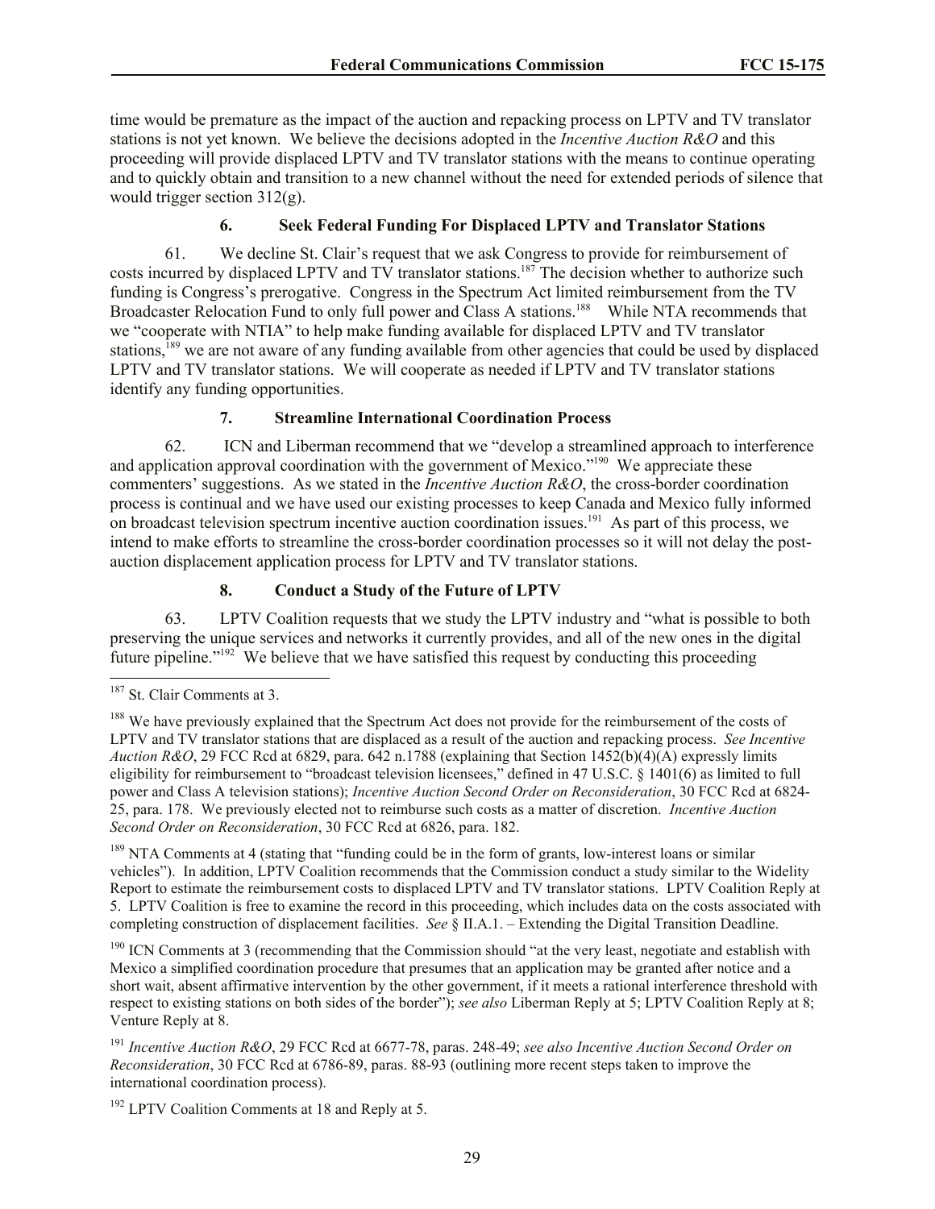time would be premature as the impact of the auction and repacking process on LPTV and TV translator stations is not yet known. We believe the decisions adopted in the *Incentive Auction R&O* and this proceeding will provide displaced LPTV and TV translator stations with the means to continue operating and to quickly obtain and transition to a new channel without the need for extended periods of silence that would trigger section 312(g).

### 6. Seek Federal Funding For Displaced LPTV and Translator Stations

61. We decline St. Clair's request that we ask Congress to provide for reimbursement of costs incurred by displaced LPTV and TV translator stations.[187] The decision whether to authorize such funding is Congress's prerogative. Congress in the Spectrum Act limited reimbursement from the TV Broadcaster Relocation Fund to only full power and Class A stations.[188] While NTA recommends that we "cooperate with NTIA" to help make funding available for displaced LPTV and TV translator stations,[189] we are not aware of any funding available from other agencies that could be used by displaced LPTV and TV translator stations. We will cooperate as needed if LPTV and TV translator stations identify any funding opportunities.

### 7. Streamline International Coordination Process

62. ICN and Liberman recommend that we "develop a streamlined approach to interference and application approval coordination with the government of Mexico."[190] We appreciate these commenters' suggestions. As we stated in the *Incentive Auction R&O*, the cross-border coordination process is continual and we have used our existing processes to keep Canada and Mexico fully informed on broadcast television spectrum incentive auction coordination issues.[191] As part of this process, we intend to make efforts to streamline the cross-border coordination processes so it will not delay the post-auction displacement application process for LPTV and TV translator stations.

### 8. Conduct a Study of the Future of LPTV

63. LPTV Coalition requests that we study the LPTV industry and "what is possible to both preserving the unique services and networks it currently provides, and all of the new ones in the digital future pipeline."[192] We believe that we have satisfied this request by conducting this proceeding

---

[187] St. Clair Comments at 3.

[188] We have previously explained that the Spectrum Act does not provide for the reimbursement of the costs of LPTV and TV translator stations that are displaced as a result of the auction and repacking process. *See Incentive Auction R&O*, 29 FCC Rcd at 6829, para. 642 n.1788 (explaining that Section 1452(b)(4)(A) expressly limits eligibility for reimbursement to "broadcast television licensees," defined in 47 U.S.C. § 1401(6) as limited to full power and Class A television stations); *Incentive Auction Second Order on Reconsideration*, 30 FCC Rcd at 6824-25, para. 178. We previously elected not to reimburse such costs as a matter of discretion. *Incentive Auction Second Order on Reconsideration*, 30 FCC Rcd at 6826, para. 182.

[189] NTA Comments at 4 (stating that "funding could be in the form of grants, low-interest loans or similar vehicles"). In addition, LPTV Coalition recommends that the Commission conduct a study similar to the Widelity Report to estimate the reimbursement costs to displaced LPTV and TV translator stations. LPTV Coalition Reply at 5. LPTV Coalition is free to examine the record in this proceeding, which includes data on the costs associated with completing construction of displacement facilities. *See* § II.A.1. – Extending the Digital Transition Deadline.

[190] ICN Comments at 3 (recommending that the Commission should "at the very least, negotiate and establish with Mexico a simplified coordination procedure that presumes that an application may be granted after notice and a short wait, absent affirmative intervention by the other government, if it meets a rational interference threshold with respect to existing stations on both sides of the border"); *see also* Liberman Reply at 5; LPTV Coalition Reply at 8; Venture Reply at 8.

[191] *Incentive Auction R&O*, 29 FCC Rcd at 6677-78, paras. 248-49; *see also Incentive Auction Second Order on Reconsideration*, 30 FCC Rcd at 6786-89, paras. 88-93 (outlining more recent steps taken to improve the international coordination process).

[192] LPTV Coalition Comments at 18 and Reply at 5.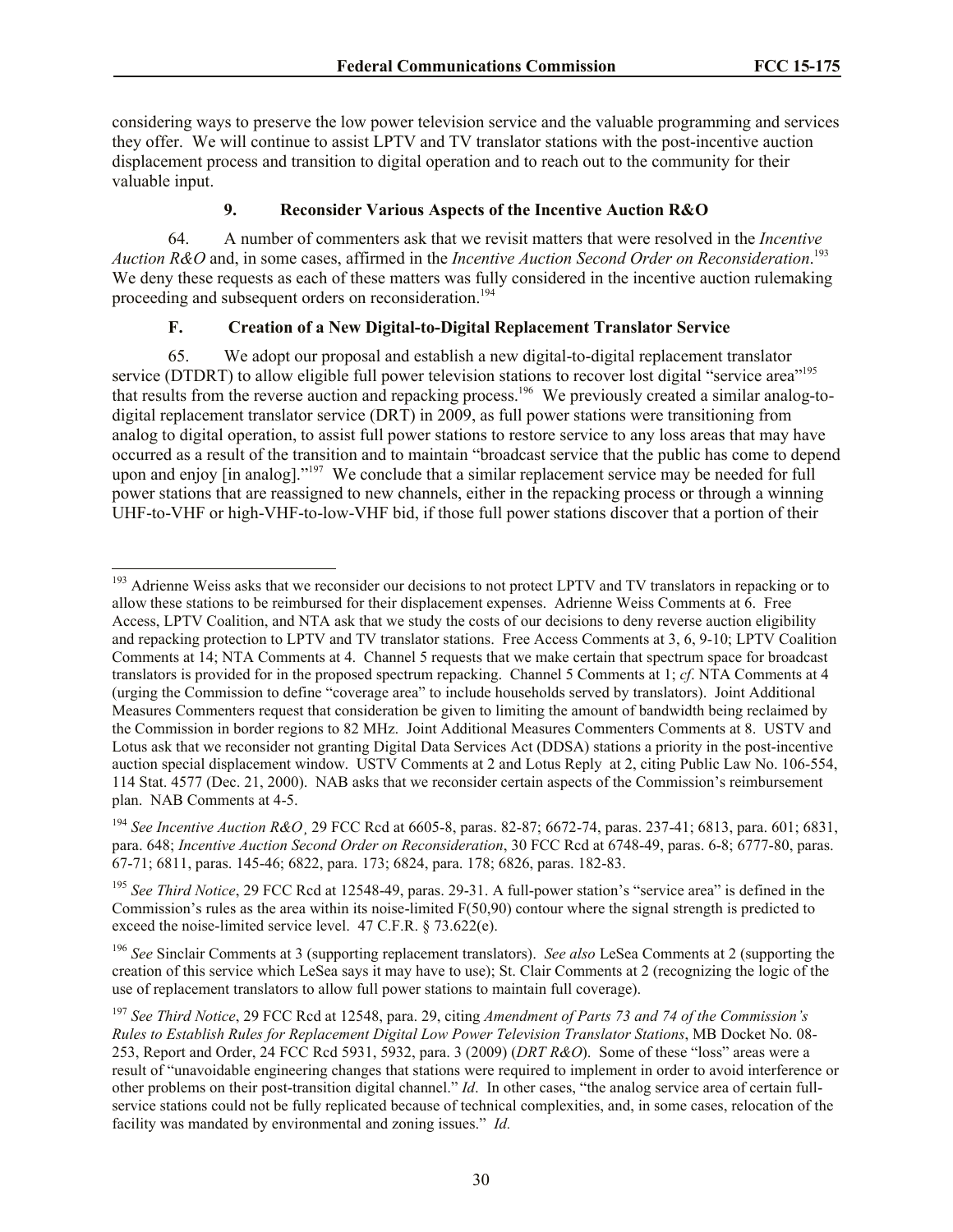considering ways to preserve the low power television service and the valuable programming and services they offer. We will continue to assist LPTV and TV translator stations with the post-incentive auction displacement process and transition to digital operation and to reach out to the community for their valuable input.

### 9. Reconsider Various Aspects of the Incentive Auction R&O

64. A number of commenters ask that we revisit matters that were resolved in the *Incentive Auction R&O* and, in some cases, affirmed in the *Incentive Auction Second Order on Reconsideration*.[193] We deny these requests as each of these matters was fully considered in the incentive auction rulemaking proceeding and subsequent orders on reconsideration.[194]

## F. Creation of a New Digital-to-Digital Replacement Translator Service

65. We adopt our proposal and establish a new digital-to-digital replacement translator service (DTDRT) to allow eligible full power television stations to recover lost digital "service area"[195] that results from the reverse auction and repacking process.[196] We previously created a similar analog-to-digital replacement translator service (DRT) in 2009, as full power stations were transitioning from analog to digital operation, to assist full power stations to restore service to any loss areas that may have occurred as a result of the transition and to maintain "broadcast service that the public has come to depend upon and enjoy [in analog]."[197] We conclude that a similar replacement service may be needed for full power stations that are reassigned to new channels, either in the repacking process or through a winning UHF-to-VHF or high-VHF-to-low-VHF bid, if those full power stations discover that a portion of their

---

[193] Adrienne Weiss asks that we reconsider our decisions to not protect LPTV and TV translators in repacking or to allow these stations to be reimbursed for their displacement expenses. Adrienne Weiss Comments at 6. Free Access, LPTV Coalition, and NTA ask that we study the costs of our decisions to deny reverse auction eligibility and repacking protection to LPTV and TV translator stations. Free Access Comments at 3, 6, 9-10; LPTV Coalition Comments at 14; NTA Comments at 4. Channel 5 requests that we make certain that spectrum space for broadcast translators is provided for in the proposed spectrum repacking. Channel 5 Comments at 1; *cf*. NTA Comments at 4 (urging the Commission to define "coverage area" to include households served by translators). Joint Additional Measures Commenters request that consideration be given to limiting the amount of bandwidth being reclaimed by the Commission in border regions to 82 MHz. Joint Additional Measures Commenters Comments at 8. USTV and Lotus ask that we reconsider not granting Digital Data Services Act (DDSA) stations a priority in the post-incentive auction special displacement window. USTV Comments at 2 and Lotus Reply at 2, citing Public Law No. 106-554, 114 Stat. 4577 (Dec. 21, 2000). NAB asks that we reconsider certain aspects of the Commission's reimbursement plan. NAB Comments at 4-5.

[194] *See Incentive Auction R&O¸* 29 FCC Rcd at 6605-8, paras. 82-87; 6672-74, paras. 237-41; 6813, para. 601; 6831, para. 648; *Incentive Auction Second Order on Reconsideration*, 30 FCC Rcd at 6748-49, paras. 6-8; 6777-80, paras. 67-71; 6811, paras. 145-46; 6822, para. 173; 6824, para. 178; 6826, paras. 182-83.

[195] *See Third Notice*, 29 FCC Rcd at 12548-49, paras. 29-31. A full-power station's "service area" is defined in the Commission's rules as the area within its noise-limited F(50,90) contour where the signal strength is predicted to exceed the noise-limited service level. 47 C.F.R. § 73.622(e).

[196] *See* Sinclair Comments at 3 (supporting replacement translators). *See also* LeSea Comments at 2 (supporting the creation of this service which LeSea says it may have to use); St. Clair Comments at 2 (recognizing the logic of the use of replacement translators to allow full power stations to maintain full coverage).

[197] *See Third Notice*, 29 FCC Rcd at 12548, para. 29, citing *Amendment of Parts 73 and 74 of the Commission's Rules to Establish Rules for Replacement Digital Low Power Television Translator Stations*, MB Docket No. 08-253, Report and Order, 24 FCC Rcd 5931, 5932, para. 3 (2009) (*DRT R&O*). Some of these "loss" areas were a result of "unavoidable engineering changes that stations were required to implement in order to avoid interference or other problems on their post-transition digital channel." *Id*. In other cases, "the analog service area of certain full-service stations could not be fully replicated because of technical complexities, and, in some cases, relocation of the facility was mandated by environmental and zoning issues." *Id.*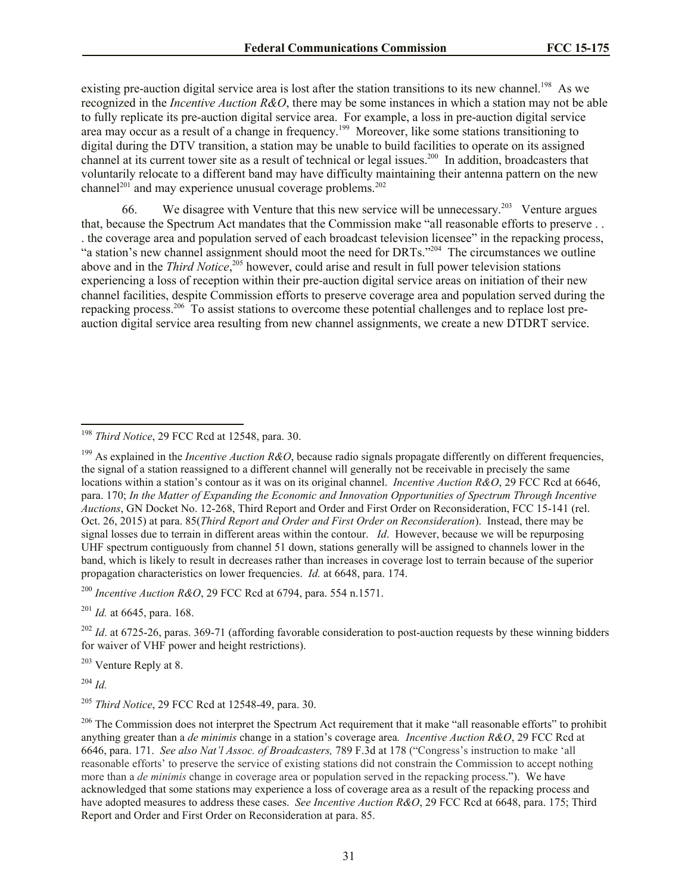existing pre-auction digital service area is lost after the station transitions to its new channel.[198] As we recognized in the *Incentive Auction R&O*, there may be some instances in which a station may not be able to fully replicate its pre-auction digital service area. For example, a loss in pre-auction digital service area may occur as a result of a change in frequency.[199] Moreover, like some stations transitioning to digital during the DTV transition, a station may be unable to build facilities to operate on its assigned channel at its current tower site as a result of technical or legal issues.[200] In addition, broadcasters that voluntarily relocate to a different band may have difficulty maintaining their antenna pattern on the new channel[201] and may experience unusual coverage problems.[202]

66. We disagree with Venture that this new service will be unnecessary.[203] Venture argues that, because the Spectrum Act mandates that the Commission make "all reasonable efforts to preserve . . . the coverage area and population served of each broadcast television licensee" in the repacking process, "a station's new channel assignment should moot the need for DRTs."[204] The circumstances we outline above and in the *Third Notice*,[205] however, could arise and result in full power television stations experiencing a loss of reception within their pre-auction digital service areas on initiation of their new channel facilities, despite Commission efforts to preserve coverage area and population served during the repacking process.[206] To assist stations to overcome these potential challenges and to replace lost pre-auction digital service area resulting from new channel assignments, we create a new DTDRT service.

---

[198] *Third Notice*, 29 FCC Rcd at 12548, para. 30.

[199] As explained in the *Incentive Auction R&O*, because radio signals propagate differently on different frequencies, the signal of a station reassigned to a different channel will generally not be receivable in precisely the same locations within a station's contour as it was on its original channel. *Incentive Auction R&O*, 29 FCC Rcd at 6646, para. 170; *In the Matter of Expanding the Economic and Innovation Opportunities of Spectrum Through Incentive Auctions*, GN Docket No. 12-268, Third Report and Order and First Order on Reconsideration, FCC 15-141 (rel. Oct. 26, 2015) at para. 85(*Third Report and Order and First Order on Reconsideration*). Instead, there may be signal losses due to terrain in different areas within the contour. *Id*. However, because we will be repurposing UHF spectrum contiguously from channel 51 down, stations generally will be assigned to channels lower in the band, which is likely to result in decreases rather than increases in coverage lost to terrain because of the superior propagation characteristics on lower frequencies. *Id.* at 6648, para. 174.

[200] *Incentive Auction R&O*, 29 FCC Rcd at 6794, para. 554 n.1571.

[201] *Id.* at 6645, para. 168.

[202] *Id*. at 6725-26, paras. 369-71 (affording favorable consideration to post-auction requests by these winning bidders for waiver of VHF power and height restrictions).

[203] Venture Reply at 8.

[204] *Id.*

[205] *Third Notice*, 29 FCC Rcd at 12548-49, para. 30.

[206] The Commission does not interpret the Spectrum Act requirement that it make "all reasonable efforts" to prohibit anything greater than a *de minimis* change in a station's coverage area. *Incentive Auction R&O*, 29 FCC Rcd at 6646, para. 171. *See also Nat'l Assoc. of Broadcasters,* 789 F.3d at 178 ("Congress's instruction to make 'all reasonable efforts' to preserve the service of existing stations did not constrain the Commission to accept nothing more than a *de minimis* change in coverage area or population served in the repacking process."). We have acknowledged that some stations may experience a loss of coverage area as a result of the repacking process and have adopted measures to address these cases. *See Incentive Auction R&O*, 29 FCC Rcd at 6648, para. 175; Third Report and Order and First Order on Reconsideration at para. 85.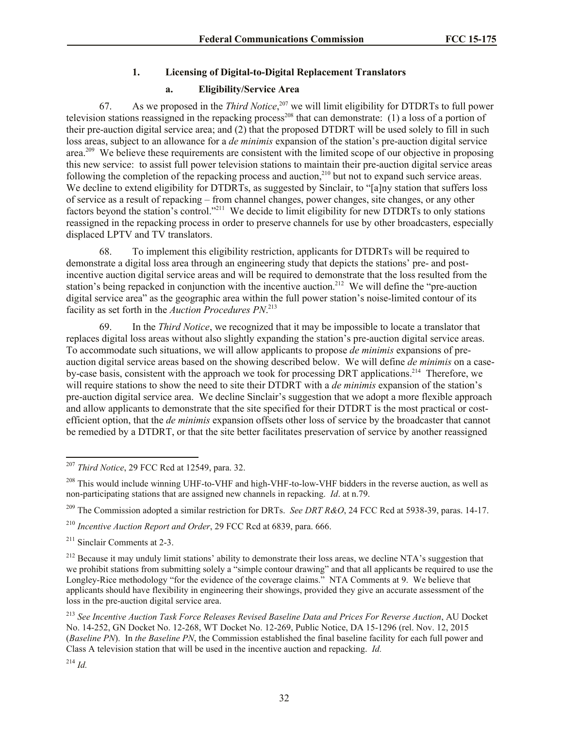### 1. Licensing of Digital-to-Digital Replacement Translators

#### a. Eligibility/Service Area

67. As we proposed in the *Third Notice*,[207] we will limit eligibility for DTDRTs to full power television stations reassigned in the repacking process[208] that can demonstrate: (1) a loss of a portion of their pre-auction digital service area; and (2) that the proposed DTDRT will be used solely to fill in such loss areas, subject to an allowance for a *de minimis* expansion of the station's pre-auction digital service area.[209] We believe these requirements are consistent with the limited scope of our objective in proposing this new service: to assist full power television stations to maintain their pre-auction digital service areas following the completion of the repacking process and auction,[210] but not to expand such service areas. We decline to extend eligibility for DTDRTs, as suggested by Sinclair, to "[a]ny station that suffers loss of service as a result of repacking – from channel changes, power changes, site changes, or any other factors beyond the station's control."[211] We decide to limit eligibility for new DTDRTs to only stations reassigned in the repacking process in order to preserve channels for use by other broadcasters, especially displaced LPTV and TV translators.

68. To implement this eligibility restriction, applicants for DTDRTs will be required to demonstrate a digital loss area through an engineering study that depicts the stations' pre- and post-incentive auction digital service areas and will be required to demonstrate that the loss resulted from the station's being repacked in conjunction with the incentive auction.[212] We will define the "pre-auction digital service area" as the geographic area within the full power station's noise-limited contour of its facility as set forth in the *Auction Procedures PN*.[213]

69. In the *Third Notice*, we recognized that it may be impossible to locate a translator that replaces digital loss areas without also slightly expanding the station's pre-auction digital service areas. To accommodate such situations, we will allow applicants to propose *de minimis* expansions of pre-auction digital service areas based on the showing described below. We will define *de minimis* on a case-by-case basis, consistent with the approach we took for processing DRT applications.[214] Therefore, we will require stations to show the need to site their DTDRT with a *de minimis* expansion of the station's pre-auction digital service area. We decline Sinclair's suggestion that we adopt a more flexible approach and allow applicants to demonstrate that the site specified for their DTDRT is the most practical or cost-efficient option, that the *de minimis* expansion offsets other loss of service by the broadcaster that cannot be remedied by a DTDRT, or that the site better facilitates preservation of service by another reassigned

---

[207] *Third Notice*, 29 FCC Rcd at 12549, para. 32.

[208] This would include winning UHF-to-VHF and high-VHF-to-low-VHF bidders in the reverse auction, as well as non-participating stations that are assigned new channels in repacking. *Id*. at n.79.

[209] The Commission adopted a similar restriction for DRTs. *See DRT R&O*, 24 FCC Rcd at 5938-39, paras. 14-17.

[210] *Incentive Auction Report and Order*, 29 FCC Rcd at 6839, para. 666.

[211] Sinclair Comments at 2-3.

[212] Because it may unduly limit stations' ability to demonstrate their loss areas, we decline NTA's suggestion that we prohibit stations from submitting solely a "simple contour drawing" and that all applicants be required to use the Longley-Rice methodology "for the evidence of the coverage claims." NTA Comments at 9. We believe that applicants should have flexibility in engineering their showings, provided they give an accurate assessment of the loss in the pre-auction digital service area.

[213] *See Incentive Auction Task Force Releases Revised Baseline Data and Prices For Reverse Auction*, AU Docket No. 14-252, GN Docket No. 12-268, WT Docket No. 12-269, Public Notice, DA 15-1296 (rel. Nov. 12, 2015 (*Baseline PN*). In *the Baseline PN*, the Commission established the final baseline facility for each full power and Class A television station that will be used in the incentive auction and repacking. *Id.*

[214] *Id.*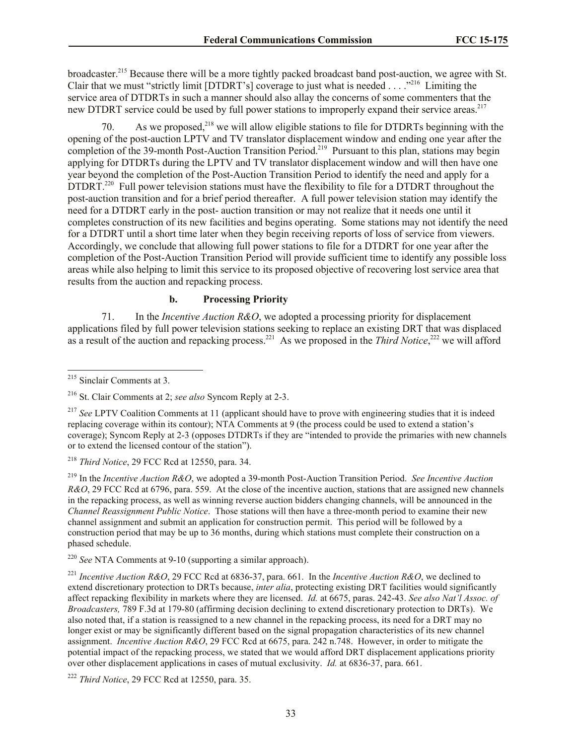broadcaster.[215] Because there will be a more tightly packed broadcast band post-auction, we agree with St. Clair that we must "strictly limit [DTDRT's] coverage to just what is needed . . . ."[216] Limiting the service area of DTDRTs in such a manner should also allay the concerns of some commenters that the new DTDRT service could be used by full power stations to improperly expand their service areas.[217]

70. As we proposed,[218] we will allow eligible stations to file for DTDRTs beginning with the opening of the post-auction LPTV and TV translator displacement window and ending one year after the completion of the 39-month Post-Auction Transition Period.[219] Pursuant to this plan, stations may begin applying for DTDRTs during the LPTV and TV translator displacement window and will then have one year beyond the completion of the Post-Auction Transition Period to identify the need and apply for a DTDRT.[220] Full power television stations must have the flexibility to file for a DTDRT throughout the post-auction transition and for a brief period thereafter. A full power television station may identify the need for a DTDRT early in the post- auction transition or may not realize that it needs one until it completes construction of its new facilities and begins operating. Some stations may not identify the need for a DTDRT until a short time later when they begin receiving reports of loss of service from viewers. Accordingly, we conclude that allowing full power stations to file for a DTDRT for one year after the completion of the Post-Auction Transition Period will provide sufficient time to identify any possible loss areas while also helping to limit this service to its proposed objective of recovering lost service area that results from the auction and repacking process.

#### b. Processing Priority

71. In the *Incentive Auction R&O*, we adopted a processing priority for displacement applications filed by full power television stations seeking to replace an existing DRT that was displaced as a result of the auction and repacking process.[221] As we proposed in the *Third Notice*,[222] we will afford

---

[215] Sinclair Comments at 3.

[216] St. Clair Comments at 2; *see also* Syncom Reply at 2-3.

[217] *See* LPTV Coalition Comments at 11 (applicant should have to prove with engineering studies that it is indeed replacing coverage within its contour); NTA Comments at 9 (the process could be used to extend a station's coverage); Syncom Reply at 2-3 (opposes DTDRTs if they are "intended to provide the primaries with new channels or to extend the licensed contour of the station").

[218] *Third Notice*, 29 FCC Rcd at 12550, para. 34.

[219] In the *Incentive Auction R&O*, we adopted a 39-month Post-Auction Transition Period. *See Incentive Auction R&O*, 29 FCC Rcd at 6796, para. 559. At the close of the incentive auction, stations that are assigned new channels in the repacking process, as well as winning reverse auction bidders changing channels, will be announced in the *Channel Reassignment Public Notice*. Those stations will then have a three-month period to examine their new channel assignment and submit an application for construction permit. This period will be followed by a construction period that may be up to 36 months, during which stations must complete their construction on a phased schedule.

[220] *See* NTA Comments at 9-10 (supporting a similar approach).

[221] *Incentive Auction R&O*, 29 FCC Rcd at 6836-37, para. 661. In the *Incentive Auction R&O*, we declined to extend discretionary protection to DRTs because, *inter alia*, protecting existing DRT facilities would significantly affect repacking flexibility in markets where they are licensed. *Id.* at 6675, paras. 242-43. *See also Nat'l Assoc. of Broadcasters,* 789 F.3d at 179-80 (affirming decision declining to extend discretionary protection to DRTs). We also noted that, if a station is reassigned to a new channel in the repacking process, its need for a DRT may no longer exist or may be significantly different based on the signal propagation characteristics of its new channel assignment. *Incentive Auction R&O*, 29 FCC Rcd at 6675, para. 242 n.748. However, in order to mitigate the potential impact of the repacking process, we stated that we would afford DRT displacement applications priority over other displacement applications in cases of mutual exclusivity. *Id.* at 6836-37, para. 661.

[222] *Third Notice*, 29 FCC Rcd at 12550, para. 35.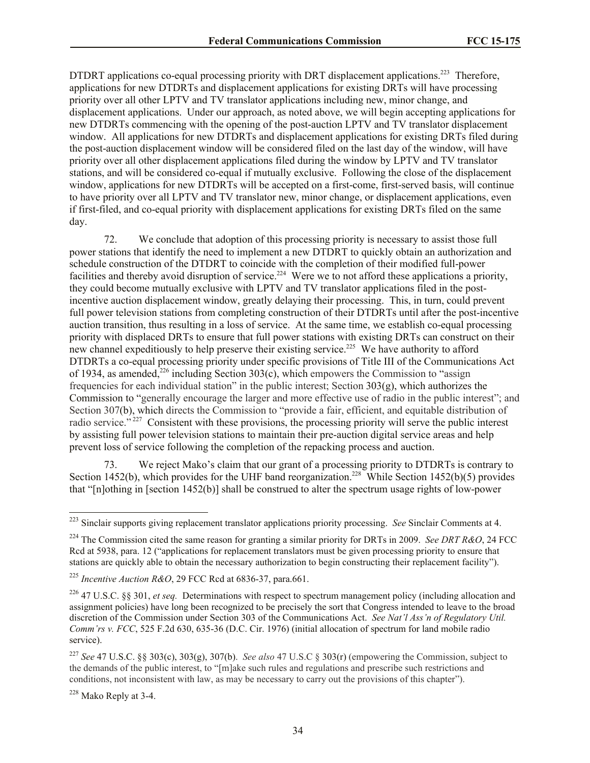DTDRT applications co-equal processing priority with DRT displacement applications.[223] Therefore, applications for new DTDRTs and displacement applications for existing DRTs will have processing priority over all other LPTV and TV translator applications including new, minor change, and displacement applications. Under our approach, as noted above, we will begin accepting applications for new DTDRTs commencing with the opening of the post-auction LPTV and TV translator displacement window. All applications for new DTDRTs and displacement applications for existing DRTs filed during the post-auction displacement window will be considered filed on the last day of the window, will have priority over all other displacement applications filed during the window by LPTV and TV translator stations, and will be considered co-equal if mutually exclusive. Following the close of the displacement window, applications for new DTDRTs will be accepted on a first-come, first-served basis, will continue to have priority over all LPTV and TV translator new, minor change, or displacement applications, even if first-filed, and co-equal priority with displacement applications for existing DRTs filed on the same day.

72. We conclude that adoption of this processing priority is necessary to assist those full power stations that identify the need to implement a new DTDRT to quickly obtain an authorization and schedule construction of the DTDRT to coincide with the completion of their modified full-power facilities and thereby avoid disruption of service.[224] Were we to not afford these applications a priority, they could become mutually exclusive with LPTV and TV translator applications filed in the post-incentive auction displacement window, greatly delaying their processing. This, in turn, could prevent full power television stations from completing construction of their DTDRTs until after the post-incentive auction transition, thus resulting in a loss of service. At the same time, we establish co-equal processing priority with displaced DRTs to ensure that full power stations with existing DRTs can construct on their new channel expeditiously to help preserve their existing service.[225] We have authority to afford DTDRTs a co-equal processing priority under specific provisions of Title III of the Communications Act of 1934, as amended,[226] including Section 303(c), which empowers the Commission to "assign frequencies for each individual station" in the public interest; Section 303(g), which authorizes the Commission to "generally encourage the larger and more effective use of radio in the public interest"; and Section 307(b), which directs the Commission to "provide a fair, efficient, and equitable distribution of radio service."[227] Consistent with these provisions, the processing priority will serve the public interest by assisting full power television stations to maintain their pre-auction digital service areas and help prevent loss of service following the completion of the repacking process and auction.

73. We reject Mako's claim that our grant of a processing priority to DTDRTs is contrary to Section 1452(b), which provides for the UHF band reorganization.[228] While Section 1452(b)(5) provides that "[n]othing in [section 1452(b)] shall be construed to alter the spectrum usage rights of low-power

---

[223] Sinclair supports giving replacement translator applications priority processing. *See* Sinclair Comments at 4.

[224] The Commission cited the same reason for granting a similar priority for DRTs in 2009. *See DRT R&O*, 24 FCC Rcd at 5938, para. 12 ("applications for replacement translators must be given processing priority to ensure that stations are quickly able to obtain the necessary authorization to begin constructing their replacement facility").

[225] *Incentive Auction R&O*, 29 FCC Rcd at 6836-37, para.661.

[226] 47 U.S.C. §§ 301, *et seq.* Determinations with respect to spectrum management policy (including allocation and assignment policies) have long been recognized to be precisely the sort that Congress intended to leave to the broad discretion of the Commission under Section 303 of the Communications Act. *See Nat'l Ass'n of Regulatory Util. Comm'rs v. FCC*, 525 F.2d 630, 635-36 (D.C. Cir. 1976) (initial allocation of spectrum for land mobile radio service).

[227] *See* 47 U.S.C. §§ 303(c), 303(g), 307(b). *See also* 47 U.S.C § 303(r) (empowering the Commission, subject to the demands of the public interest, to "[m]ake such rules and regulations and prescribe such restrictions and conditions, not inconsistent with law, as may be necessary to carry out the provisions of this chapter").

[228] Mako Reply at 3-4.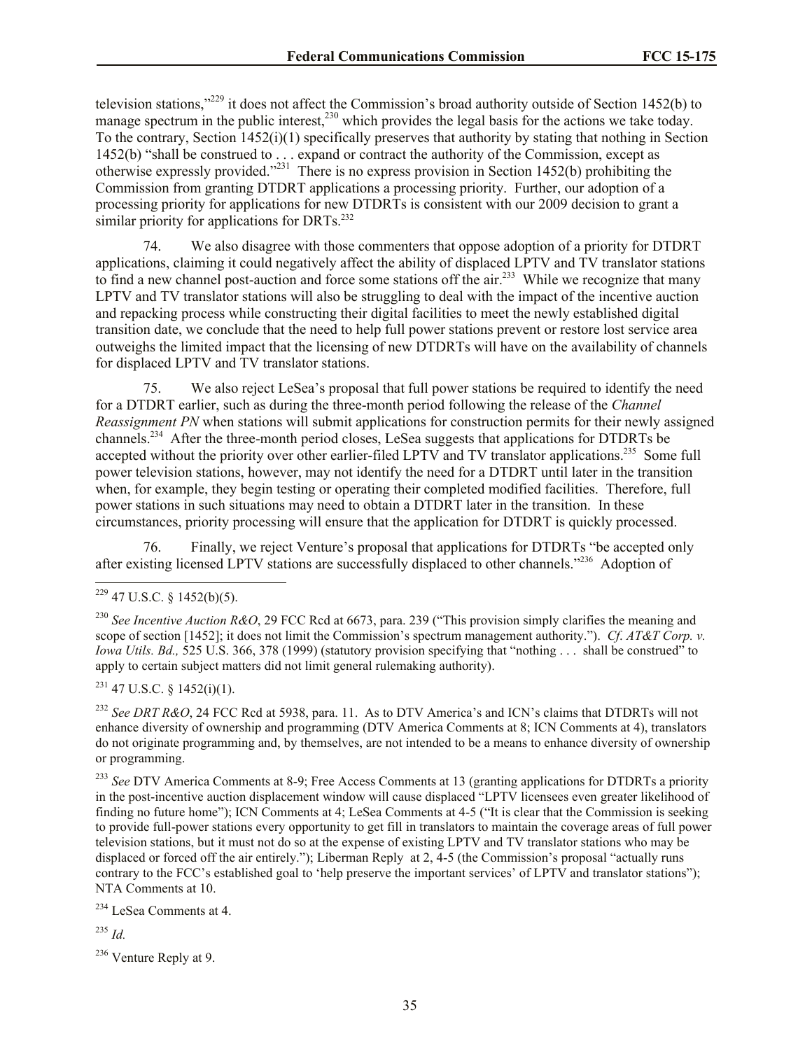television stations,"[229] it does not affect the Commission's broad authority outside of Section 1452(b) to manage spectrum in the public interest,[230] which provides the legal basis for the actions we take today. To the contrary, Section 1452(i)(1) specifically preserves that authority by stating that nothing in Section 1452(b) "shall be construed to . . . expand or contract the authority of the Commission, except as otherwise expressly provided."[231] There is no express provision in Section 1452(b) prohibiting the Commission from granting DTDRT applications a processing priority. Further, our adoption of a processing priority for applications for new DTDRTs is consistent with our 2009 decision to grant a similar priority for applications for DRTs.[232]

74. We also disagree with those commenters that oppose adoption of a priority for DTDRT applications, claiming it could negatively affect the ability of displaced LPTV and TV translator stations to find a new channel post-auction and force some stations off the air.[233] While we recognize that many LPTV and TV translator stations will also be struggling to deal with the impact of the incentive auction and repacking process while constructing their digital facilities to meet the newly established digital transition date, we conclude that the need to help full power stations prevent or restore lost service area outweighs the limited impact that the licensing of new DTDRTs will have on the availability of channels for displaced LPTV and TV translator stations.

75. We also reject LeSea's proposal that full power stations be required to identify the need for a DTDRT earlier, such as during the three-month period following the release of the *Channel Reassignment PN* when stations will submit applications for construction permits for their newly assigned channels.[234] After the three-month period closes, LeSea suggests that applications for DTDRTs be accepted without the priority over other earlier-filed LPTV and TV translator applications.[235] Some full power television stations, however, may not identify the need for a DTDRT until later in the transition when, for example, they begin testing or operating their completed modified facilities. Therefore, full power stations in such situations may need to obtain a DTDRT later in the transition. In these circumstances, priority processing will ensure that the application for DTDRT is quickly processed.

76. Finally, we reject Venture's proposal that applications for DTDRTs "be accepted only after existing licensed LPTV stations are successfully displaced to other channels."[236] Adoption of

---

[229] 47 U.S.C. § 1452(b)(5).

[230] *See Incentive Auction R&O*, 29 FCC Rcd at 6673, para. 239 ("This provision simply clarifies the meaning and scope of section [1452]; it does not limit the Commission's spectrum management authority."). *Cf. AT&T Corp. v. Iowa Utils. Bd.,* 525 U.S. 366, 378 (1999) (statutory provision specifying that "nothing . . . shall be construed" to apply to certain subject matters did not limit general rulemaking authority).

[231] 47 U.S.C. § 1452(i)(1).

[232] *See DRT R&O*, 24 FCC Rcd at 5938, para. 11. As to DTV America's and ICN's claims that DTDRTs will not enhance diversity of ownership and programming (DTV America Comments at 8; ICN Comments at 4), translators do not originate programming and, by themselves, are not intended to be a means to enhance diversity of ownership or programming.

[233] *See* DTV America Comments at 8-9; Free Access Comments at 13 (granting applications for DTDRTs a priority in the post-incentive auction displacement window will cause displaced "LPTV licensees even greater likelihood of finding no future home"); ICN Comments at 4; LeSea Comments at 4-5 ("It is clear that the Commission is seeking to provide full-power stations every opportunity to get fill in translators to maintain the coverage areas of full power television stations, but it must not do so at the expense of existing LPTV and TV translator stations who may be displaced or forced off the air entirely."); Liberman Reply at 2, 4-5 (the Commission's proposal "actually runs contrary to the FCC's established goal to 'help preserve the important services' of LPTV and translator stations"); NTA Comments at 10.

[234] LeSea Comments at 4.

[235] *Id.*

[236] Venture Reply at 9.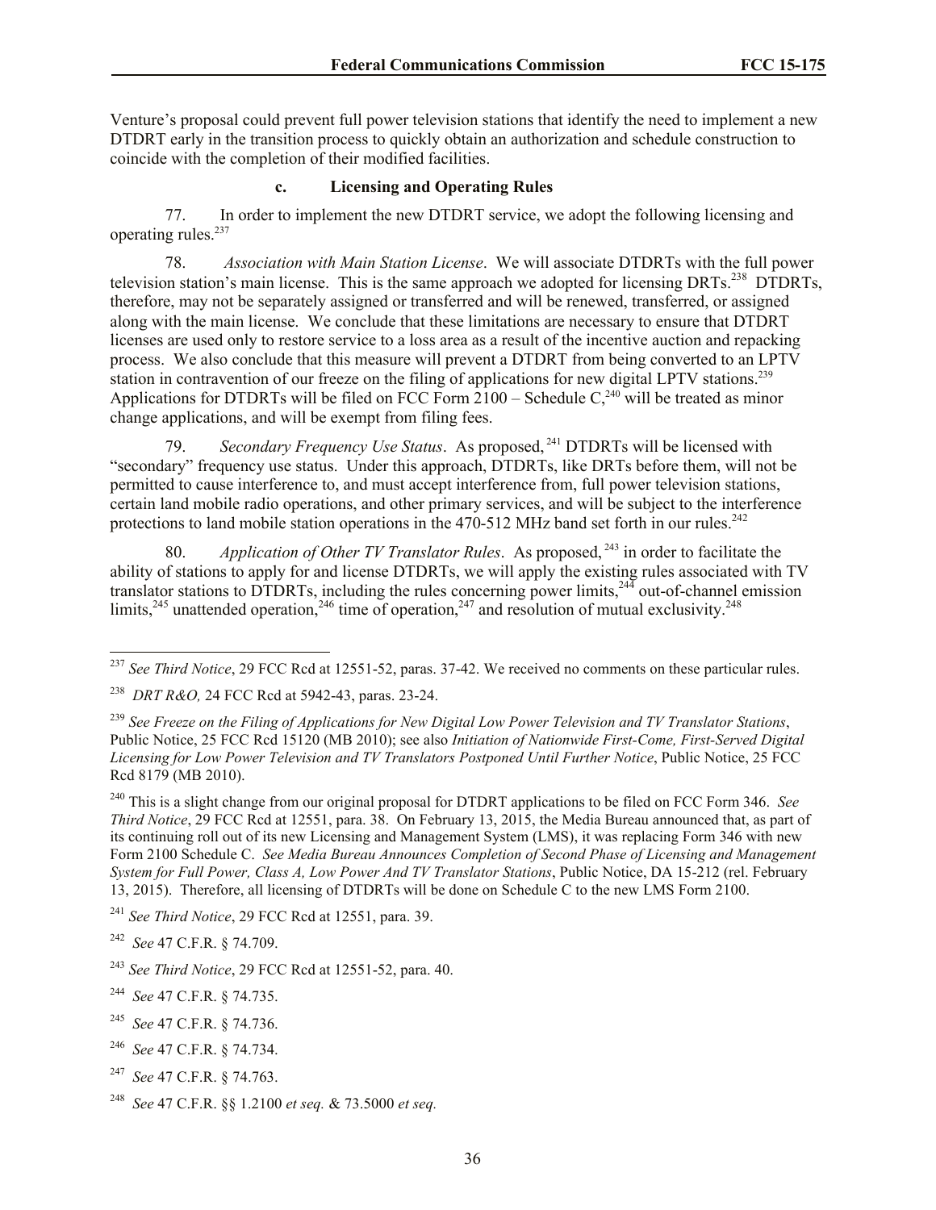Venture's proposal could prevent full power television stations that identify the need to implement a new DTDRT early in the transition process to quickly obtain an authorization and schedule construction to coincide with the completion of their modified facilities.

#### c. Licensing and Operating Rules

77. In order to implement the new DTDRT service, we adopt the following licensing and operating rules.[237]

78. *Association with Main Station License*. We will associate DTDRTs with the full power television station's main license. This is the same approach we adopted for licensing DRTs.[238] DTDRTs, therefore, may not be separately assigned or transferred and will be renewed, transferred, or assigned along with the main license. We conclude that these limitations are necessary to ensure that DTDRT licenses are used only to restore service to a loss area as a result of the incentive auction and repacking process. We also conclude that this measure will prevent a DTDRT from being converted to an LPTV station in contravention of our freeze on the filing of applications for new digital LPTV stations.[239] Applications for DTDRTs will be filed on FCC Form 2100 – Schedule C,[240] will be treated as minor change applications, and will be exempt from filing fees.

79. *Secondary Frequency Use Status*. As proposed,[241] DTDRTs will be licensed with "secondary" frequency use status. Under this approach, DTDRTs, like DRTs before them, will not be permitted to cause interference to, and must accept interference from, full power television stations, certain land mobile radio operations, and other primary services, and will be subject to the interference protections to land mobile station operations in the 470-512 MHz band set forth in our rules.[242]

80. *Application of Other TV Translator Rules*. As proposed,[243] in order to facilitate the ability of stations to apply for and license DTDRTs, we will apply the existing rules associated with TV translator stations to DTDRTs, including the rules concerning power limits,[244] out-of-channel emission limits,[245] unattended operation,[246] time of operation,[247] and resolution of mutual exclusivity.[248]

---

[237] *See Third Notice*, 29 FCC Rcd at 12551-52, paras. 37-42. We received no comments on these particular rules.

[238] *DRT R&O,* 24 FCC Rcd at 5942-43, paras. 23-24.

[239] *See Freeze on the Filing of Applications for New Digital Low Power Television and TV Translator Stations*, Public Notice, 25 FCC Rcd 15120 (MB 2010); see also *Initiation of Nationwide First-Come, First-Served Digital Licensing for Low Power Television and TV Translators Postponed Until Further Notice*, Public Notice, 25 FCC Rcd 8179 (MB 2010).

[240] This is a slight change from our original proposal for DTDRT applications to be filed on FCC Form 346. *See Third Notice*, 29 FCC Rcd at 12551, para. 38. On February 13, 2015, the Media Bureau announced that, as part of its continuing roll out of its new Licensing and Management System (LMS), it was replacing Form 346 with new Form 2100 Schedule C. *See Media Bureau Announces Completion of Second Phase of Licensing and Management System for Full Power, Class A, Low Power And TV Translator Stations*, Public Notice, DA 15-212 (rel. February 13, 2015). Therefore, all licensing of DTDRTs will be done on Schedule C to the new LMS Form 2100.

[241] *See Third Notice*, 29 FCC Rcd at 12551, para. 39.

[242] *See* 47 C.F.R. § 74.709.

[243] *See Third Notice*, 29 FCC Rcd at 12551-52, para. 40.

[244] *See* 47 C.F.R. § 74.735.

[245] *See* 47 C.F.R. § 74.736.

[246] *See* 47 C.F.R. § 74.734.

[247] *See* 47 C.F.R. § 74.763.

[248] *See* 47 C.F.R. §§ 1.2100 *et seq.* & 73.5000 *et seq.*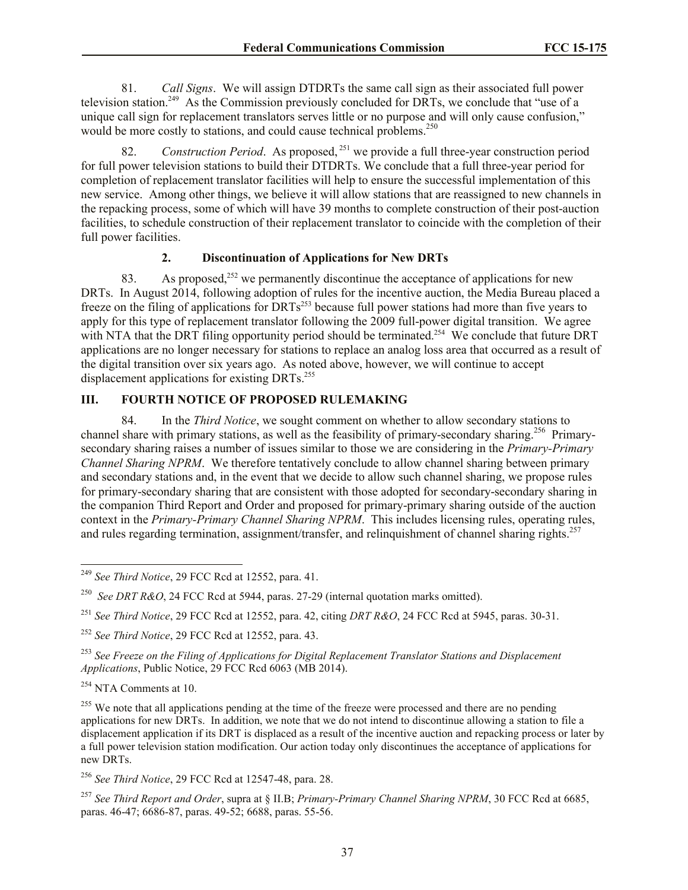81. *Call Signs*. We will assign DTDRTs the same call sign as their associated full power television station.[249] As the Commission previously concluded for DRTs, we conclude that "use of a unique call sign for replacement translators serves little or no purpose and will only cause confusion," would be more costly to stations, and could cause technical problems.[250]

82. *Construction Period*. As proposed,[251] we provide a full three-year construction period for full power television stations to build their DTDRTs. We conclude that a full three-year period for completion of replacement translator facilities will help to ensure the successful implementation of this new service. Among other things, we believe it will allow stations that are reassigned to new channels in the repacking process, some of which will have 39 months to complete construction of their post-auction facilities, to schedule construction of their replacement translator to coincide with the completion of their full power facilities.

### 2. Discontinuation of Applications for New DRTs

83. As proposed,[252] we permanently discontinue the acceptance of applications for new DRTs. In August 2014, following adoption of rules for the incentive auction, the Media Bureau placed a freeze on the filing of applications for DRTs[253] because full power stations had more than five years to apply for this type of replacement translator following the 2009 full-power digital transition. We agree with NTA that the DRT filing opportunity period should be terminated.[254] We conclude that future DRT applications are no longer necessary for stations to replace an analog loss area that occurred as a result of the digital transition over six years ago. As noted above, however, we will continue to accept displacement applications for existing DRTs.[255]

## III. FOURTH NOTICE OF PROPOSED RULEMAKING

84. In the *Third Notice*, we sought comment on whether to allow secondary stations to channel share with primary stations, as well as the feasibility of primary-secondary sharing.[256] Primary-secondary sharing raises a number of issues similar to those we are considering in the *Primary-Primary Channel Sharing NPRM*. We therefore tentatively conclude to allow channel sharing between primary and secondary stations and, in the event that we decide to allow such channel sharing, we propose rules for primary-secondary sharing that are consistent with those adopted for secondary-secondary sharing in the companion Third Report and Order and proposed for primary-primary sharing outside of the auction context in the *Primary-Primary Channel Sharing NPRM*. This includes licensing rules, operating rules, and rules regarding termination, assignment/transfer, and relinquishment of channel sharing rights.[257]

---

[249] *See Third Notice*, 29 FCC Rcd at 12552, para. 41.

[250] *See DRT R&O*, 24 FCC Rcd at 5944, paras. 27-29 (internal quotation marks omitted).

[251] *See Third Notice*, 29 FCC Rcd at 12552, para. 42, citing *DRT R&O*, 24 FCC Rcd at 5945, paras. 30-31.

[252] *See Third Notice*, 29 FCC Rcd at 12552, para. 43.

[253] *See Freeze on the Filing of Applications for Digital Replacement Translator Stations and Displacement Applications*, Public Notice, 29 FCC Rcd 6063 (MB 2014).

[254] NTA Comments at 10.

[255] We note that all applications pending at the time of the freeze were processed and there are no pending applications for new DRTs. In addition, we note that we do not intend to discontinue allowing a station to file a displacement application if its DRT is displaced as a result of the incentive auction and repacking process or later by a full power television station modification. Our action today only discontinues the acceptance of applications for new DRTs.

[256] *See Third Notice*, 29 FCC Rcd at 12547-48, para. 28.

[257] *See Third Report and Order*, supra at § II.B; *Primary-Primary Channel Sharing NPRM*, 30 FCC Rcd at 6685, paras. 46-47; 6686-87, paras. 49-52; 6688, paras. 55-56.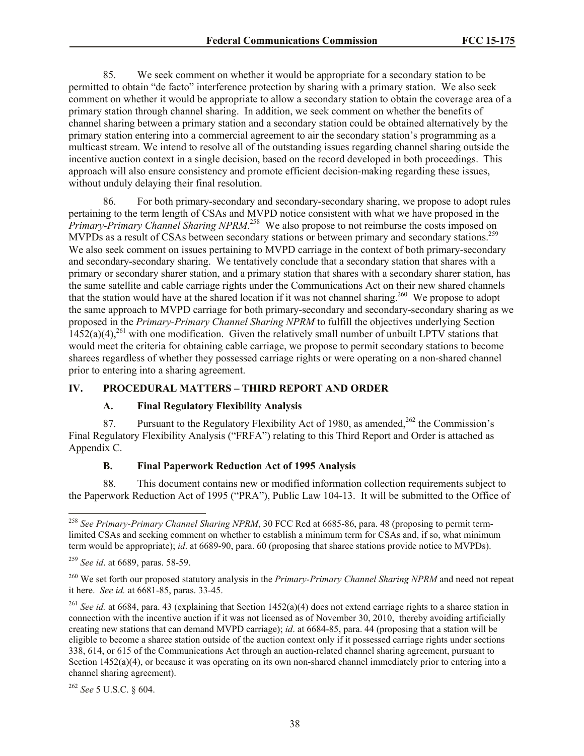85. We seek comment on whether it would be appropriate for a secondary station to be permitted to obtain "de facto" interference protection by sharing with a primary station. We also seek comment on whether it would be appropriate to allow a secondary station to obtain the coverage area of a primary station through channel sharing. In addition, we seek comment on whether the benefits of channel sharing between a primary station and a secondary station could be obtained alternatively by the primary station entering into a commercial agreement to air the secondary station's programming as a multicast stream. We intend to resolve all of the outstanding issues regarding channel sharing outside the incentive auction context in a single decision, based on the record developed in both proceedings. This approach will also ensure consistency and promote efficient decision-making regarding these issues, without unduly delaying their final resolution.

86. For both primary-secondary and secondary-secondary sharing, we propose to adopt rules pertaining to the term length of CSAs and MVPD notice consistent with what we have proposed in the *Primary-Primary Channel Sharing NPRM*.[258] We also propose to not reimburse the costs imposed on MVPDs as a result of CSAs between secondary stations or between primary and secondary stations.[259] We also seek comment on issues pertaining to MVPD carriage in the context of both primary-secondary and secondary-secondary sharing. We tentatively conclude that a secondary station that shares with a primary or secondary sharer station, and a primary station that shares with a secondary sharer station, has the same satellite and cable carriage rights under the Communications Act on their new shared channels that the station would have at the shared location if it was not channel sharing.[260] We propose to adopt the same approach to MVPD carriage for both primary-secondary and secondary-secondary sharing as we proposed in the *Primary-Primary Channel Sharing NPRM* to fulfill the objectives underlying Section 1452(a)(4),[261] with one modification. Given the relatively small number of unbuilt LPTV stations that would meet the criteria for obtaining cable carriage, we propose to permit secondary stations to become sharees regardless of whether they possessed carriage rights or were operating on a non-shared channel prior to entering into a sharing agreement.

## IV. PROCEDURAL MATTERS – THIRD REPORT AND ORDER

### A. Final Regulatory Flexibility Analysis

87. Pursuant to the Regulatory Flexibility Act of 1980, as amended,[262] the Commission's Final Regulatory Flexibility Analysis ("FRFA") relating to this Third Report and Order is attached as Appendix C.

### B. Final Paperwork Reduction Act of 1995 Analysis

88. This document contains new or modified information collection requirements subject to the Paperwork Reduction Act of 1995 ("PRA"), Public Law 104-13. It will be submitted to the Office of

---

[258] *See Primary-Primary Channel Sharing NPRM*, 30 FCC Rcd at 6685-86, para. 48 (proposing to permit term-limited CSAs and seeking comment on whether to establish a minimum term for CSAs and, if so, what minimum term would be appropriate); *id*. at 6689-90, para. 60 (proposing that sharee stations provide notice to MVPDs).

[259] *See id*. at 6689, paras. 58-59.

[260] We set forth our proposed statutory analysis in the *Primary-Primary Channel Sharing NPRM* and need not repeat it here. *See id.* at 6681-85, paras. 33-45.

[261] *See id.* at 6684, para. 43 (explaining that Section 1452(a)(4) does not extend carriage rights to a sharee station in connection with the incentive auction if it was not licensed as of November 30, 2010, thereby avoiding artificially creating new stations that can demand MVPD carriage); *id*. at 6684-85, para. 44 (proposing that a station will be eligible to become a sharee station outside of the auction context only if it possessed carriage rights under sections 338, 614, or 615 of the Communications Act through an auction-related channel sharing agreement, pursuant to Section 1452(a)(4), or because it was operating on its own non-shared channel immediately prior to entering into a channel sharing agreement).

[262] *See* 5 U.S.C. § 604.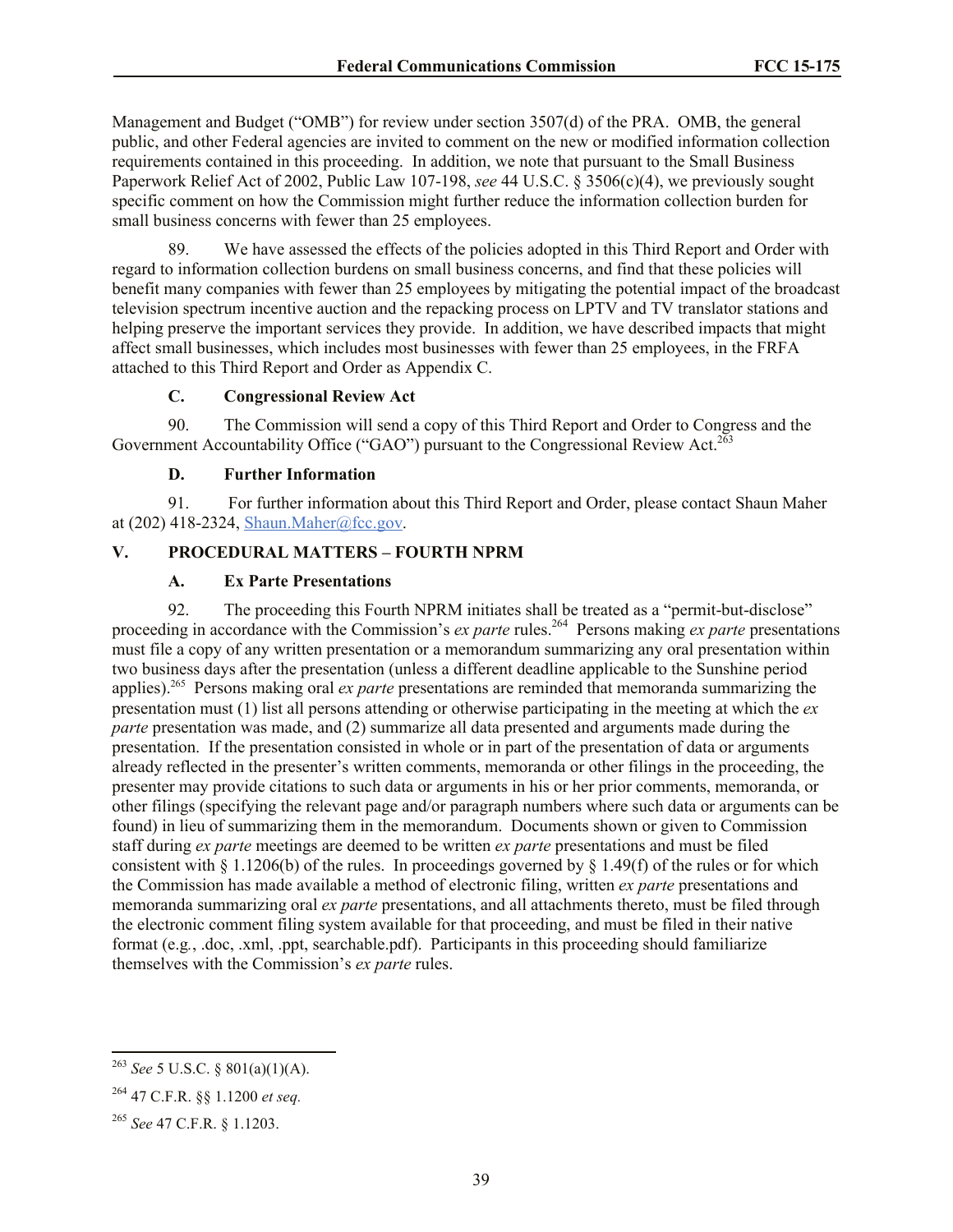Management and Budget ("OMB") for review under section 3507(d) of the PRA. OMB, the general public, and other Federal agencies are invited to comment on the new or modified information collection requirements contained in this proceeding. In addition, we note that pursuant to the Small Business Paperwork Relief Act of 2002, Public Law 107-198, *see* 44 U.S.C. § 3506(c)(4), we previously sought specific comment on how the Commission might further reduce the information collection burden for small business concerns with fewer than 25 employees.

89. We have assessed the effects of the policies adopted in this Third Report and Order with regard to information collection burdens on small business concerns, and find that these policies will benefit many companies with fewer than 25 employees by mitigating the potential impact of the broadcast television spectrum incentive auction and the repacking process on LPTV and TV translator stations and helping preserve the important services they provide. In addition, we have described impacts that might affect small businesses, which includes most businesses with fewer than 25 employees, in the FRFA attached to this Third Report and Order as Appendix C.

### C. Congressional Review Act

90. The Commission will send a copy of this Third Report and Order to Congress and the Government Accountability Office ("GAO") pursuant to the Congressional Review Act.[263]

### D. Further Information

91. For further information about this Third Report and Order, please contact Shaun Maher at (202) 418-2324, Shaun.Maher@fcc.gov.

## V. PROCEDURAL MATTERS – FOURTH NPRM

### A. Ex Parte Presentations

92. The proceeding this Fourth NPRM initiates shall be treated as a "permit-but-disclose" proceeding in accordance with the Commission's *ex parte* rules.[264] Persons making *ex parte* presentations must file a copy of any written presentation or a memorandum summarizing any oral presentation within two business days after the presentation (unless a different deadline applicable to the Sunshine period applies).[265] Persons making oral *ex parte* presentations are reminded that memoranda summarizing the presentation must (1) list all persons attending or otherwise participating in the meeting at which the *ex parte* presentation was made, and (2) summarize all data presented and arguments made during the presentation. If the presentation consisted in whole or in part of the presentation of data or arguments already reflected in the presenter's written comments, memoranda or other filings in the proceeding, the presenter may provide citations to such data or arguments in his or her prior comments, memoranda, or other filings (specifying the relevant page and/or paragraph numbers where such data or arguments can be found) in lieu of summarizing them in the memorandum. Documents shown or given to Commission staff during *ex parte* meetings are deemed to be written *ex parte* presentations and must be filed consistent with § 1.1206(b) of the rules. In proceedings governed by § 1.49(f) of the rules or for which the Commission has made available a method of electronic filing, written *ex parte* presentations and memoranda summarizing oral *ex parte* presentations, and all attachments thereto, must be filed through the electronic comment filing system available for that proceeding, and must be filed in their native format (e.g., .doc, .xml, .ppt, searchable.pdf). Participants in this proceeding should familiarize themselves with the Commission's *ex parte* rules.

---

[263] *See* 5 U.S.C. § 801(a)(1)(A).

[264] 47 C.F.R. §§ 1.1200 *et seq.*

[265] *See* 47 C.F.R. § 1.1203.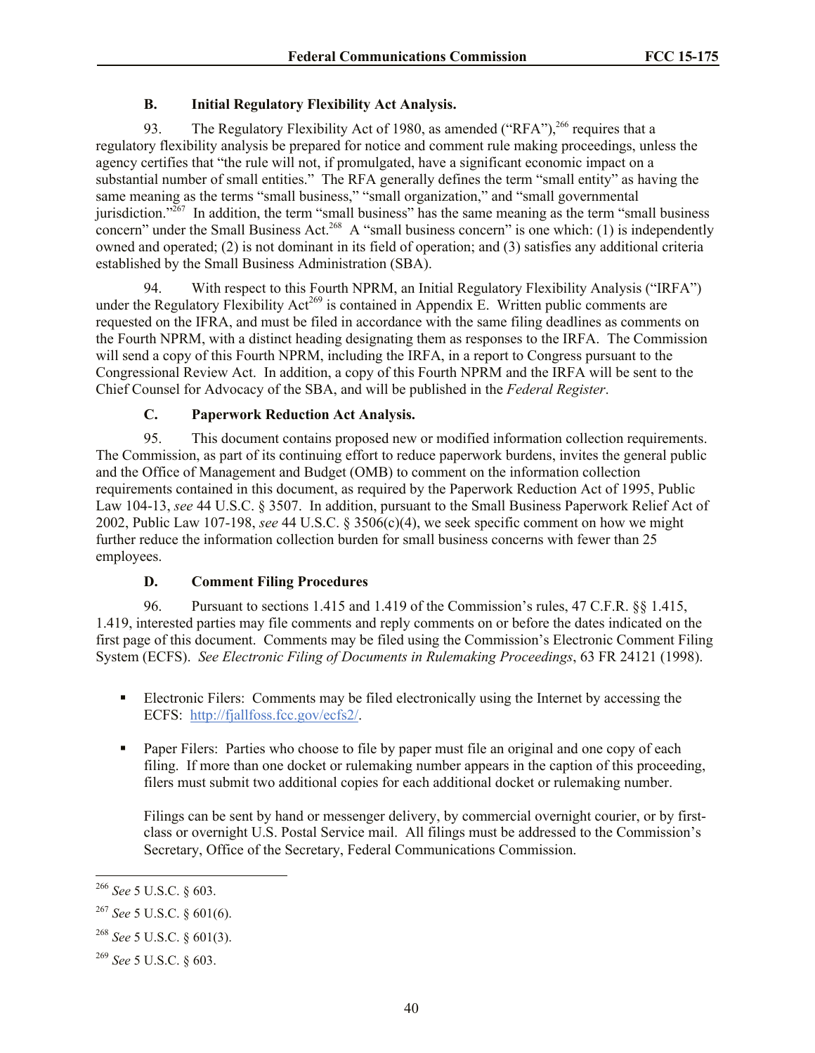### B. Initial Regulatory Flexibility Act Analysis.

93. The Regulatory Flexibility Act of 1980, as amended ("RFA"),[266] requires that a regulatory flexibility analysis be prepared for notice and comment rule making proceedings, unless the agency certifies that "the rule will not, if promulgated, have a significant economic impact on a substantial number of small entities." The RFA generally defines the term "small entity" as having the same meaning as the terms "small business," "small organization," and "small governmental jurisdiction."[267] In addition, the term "small business" has the same meaning as the term "small business concern" under the Small Business Act.[268] A "small business concern" is one which: (1) is independently owned and operated; (2) is not dominant in its field of operation; and (3) satisfies any additional criteria established by the Small Business Administration (SBA).

94. With respect to this Fourth NPRM, an Initial Regulatory Flexibility Analysis ("IRFA") under the Regulatory Flexibility Act[269] is contained in Appendix E. Written public comments are requested on the IFRA, and must be filed in accordance with the same filing deadlines as comments on the Fourth NPRM, with a distinct heading designating them as responses to the IRFA. The Commission will send a copy of this Fourth NPRM, including the IRFA, in a report to Congress pursuant to the Congressional Review Act. In addition, a copy of this Fourth NPRM and the IRFA will be sent to the Chief Counsel for Advocacy of the SBA, and will be published in the *Federal Register*.

### C. Paperwork Reduction Act Analysis.

95. This document contains proposed new or modified information collection requirements. The Commission, as part of its continuing effort to reduce paperwork burdens, invites the general public and the Office of Management and Budget (OMB) to comment on the information collection requirements contained in this document, as required by the Paperwork Reduction Act of 1995, Public Law 104-13, *see* 44 U.S.C. § 3507. In addition, pursuant to the Small Business Paperwork Relief Act of 2002, Public Law 107-198, *see* 44 U.S.C. § 3506(c)(4), we seek specific comment on how we might further reduce the information collection burden for small business concerns with fewer than 25 employees.

### D. Comment Filing Procedures

96. Pursuant to sections 1.415 and 1.419 of the Commission's rules, 47 C.F.R. §§ 1.415, 1.419, interested parties may file comments and reply comments on or before the dates indicated on the first page of this document. Comments may be filed using the Commission's Electronic Comment Filing System (ECFS). *See Electronic Filing of Documents in Rulemaking Proceedings*, 63 FR 24121 (1998).

- Electronic Filers: Comments may be filed electronically using the Internet by accessing the ECFS: http://fjallfoss.fcc.gov/ecfs2/.

- Paper Filers: Parties who choose to file by paper must file an original and one copy of each filing. If more than one docket or rulemaking number appears in the caption of this proceeding, filers must submit two additional copies for each additional docket or rulemaking number.

  Filings can be sent by hand or messenger delivery, by commercial overnight courier, or by first-class or overnight U.S. Postal Service mail. All filings must be addressed to the Commission's Secretary, Office of the Secretary, Federal Communications Commission.

---

[266] *See* 5 U.S.C. § 603.

[267] *See* 5 U.S.C. § 601(6).

[268] *See* 5 U.S.C. § 601(3).

[269] *See* 5 U.S.C. § 603.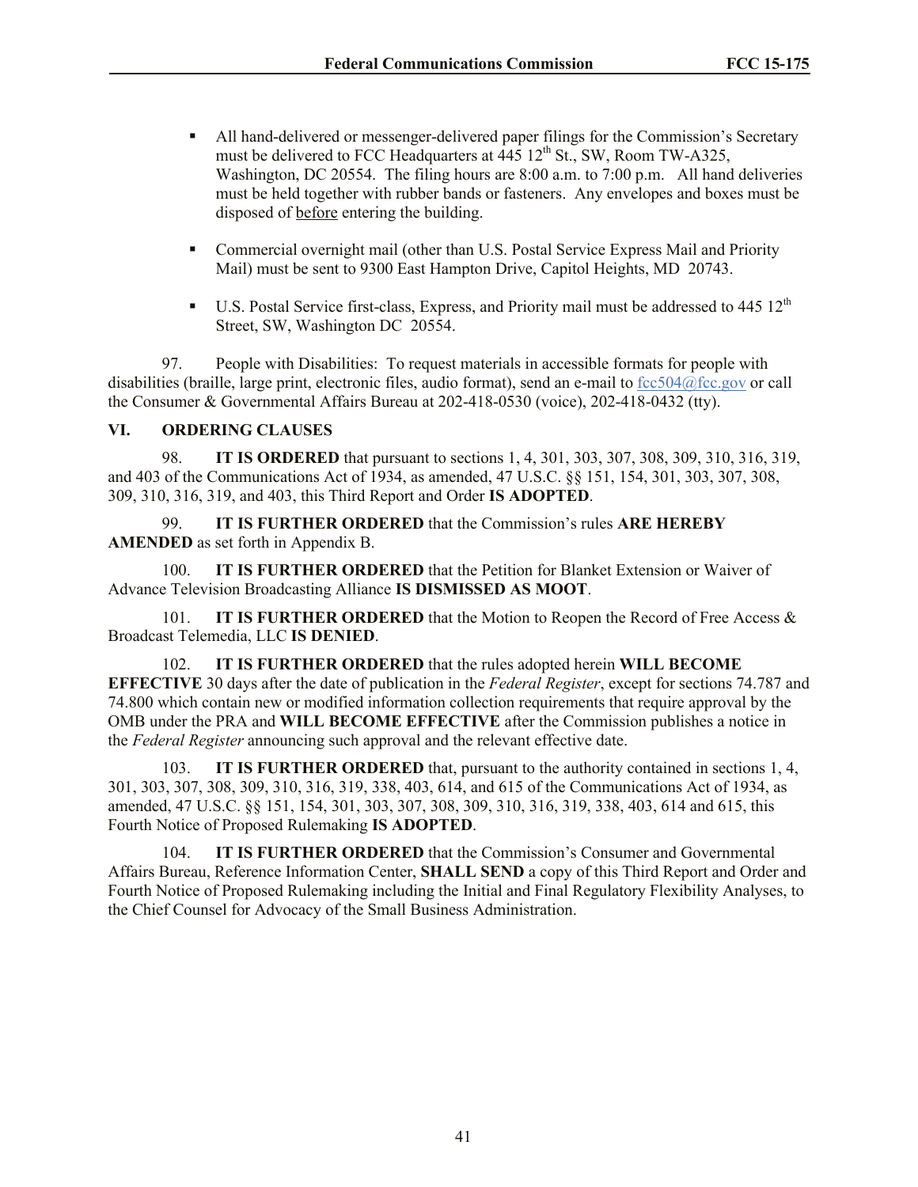- All hand-delivered or messenger-delivered paper filings for the Commission's Secretary must be delivered to FCC Headquarters at 445 12th St., SW, Room TW-A325, Washington, DC 20554. The filing hours are 8:00 a.m. to 7:00 p.m. All hand deliveries must be held together with rubber bands or fasteners. Any envelopes and boxes must be disposed of <u>before</u> entering the building.

- Commercial overnight mail (other than U.S. Postal Service Express Mail and Priority Mail) must be sent to 9300 East Hampton Drive, Capitol Heights, MD 20743.

- U.S. Postal Service first-class, Express, and Priority mail must be addressed to 445 12th Street, SW, Washington DC 20554.

97. People with Disabilities: To request materials in accessible formats for people with disabilities (braille, large print, electronic files, audio format), send an e-mail to fcc504@fcc.gov or call the Consumer & Governmental Affairs Bureau at 202-418-0530 (voice), 202-418-0432 (tty).

## VI. ORDERING CLAUSES

98. **IT IS ORDERED** that pursuant to sections 1, 4, 301, 303, 307, 308, 309, 310, 316, 319, and 403 of the Communications Act of 1934, as amended, 47 U.S.C. §§ 151, 154, 301, 303, 307, 308, 309, 310, 316, 319, and 403, this Third Report and Order **IS ADOPTED**.

99. **IT IS FURTHER ORDERED** that the Commission's rules **ARE HEREBY AMENDED** as set forth in Appendix B.

100. **IT IS FURTHER ORDERED** that the Petition for Blanket Extension or Waiver of Advance Television Broadcasting Alliance **IS DISMISSED AS MOOT**.

101. **IT IS FURTHER ORDERED** that the Motion to Reopen the Record of Free Access & Broadcast Telemedia, LLC **IS DENIED**.

102. **IT IS FURTHER ORDERED** that the rules adopted herein **WILL BECOME EFFECTIVE** 30 days after the date of publication in the *Federal Register*, except for sections 74.787 and 74.800 which contain new or modified information collection requirements that require approval by the OMB under the PRA and **WILL BECOME EFFECTIVE** after the Commission publishes a notice in the *Federal Register* announcing such approval and the relevant effective date.

103. **IT IS FURTHER ORDERED** that, pursuant to the authority contained in sections 1, 4, 301, 303, 307, 308, 309, 310, 316, 319, 338, 403, 614, and 615 of the Communications Act of 1934, as amended, 47 U.S.C. §§ 151, 154, 301, 303, 307, 308, 309, 310, 316, 319, 338, 403, 614 and 615, this Fourth Notice of Proposed Rulemaking **IS ADOPTED**.

104. **IT IS FURTHER ORDERED** that the Commission's Consumer and Governmental Affairs Bureau, Reference Information Center, **SHALL SEND** a copy of this Third Report and Order and Fourth Notice of Proposed Rulemaking including the Initial and Final Regulatory Flexibility Analyses, to the Chief Counsel for Advocacy of the Small Business Administration.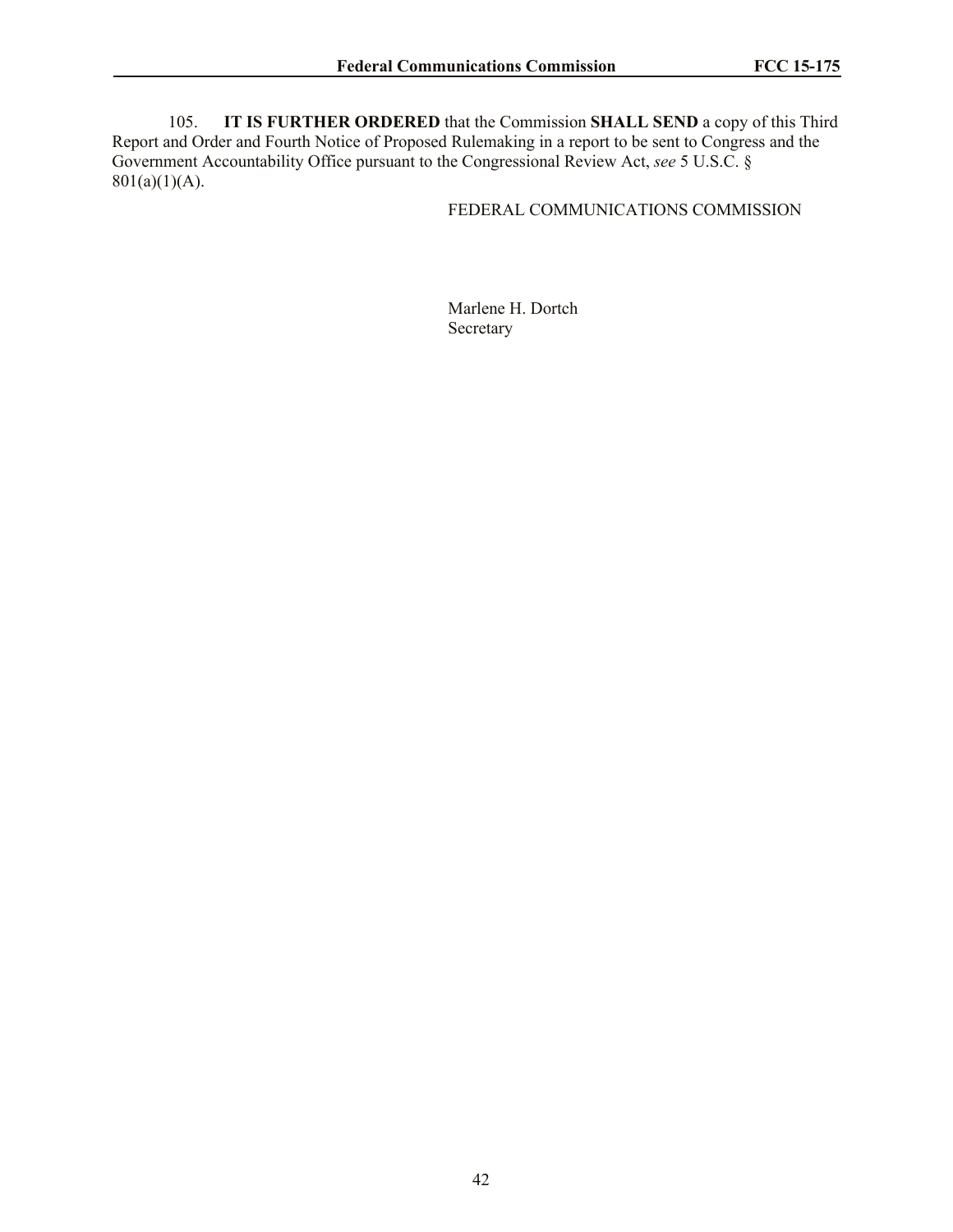105. **IT IS FURTHER ORDERED** that the Commission **SHALL SEND** a copy of this Third Report and Order and Fourth Notice of Proposed Rulemaking in a report to be sent to Congress and the Government Accountability Office pursuant to the Congressional Review Act, *see* 5 U.S.C. § 801(a)(1)(A).

FEDERAL COMMUNICATIONS COMMISSION

Marlene H. Dortch
Secretary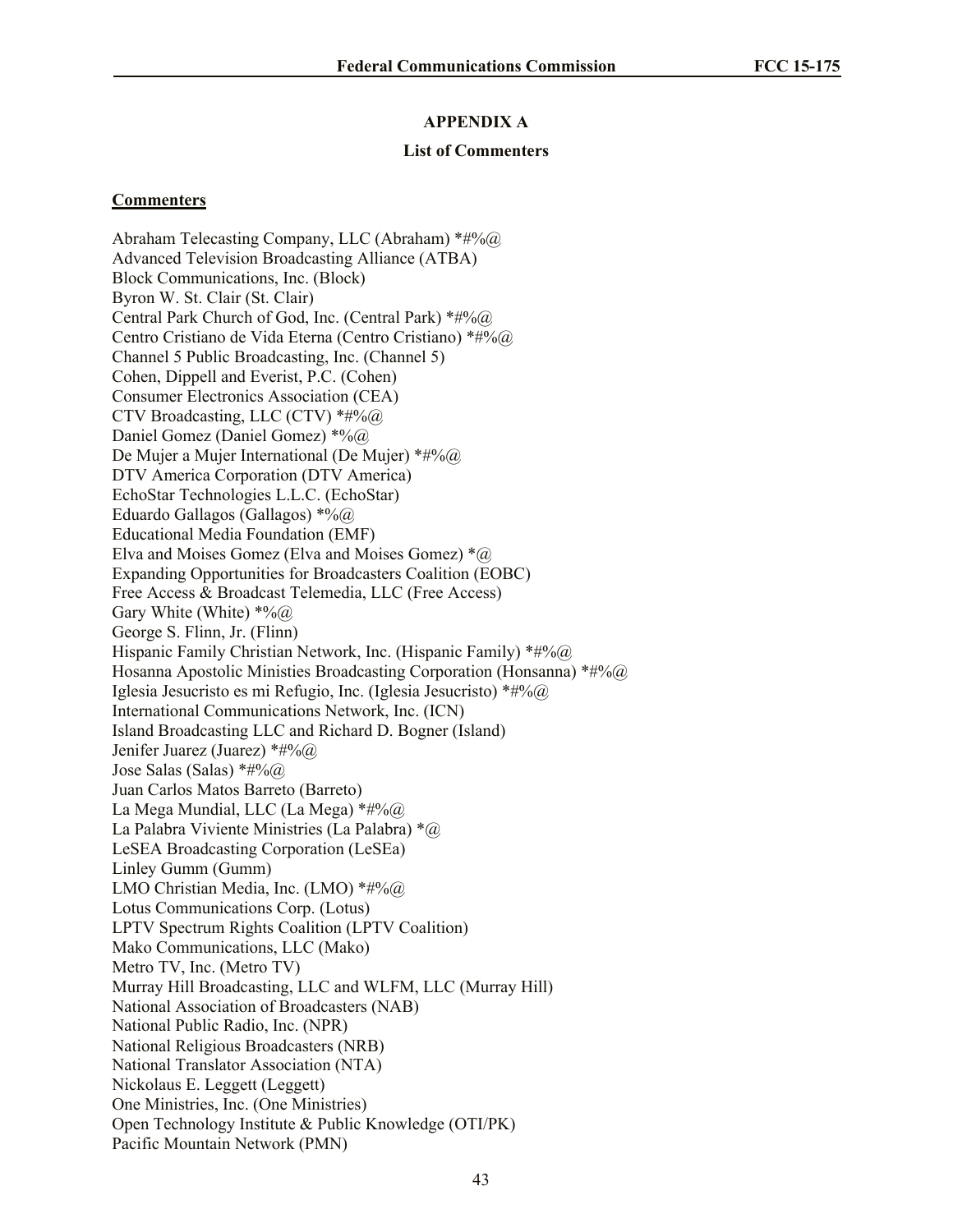## APPENDIX A

### List of Commenters

**Commenters**

Abraham Telecasting Company, LLC (Abraham) *#%@
Advanced Television Broadcasting Alliance (ATBA)
Block Communications, Inc. (Block)
Byron W. St. Clair (St. Clair)
Central Park Church of God, Inc. (Central Park) *#%@
Centro Cristiano de Vida Eterna (Centro Cristiano) *#%@
Channel 5 Public Broadcasting, Inc. (Channel 5)
Cohen, Dippell and Everist, P.C. (Cohen)
Consumer Electronics Association (CEA)
CTV Broadcasting, LLC (CTV) *#%@
Daniel Gomez (Daniel Gomez) *%@
De Mujer a Mujer International (De Mujer) *#%@
DTV America Corporation (DTV America)
EchoStar Technologies L.L.C. (EchoStar)
Eduardo Gallagos (Gallagos) *%@
Educational Media Foundation (EMF)
Elva and Moises Gomez (Elva and Moises Gomez) *@
Expanding Opportunities for Broadcasters Coalition (EOBC)
Free Access & Broadcast Telemedia, LLC (Free Access)
Gary White (White) *%@
George S. Flinn, Jr. (Flinn)
Hispanic Family Christian Network, Inc. (Hispanic Family) *#%@
Hosanna Apostolic Ministies Broadcasting Corporation (Honsanna) *#%@
Iglesia Jesucristo es mi Refugio, Inc. (Iglesia Jesucristo) *#%@
International Communications Network, Inc. (ICN)
Island Broadcasting LLC and Richard D. Bogner (Island)
Jenifer Juarez (Juarez) *#%@
Jose Salas (Salas) *#%@
Juan Carlos Matos Barreto (Barreto)
La Mega Mundial, LLC (La Mega) *#%@
La Palabra Viviente Ministries (La Palabra) *@
LeSEA Broadcasting Corporation (LeSEa)
Linley Gumm (Gumm)
LMO Christian Media, Inc. (LMO) *#%@
Lotus Communications Corp. (Lotus)
LPTV Spectrum Rights Coalition (LPTV Coalition)
Mako Communications, LLC (Mako)
Metro TV, Inc. (Metro TV)
Murray Hill Broadcasting, LLC and WLFM, LLC (Murray Hill)
National Association of Broadcasters (NAB)
National Public Radio, Inc. (NPR)
National Religious Broadcasters (NRB)
National Translator Association (NTA)
Nickolaus E. Leggett (Leggett)
One Ministries, Inc. (One Ministries)
Open Technology Institute & Public Knowledge (OTI/PK)
Pacific Mountain Network (PMN)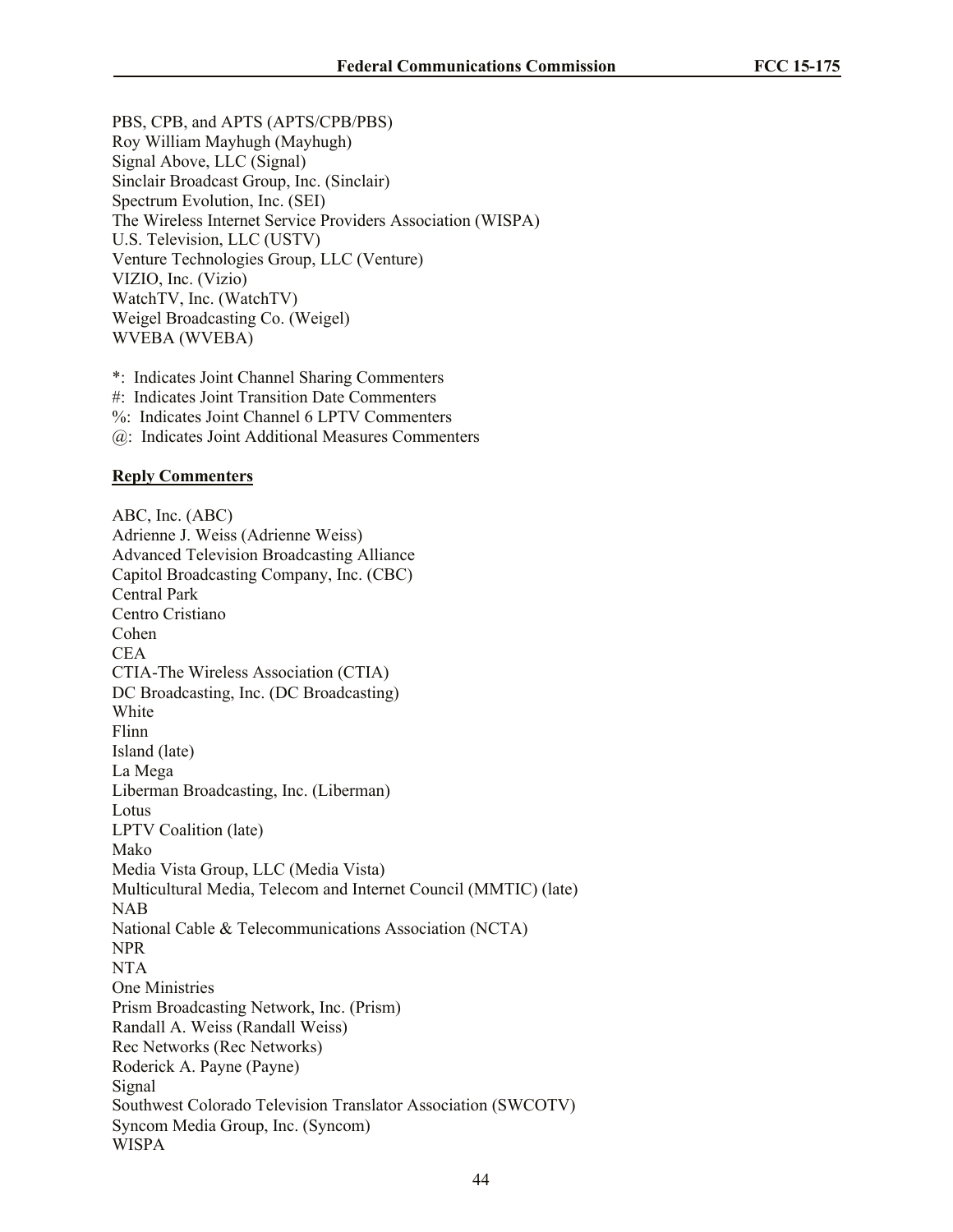PBS, CPB, and APTS (APTS/CPB/PBS)
Roy William Mayhugh (Mayhugh)
Signal Above, LLC (Signal)
Sinclair Broadcast Group, Inc. (Sinclair)
Spectrum Evolution, Inc. (SEI)
The Wireless Internet Service Providers Association (WISPA)
U.S. Television, LLC (USTV)
Venture Technologies Group, LLC (Venture)
VIZIO, Inc. (Vizio)
WatchTV, Inc. (WatchTV)
Weigel Broadcasting Co. (Weigel)
WVEBA (WVEBA)

*: Indicates Joint Channel Sharing Commenters
#: Indicates Joint Transition Date Commenters
%: Indicates Joint Channel 6 LPTV Commenters
@: Indicates Joint Additional Measures Commenters

**Reply Commenters**

ABC, Inc. (ABC)
Adrienne J. Weiss (Adrienne Weiss)
Advanced Television Broadcasting Alliance
Capitol Broadcasting Company, Inc. (CBC)
Central Park
Centro Cristiano
Cohen
CEA
CTIA-The Wireless Association (CTIA)
DC Broadcasting, Inc. (DC Broadcasting)
White
Flinn
Island (late)
La Mega
Liberman Broadcasting, Inc. (Liberman)
Lotus
LPTV Coalition (late)
Mako
Media Vista Group, LLC (Media Vista)
Multicultural Media, Telecom and Internet Council (MMTIC) (late)
NAB
National Cable & Telecommunications Association (NCTA)
NPR
NTA
One Ministries
Prism Broadcasting Network, Inc. (Prism)
Randall A. Weiss (Randall Weiss)
Rec Networks (Rec Networks)
Roderick A. Payne (Payne)
Signal
Southwest Colorado Television Translator Association (SWCOTV)
Syncom Media Group, Inc. (Syncom)
WISPA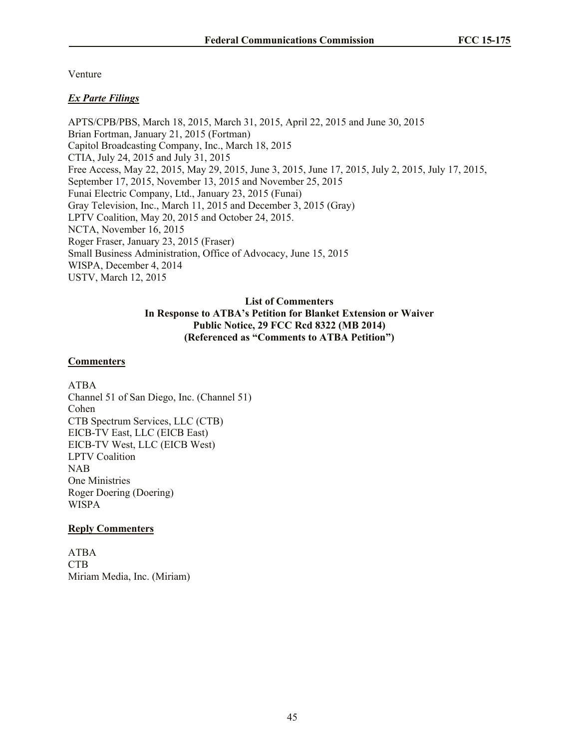Venture

***Ex Parte Filings***

APTS/CPB/PBS, March 18, 2015, March 31, 2015, April 22, 2015 and June 30, 2015
Brian Fortman, January 21, 2015 (Fortman)
Capitol Broadcasting Company, Inc., March 18, 2015
CTIA, July 24, 2015 and July 31, 2015
Free Access, May 22, 2015, May 29, 2015, June 3, 2015, June 17, 2015, July 2, 2015, July 17, 2015, September 17, 2015, November 13, 2015 and November 25, 2015
Funai Electric Company, Ltd., January 23, 2015 (Funai)
Gray Television, Inc., March 11, 2015 and December 3, 2015 (Gray)
LPTV Coalition, May 20, 2015 and October 24, 2015.
NCTA, November 16, 2015
Roger Fraser, January 23, 2015 (Fraser)
Small Business Administration, Office of Advocacy, June 15, 2015
WISPA, December 4, 2014
USTV, March 12, 2015

**List of Commenters**
**In Response to ATBA's Petition for Blanket Extension or Waiver**
**Public Notice, 29 FCC Rcd 8322 (MB 2014)**
**(Referenced as "Comments to ATBA Petition")**

**Commenters**

ATBA
Channel 51 of San Diego, Inc. (Channel 51)
Cohen
CTB Spectrum Services, LLC (CTB)
EICB-TV East, LLC (EICB East)
EICB-TV West, LLC (EICB West)
LPTV Coalition
NAB
One Ministries
Roger Doering (Doering)
WISPA

**Reply Commenters**

ATBA
CTB
Miriam Media, Inc. (Miriam)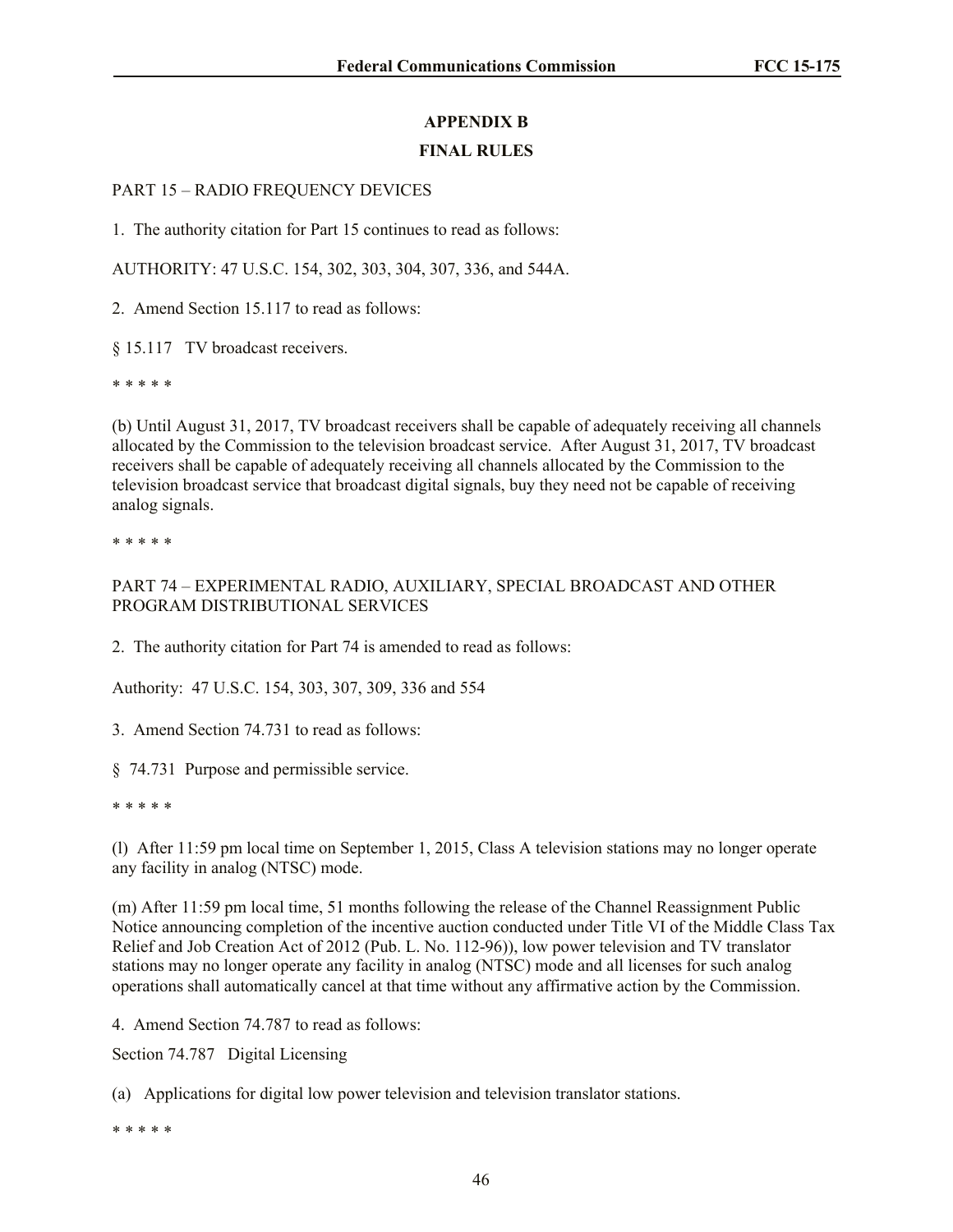## APPENDIX B

## FINAL RULES

PART 15 – RADIO FREQUENCY DEVICES

1. The authority citation for Part 15 continues to read as follows:

AUTHORITY: 47 U.S.C. 154, 302, 303, 304, 307, 336, and 544A.

2. Amend Section 15.117 to read as follows:

§ 15.117 TV broadcast receivers.

\* \* \* \* \*

(b) Until August 31, 2017, TV broadcast receivers shall be capable of adequately receiving all channels allocated by the Commission to the television broadcast service. After August 31, 2017, TV broadcast receivers shall be capable of adequately receiving all channels allocated by the Commission to the television broadcast service that broadcast digital signals, buy they need not be capable of receiving analog signals.

\* \* \* \* \*

PART 74 – EXPERIMENTAL RADIO, AUXILIARY, SPECIAL BROADCAST AND OTHER PROGRAM DISTRIBUTIONAL SERVICES

2. The authority citation for Part 74 is amended to read as follows:

Authority: 47 U.S.C. 154, 303, 307, 309, 336 and 554

3. Amend Section 74.731 to read as follows:

§ 74.731 Purpose and permissible service.

\* \* \* \* \*

(l) After 11:59 pm local time on September 1, 2015, Class A television stations may no longer operate any facility in analog (NTSC) mode.

(m) After 11:59 pm local time, 51 months following the release of the Channel Reassignment Public Notice announcing completion of the incentive auction conducted under Title VI of the Middle Class Tax Relief and Job Creation Act of 2012 (Pub. L. No. 112-96)), low power television and TV translator stations may no longer operate any facility in analog (NTSC) mode and all licenses for such analog operations shall automatically cancel at that time without any affirmative action by the Commission.

4. Amend Section 74.787 to read as follows:

Section 74.787 Digital Licensing

(a) Applications for digital low power television and television translator stations.

\* \* \* \* \*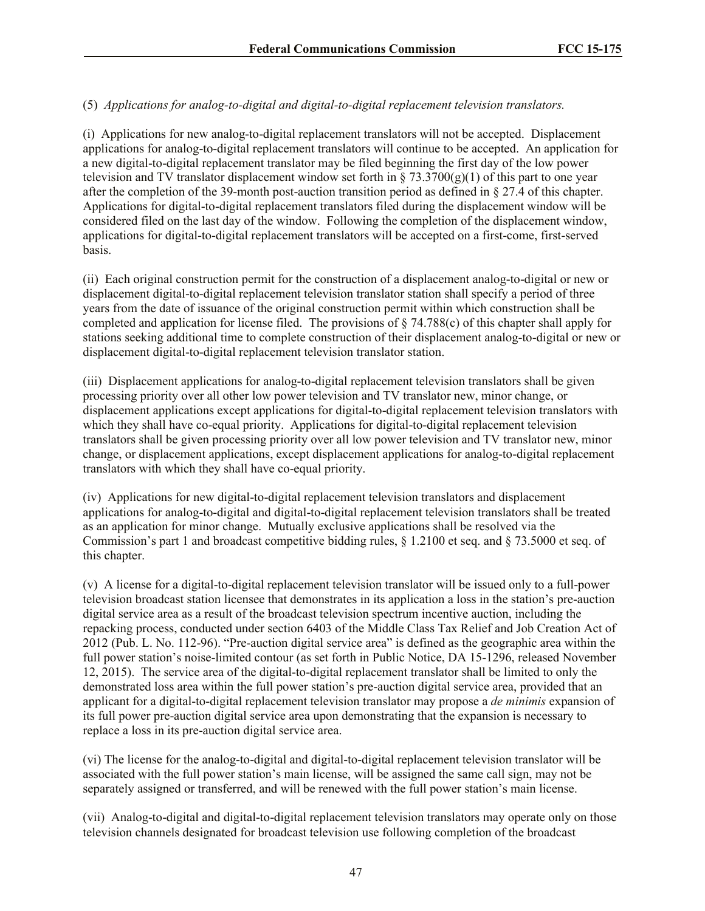(5) *Applications for analog-to-digital and digital-to-digital replacement television translators.*

(i) Applications for new analog-to-digital replacement translators will not be accepted. Displacement applications for analog-to-digital replacement translators will continue to be accepted. An application for a new digital-to-digital replacement translator may be filed beginning the first day of the low power television and TV translator displacement window set forth in § 73.3700(g)(1) of this part to one year after the completion of the 39-month post-auction transition period as defined in § 27.4 of this chapter. Applications for digital-to-digital replacement translators filed during the displacement window will be considered filed on the last day of the window. Following the completion of the displacement window, applications for digital-to-digital replacement translators will be accepted on a first-come, first-served basis.

(ii) Each original construction permit for the construction of a displacement analog-to-digital or new or displacement digital-to-digital replacement television translator station shall specify a period of three years from the date of issuance of the original construction permit within which construction shall be completed and application for license filed. The provisions of § 74.788(c) of this chapter shall apply for stations seeking additional time to complete construction of their displacement analog-to-digital or new or displacement digital-to-digital replacement television translator station.

(iii) Displacement applications for analog-to-digital replacement television translators shall be given processing priority over all other low power television and TV translator new, minor change, or displacement applications except applications for digital-to-digital replacement television translators with which they shall have co-equal priority. Applications for digital-to-digital replacement television translators shall be given processing priority over all low power television and TV translator new, minor change, or displacement applications, except displacement applications for analog-to-digital replacement translators with which they shall have co-equal priority.

(iv) Applications for new digital-to-digital replacement television translators and displacement applications for analog-to-digital and digital-to-digital replacement television translators shall be treated as an application for minor change. Mutually exclusive applications shall be resolved via the Commission's part 1 and broadcast competitive bidding rules, § 1.2100 et seq. and § 73.5000 et seq. of this chapter.

(v) A license for a digital-to-digital replacement television translator will be issued only to a full-power television broadcast station licensee that demonstrates in its application a loss in the station's pre-auction digital service area as a result of the broadcast television spectrum incentive auction, including the repacking process, conducted under section 6403 of the Middle Class Tax Relief and Job Creation Act of 2012 (Pub. L. No. 112-96). "Pre-auction digital service area" is defined as the geographic area within the full power station's noise-limited contour (as set forth in Public Notice, DA 15-1296, released November 12, 2015). The service area of the digital-to-digital replacement translator shall be limited to only the demonstrated loss area within the full power station's pre-auction digital service area, provided that an applicant for a digital-to-digital replacement television translator may propose a *de minimis* expansion of its full power pre-auction digital service area upon demonstrating that the expansion is necessary to replace a loss in its pre-auction digital service area.

(vi) The license for the analog-to-digital and digital-to-digital replacement television translator will be associated with the full power station's main license, will be assigned the same call sign, may not be separately assigned or transferred, and will be renewed with the full power station's main license.

(vii) Analog-to-digital and digital-to-digital replacement television translators may operate only on those television channels designated for broadcast television use following completion of the broadcast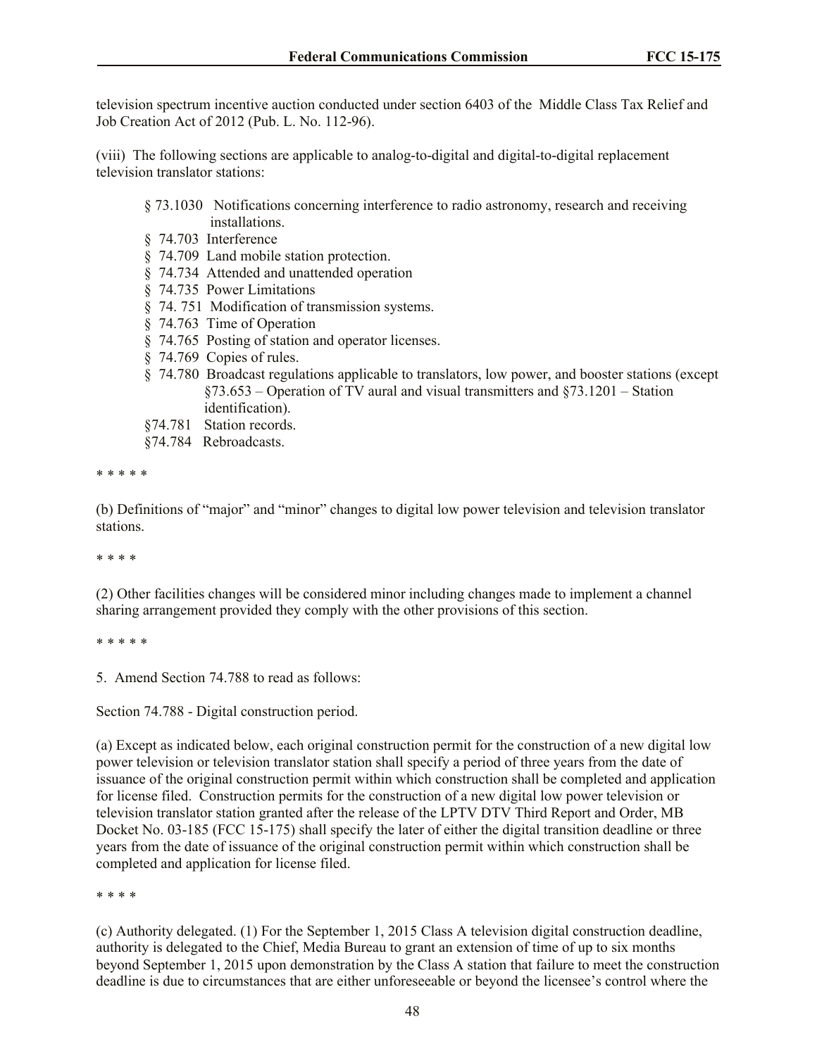television spectrum incentive auction conducted under section 6403 of the Middle Class Tax Relief and Job Creation Act of 2012 (Pub. L. No. 112-96).

(viii) The following sections are applicable to analog-to-digital and digital-to-digital replacement television translator stations:

§ 73.1030 Notifications concerning interference to radio astronomy, research and receiving installations.
§ 74.703 Interference
§ 74.709 Land mobile station protection.
§ 74.734 Attended and unattended operation
§ 74.735 Power Limitations
§ 74. 751 Modification of transmission systems.
§ 74.763 Time of Operation
§ 74.765 Posting of station and operator licenses.
§ 74.769 Copies of rules.
§ 74.780 Broadcast regulations applicable to translators, low power, and booster stations (except §73.653 – Operation of TV aural and visual transmitters and §73.1201 – Station identification).
§74.781 Station records.
§74.784 Rebroadcasts.

* * * * *

(b) Definitions of "major" and "minor" changes to digital low power television and television translator stations.

* * * *

(2) Other facilities changes will be considered minor including changes made to implement a channel sharing arrangement provided they comply with the other provisions of this section.

* * * * *

5. Amend Section 74.788 to read as follows:

Section 74.788 - Digital construction period.

(a) Except as indicated below, each original construction permit for the construction of a new digital low power television or television translator station shall specify a period of three years from the date of issuance of the original construction permit within which construction shall be completed and application for license filed. Construction permits for the construction of a new digital low power television or television translator station granted after the release of the LPTV DTV Third Report and Order, MB Docket No. 03-185 (FCC 15-175) shall specify the later of either the digital transition deadline or three years from the date of issuance of the original construction permit within which construction shall be completed and application for license filed.

* * * *

(c) Authority delegated. (1) For the September 1, 2015 Class A television digital construction deadline, authority is delegated to the Chief, Media Bureau to grant an extension of time of up to six months beyond September 1, 2015 upon demonstration by the Class A station that failure to meet the construction deadline is due to circumstances that are either unforeseeable or beyond the licensee's control where the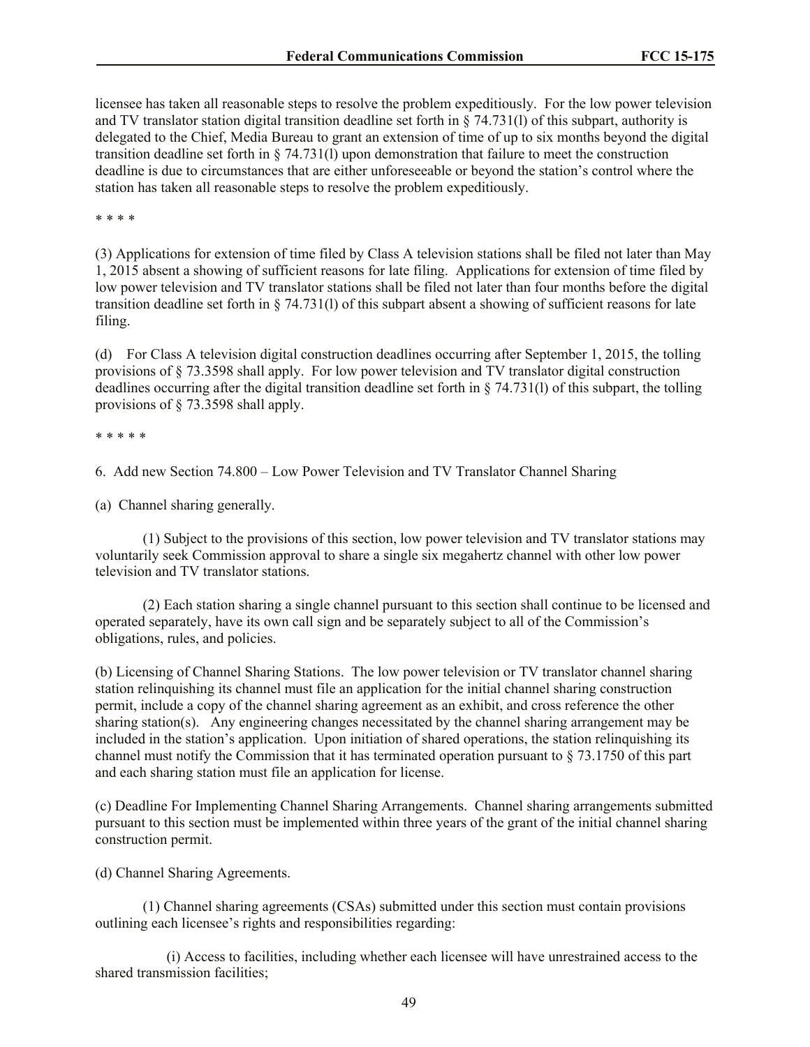licensee has taken all reasonable steps to resolve the problem expeditiously. For the low power television and TV translator station digital transition deadline set forth in § 74.731(l) of this subpart, authority is delegated to the Chief, Media Bureau to grant an extension of time of up to six months beyond the digital transition deadline set forth in § 74.731(l) upon demonstration that failure to meet the construction deadline is due to circumstances that are either unforeseeable or beyond the station's control where the station has taken all reasonable steps to resolve the problem expeditiously.

* * * *

(3) Applications for extension of time filed by Class A television stations shall be filed not later than May 1, 2015 absent a showing of sufficient reasons for late filing. Applications for extension of time filed by low power television and TV translator stations shall be filed not later than four months before the digital transition deadline set forth in § 74.731(l) of this subpart absent a showing of sufficient reasons for late filing.

(d) For Class A television digital construction deadlines occurring after September 1, 2015, the tolling provisions of § 73.3598 shall apply. For low power television and TV translator digital construction deadlines occurring after the digital transition deadline set forth in § 74.731(l) of this subpart, the tolling provisions of § 73.3598 shall apply.

* * * * *

6. Add new Section 74.800 – Low Power Television and TV Translator Channel Sharing

(a) Channel sharing generally.

(1) Subject to the provisions of this section, low power television and TV translator stations may voluntarily seek Commission approval to share a single six megahertz channel with other low power television and TV translator stations.

(2) Each station sharing a single channel pursuant to this section shall continue to be licensed and operated separately, have its own call sign and be separately subject to all of the Commission's obligations, rules, and policies.

(b) Licensing of Channel Sharing Stations. The low power television or TV translator channel sharing station relinquishing its channel must file an application for the initial channel sharing construction permit, include a copy of the channel sharing agreement as an exhibit, and cross reference the other sharing station(s). Any engineering changes necessitated by the channel sharing arrangement may be included in the station's application. Upon initiation of shared operations, the station relinquishing its channel must notify the Commission that it has terminated operation pursuant to § 73.1750 of this part and each sharing station must file an application for license.

(c) Deadline For Implementing Channel Sharing Arrangements. Channel sharing arrangements submitted pursuant to this section must be implemented within three years of the grant of the initial channel sharing construction permit.

(d) Channel Sharing Agreements.

(1) Channel sharing agreements (CSAs) submitted under this section must contain provisions outlining each licensee's rights and responsibilities regarding:

(i) Access to facilities, including whether each licensee will have unrestrained access to the shared transmission facilities;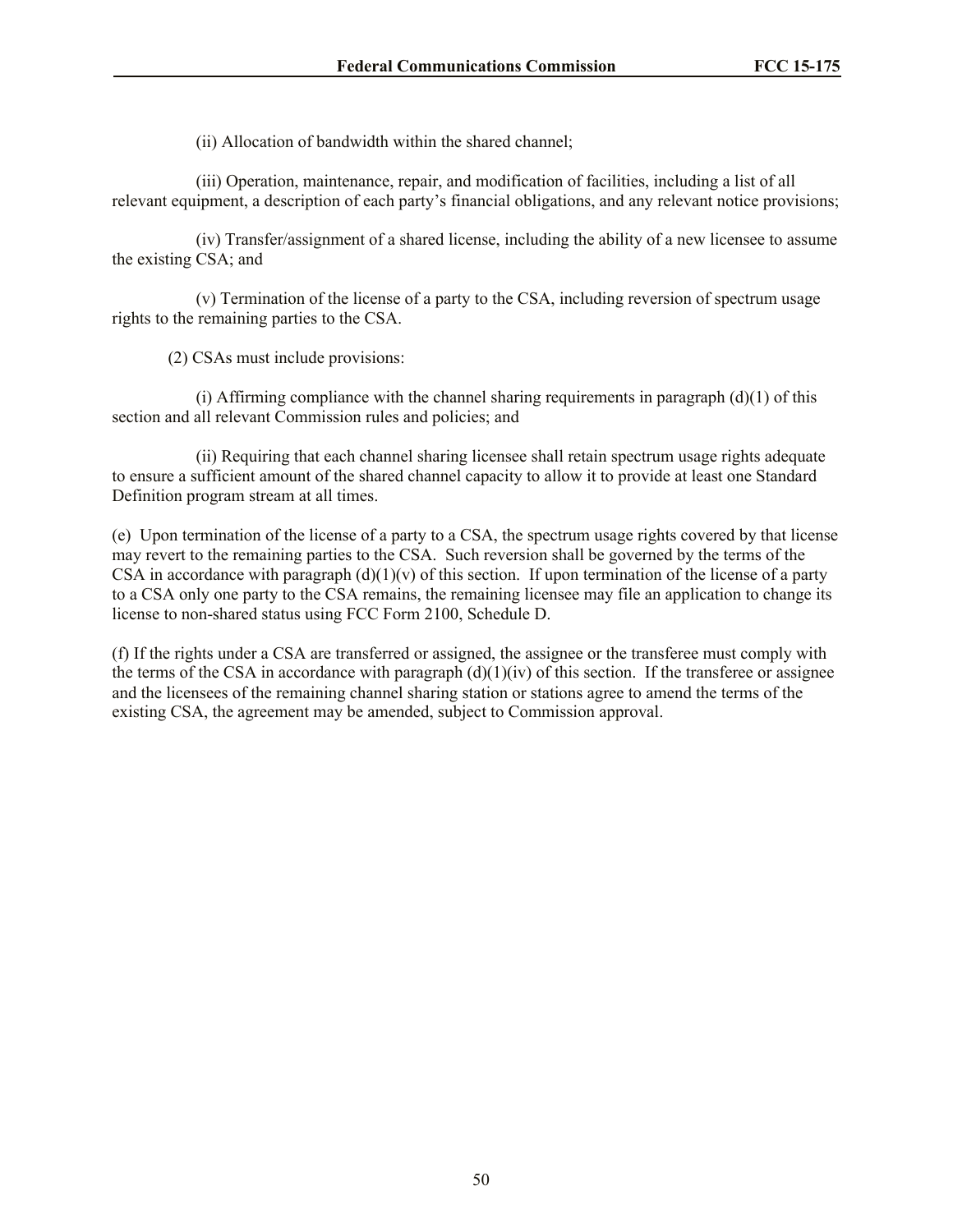(ii) Allocation of bandwidth within the shared channel;

(iii) Operation, maintenance, repair, and modification of facilities, including a list of all relevant equipment, a description of each party's financial obligations, and any relevant notice provisions;

(iv) Transfer/assignment of a shared license, including the ability of a new licensee to assume the existing CSA; and

(v) Termination of the license of a party to the CSA, including reversion of spectrum usage rights to the remaining parties to the CSA.

(2) CSAs must include provisions:

(i) Affirming compliance with the channel sharing requirements in paragraph (d)(1) of this section and all relevant Commission rules and policies; and

(ii) Requiring that each channel sharing licensee shall retain spectrum usage rights adequate to ensure a sufficient amount of the shared channel capacity to allow it to provide at least one Standard Definition program stream at all times.

(e) Upon termination of the license of a party to a CSA, the spectrum usage rights covered by that license may revert to the remaining parties to the CSA. Such reversion shall be governed by the terms of the CSA in accordance with paragraph (d)(1)(v) of this section. If upon termination of the license of a party to a CSA only one party to the CSA remains, the remaining licensee may file an application to change its license to non-shared status using FCC Form 2100, Schedule D.

(f) If the rights under a CSA are transferred or assigned, the assignee or the transferee must comply with the terms of the CSA in accordance with paragraph (d)(1)(iv) of this section. If the transferee or assignee and the licensees of the remaining channel sharing station or stations agree to amend the terms of the existing CSA, the agreement may be amended, subject to Commission approval.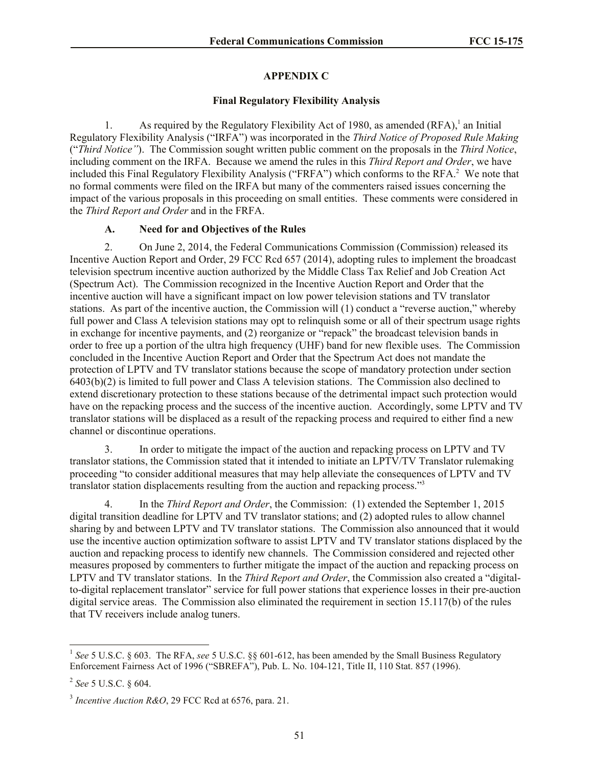## APPENDIX C

### Final Regulatory Flexibility Analysis

1. As required by the Regulatory Flexibility Act of 1980, as amended (RFA),[1] an Initial Regulatory Flexibility Analysis ("IRFA") was incorporated in the *Third Notice of Proposed Rule Making* ("*Third Notice"*). The Commission sought written public comment on the proposals in the *Third Notice*, including comment on the IRFA. Because we amend the rules in this *Third Report and Order*, we have included this Final Regulatory Flexibility Analysis ("FRFA") which conforms to the RFA.[2] We note that no formal comments were filed on the IRFA but many of the commenters raised issues concerning the impact of the various proposals in this proceeding on small entities. These comments were considered in the *Third Report and Order* and in the FRFA.

#### A. Need for and Objectives of the Rules

2. On June 2, 2014, the Federal Communications Commission (Commission) released its Incentive Auction Report and Order, 29 FCC Rcd 657 (2014), adopting rules to implement the broadcast television spectrum incentive auction authorized by the Middle Class Tax Relief and Job Creation Act (Spectrum Act). The Commission recognized in the Incentive Auction Report and Order that the incentive auction will have a significant impact on low power television stations and TV translator stations. As part of the incentive auction, the Commission will (1) conduct a "reverse auction," whereby full power and Class A television stations may opt to relinquish some or all of their spectrum usage rights in exchange for incentive payments, and (2) reorganize or "repack" the broadcast television bands in order to free up a portion of the ultra high frequency (UHF) band for new flexible uses. The Commission concluded in the Incentive Auction Report and Order that the Spectrum Act does not mandate the protection of LPTV and TV translator stations because the scope of mandatory protection under section 6403(b)(2) is limited to full power and Class A television stations. The Commission also declined to extend discretionary protection to these stations because of the detrimental impact such protection would have on the repacking process and the success of the incentive auction. Accordingly, some LPTV and TV translator stations will be displaced as a result of the repacking process and required to either find a new channel or discontinue operations.

3. In order to mitigate the impact of the auction and repacking process on LPTV and TV translator stations, the Commission stated that it intended to initiate an LPTV/TV Translator rulemaking proceeding "to consider additional measures that may help alleviate the consequences of LPTV and TV translator station displacements resulting from the auction and repacking process."[3]

4. In the *Third Report and Order*, the Commission: (1) extended the September 1, 2015 digital transition deadline for LPTV and TV translator stations; and (2) adopted rules to allow channel sharing by and between LPTV and TV translator stations. The Commission also announced that it would use the incentive auction optimization software to assist LPTV and TV translator stations displaced by the auction and repacking process to identify new channels. The Commission considered and rejected other measures proposed by commenters to further mitigate the impact of the auction and repacking process on LPTV and TV translator stations. In the *Third Report and Order*, the Commission also created a "digital-to-digital replacement translator" service for full power stations that experience losses in their pre-auction digital service areas. The Commission also eliminated the requirement in section 15.117(b) of the rules that TV receivers include analog tuners.

---

[1] *See* 5 U.S.C. § 603. The RFA, *see* 5 U.S.C. §§ 601-612, has been amended by the Small Business Regulatory Enforcement Fairness Act of 1996 ("SBREFA"), Pub. L. No. 104-121, Title II, 110 Stat. 857 (1996).

[2] *See* 5 U.S.C. § 604.

[3] *Incentive Auction R&O*, 29 FCC Rcd at 6576, para. 21.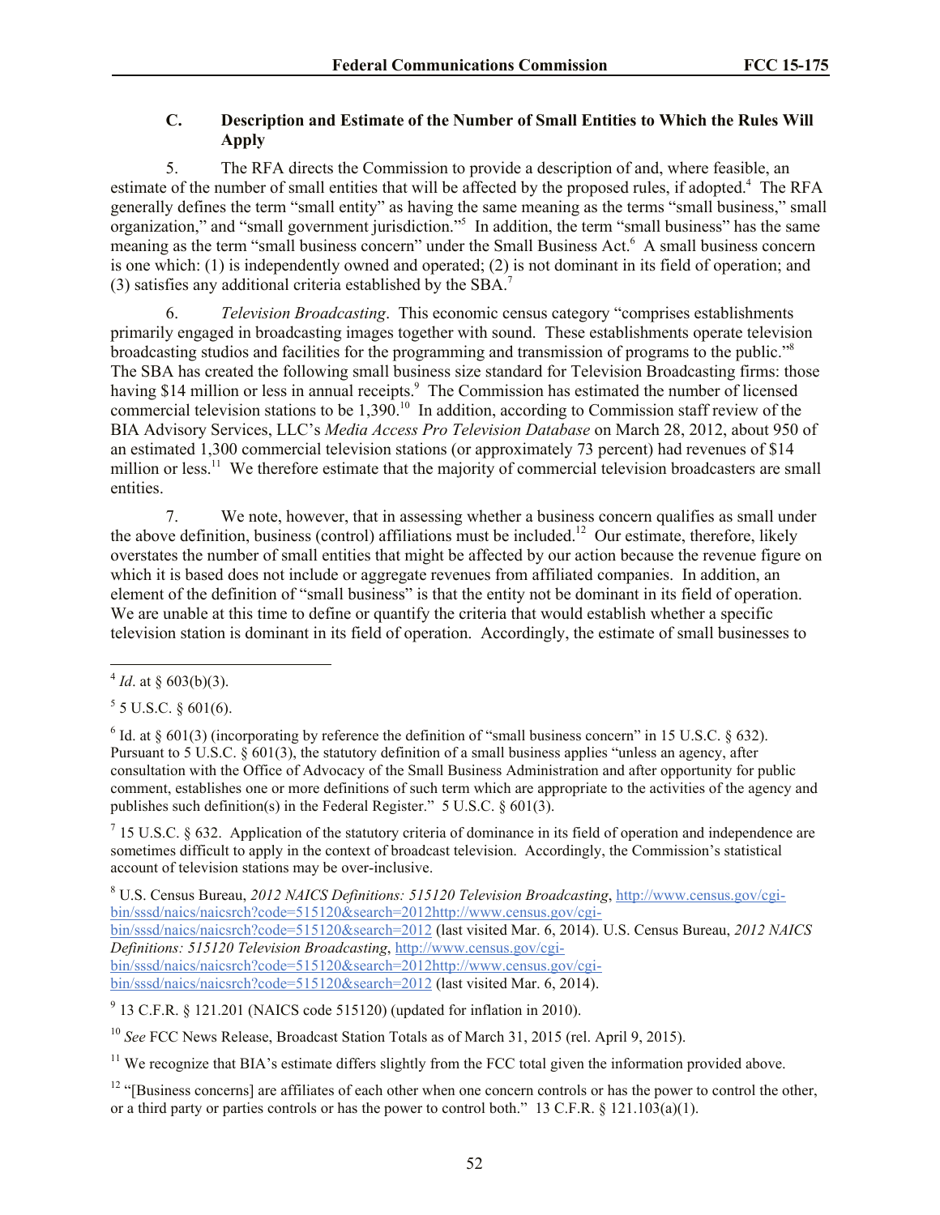### C. Description and Estimate of the Number of Small Entities to Which the Rules Will Apply

5. The RFA directs the Commission to provide a description of and, where feasible, an estimate of the number of small entities that will be affected by the proposed rules, if adopted.[4] The RFA generally defines the term "small entity" as having the same meaning as the terms "small business," small organization," and "small government jurisdiction."[5] In addition, the term "small business" has the same meaning as the term "small business concern" under the Small Business Act.[6] A small business concern is one which: (1) is independently owned and operated; (2) is not dominant in its field of operation; and (3) satisfies any additional criteria established by the SBA.[7]

6. *Television Broadcasting*. This economic census category "comprises establishments primarily engaged in broadcasting images together with sound. These establishments operate television broadcasting studios and facilities for the programming and transmission of programs to the public."[8] The SBA has created the following small business size standard for Television Broadcasting firms: those having $14 million or less in annual receipts.[9] The Commission has estimated the number of licensed commercial television stations to be 1,390.[10] In addition, according to Commission staff review of the BIA Advisory Services, LLC's *Media Access Pro Television Database* on March 28, 2012, about 950 of an estimated 1,300 commercial television stations (or approximately 73 percent) had revenues of $14 million or less.[11] We therefore estimate that the majority of commercial television broadcasters are small entities.

7. We note, however, that in assessing whether a business concern qualifies as small under the above definition, business (control) affiliations must be included.[12] Our estimate, therefore, likely overstates the number of small entities that might be affected by our action because the revenue figure on which it is based does not include or aggregate revenues from affiliated companies. In addition, an element of the definition of "small business" is that the entity not be dominant in its field of operation. We are unable at this time to define or quantify the criteria that would establish whether a specific television station is dominant in its field of operation. Accordingly, the estimate of small businesses to

---

[4] *Id*. at § 603(b)(3).

[5] 5 U.S.C. § 601(6).

[6] Id. at § 601(3) (incorporating by reference the definition of "small business concern" in 15 U.S.C. § 632). Pursuant to 5 U.S.C. § 601(3), the statutory definition of a small business applies "unless an agency, after consultation with the Office of Advocacy of the Small Business Administration and after opportunity for public comment, establishes one or more definitions of such term which are appropriate to the activities of the agency and publishes such definition(s) in the Federal Register." 5 U.S.C. § 601(3).

[7] 15 U.S.C. § 632. Application of the statutory criteria of dominance in its field of operation and independence are sometimes difficult to apply in the context of broadcast television. Accordingly, the Commission's statistical account of television stations may be over-inclusive.

[8] U.S. Census Bureau, *2012 NAICS Definitions: 515120 Television Broadcasting*, http://www.census.gov/cgi-bin/sssd/naics/naicsrch?code=515120&search=2012http://www.census.gov/cgi-bin/sssd/naics/naicsrch?code=515120&search=2012 (last visited Mar. 6, 2014). U.S. Census Bureau, *2012 NAICS Definitions: 515120 Television Broadcasting*, http://www.census.gov/cgi-bin/sssd/naics/naicsrch?code=515120&search=2012http://www.census.gov/cgi-bin/sssd/naics/naicsrch?code=515120&search=2012 (last visited Mar. 6, 2014).

[9] 13 C.F.R. § 121.201 (NAICS code 515120) (updated for inflation in 2010).

[10] *See* FCC News Release, Broadcast Station Totals as of March 31, 2015 (rel. April 9, 2015).

[11] We recognize that BIA's estimate differs slightly from the FCC total given the information provided above.

[12] "[Business concerns] are affiliates of each other when one concern controls or has the power to control the other, or a third party or parties controls or has the power to control both." 13 C.F.R. § 121.103(a)(1).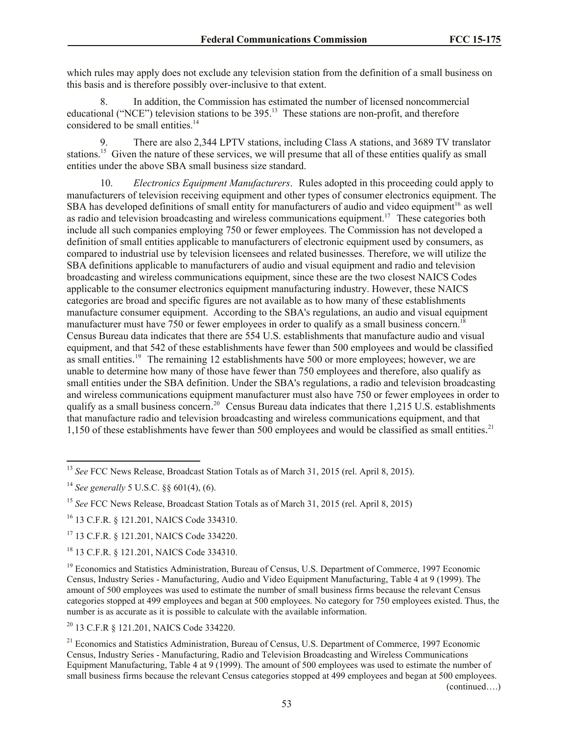which rules may apply does not exclude any television station from the definition of a small business on this basis and is therefore possibly over-inclusive to that extent.

8. In addition, the Commission has estimated the number of licensed noncommercial educational ("NCE") television stations to be 395.[13] These stations are non-profit, and therefore considered to be small entities.[14]

9. There are also 2,344 LPTV stations, including Class A stations, and 3689 TV translator stations.[15] Given the nature of these services, we will presume that all of these entities qualify as small entities under the above SBA small business size standard.

10. *Electronics Equipment Manufacturers*. Rules adopted in this proceeding could apply to manufacturers of television receiving equipment and other types of consumer electronics equipment. The SBA has developed definitions of small entity for manufacturers of audio and video equipment[16] as well as radio and television broadcasting and wireless communications equipment.[17] These categories both include all such companies employing 750 or fewer employees. The Commission has not developed a definition of small entities applicable to manufacturers of electronic equipment used by consumers, as compared to industrial use by television licensees and related businesses. Therefore, we will utilize the SBA definitions applicable to manufacturers of audio and visual equipment and radio and television broadcasting and wireless communications equipment, since these are the two closest NAICS Codes applicable to the consumer electronics equipment manufacturing industry. However, these NAICS categories are broad and specific figures are not available as to how many of these establishments manufacture consumer equipment. According to the SBA's regulations, an audio and visual equipment manufacturer must have 750 or fewer employees in order to qualify as a small business concern.[18] Census Bureau data indicates that there are 554 U.S. establishments that manufacture audio and visual equipment, and that 542 of these establishments have fewer than 500 employees and would be classified as small entities.[19] The remaining 12 establishments have 500 or more employees; however, we are unable to determine how many of those have fewer than 750 employees and therefore, also qualify as small entities under the SBA definition. Under the SBA's regulations, a radio and television broadcasting and wireless communications equipment manufacturer must also have 750 or fewer employees in order to qualify as a small business concern.[20] Census Bureau data indicates that there 1,215 U.S. establishments that manufacture radio and television broadcasting and wireless communications equipment, and that 1,150 of these establishments have fewer than 500 employees and would be classified as small entities.[21]

---

[13] *See* FCC News Release, Broadcast Station Totals as of March 31, 2015 (rel. April 8, 2015).

[14] *See generally* 5 U.S.C. §§ 601(4), (6).

[15] *See* FCC News Release, Broadcast Station Totals as of March 31, 2015 (rel. April 8, 2015)

[16] 13 C.F.R. § 121.201, NAICS Code 334310.

[17] 13 C.F.R. § 121.201, NAICS Code 334220.

[18] 13 C.F.R. § 121.201, NAICS Code 334310.

[19] Economics and Statistics Administration, Bureau of Census, U.S. Department of Commerce, 1997 Economic Census, Industry Series - Manufacturing, Audio and Video Equipment Manufacturing, Table 4 at 9 (1999). The amount of 500 employees was used to estimate the number of small business firms because the relevant Census categories stopped at 499 employees and began at 500 employees. No category for 750 employees existed. Thus, the number is as accurate as it is possible to calculate with the available information.

[20] 13 C.F.R § 121.201, NAICS Code 334220.

[21] Economics and Statistics Administration, Bureau of Census, U.S. Department of Commerce, 1997 Economic Census, Industry Series - Manufacturing, Radio and Television Broadcasting and Wireless Communications Equipment Manufacturing, Table 4 at 9 (1999). The amount of 500 employees was used to estimate the number of small business firms because the relevant Census categories stopped at 499 employees and began at 500 employees. (continued….)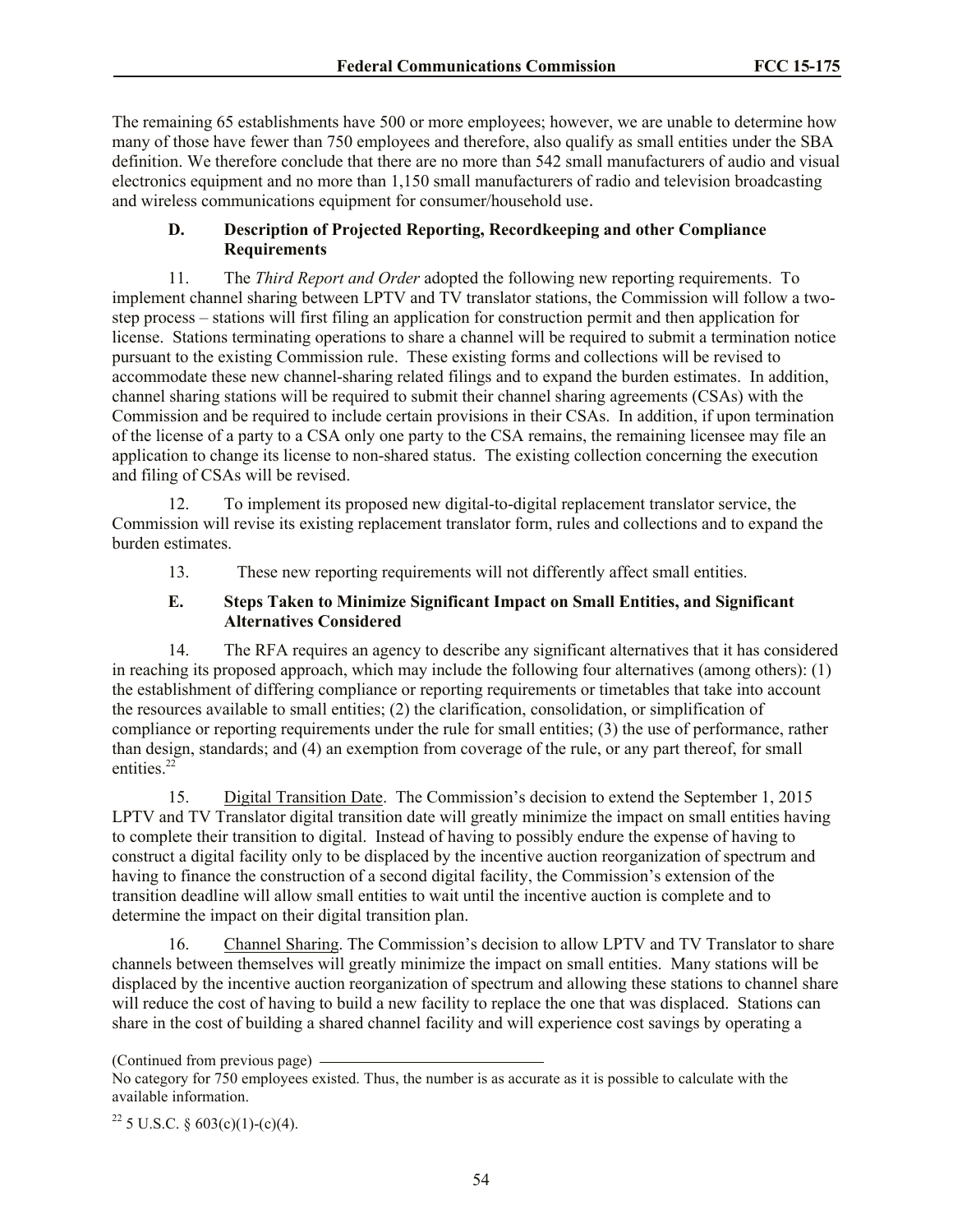The remaining 65 establishments have 500 or more employees; however, we are unable to determine how many of those have fewer than 750 employees and therefore, also qualify as small entities under the SBA definition. We therefore conclude that there are no more than 542 small manufacturers of audio and visual electronics equipment and no more than 1,150 small manufacturers of radio and television broadcasting and wireless communications equipment for consumer/household use.

### D. Description of Projected Reporting, Recordkeeping and other Compliance Requirements

11. The *Third Report and Order* adopted the following new reporting requirements. To implement channel sharing between LPTV and TV translator stations, the Commission will follow a two-step process – stations will first filing an application for construction permit and then application for license. Stations terminating operations to share a channel will be required to submit a termination notice pursuant to the existing Commission rule. These existing forms and collections will be revised to accommodate these new channel-sharing related filings and to expand the burden estimates. In addition, channel sharing stations will be required to submit their channel sharing agreements (CSAs) with the Commission and be required to include certain provisions in their CSAs. In addition, if upon termination of the license of a party to a CSA only one party to the CSA remains, the remaining licensee may file an application to change its license to non-shared status. The existing collection concerning the execution and filing of CSAs will be revised.

12. To implement its proposed new digital-to-digital replacement translator service, the Commission will revise its existing replacement translator form, rules and collections and to expand the burden estimates.

13. These new reporting requirements will not differently affect small entities.

### E. Steps Taken to Minimize Significant Impact on Small Entities, and Significant Alternatives Considered

14. The RFA requires an agency to describe any significant alternatives that it has considered in reaching its proposed approach, which may include the following four alternatives (among others): (1) the establishment of differing compliance or reporting requirements or timetables that take into account the resources available to small entities; (2) the clarification, consolidation, or simplification of compliance or reporting requirements under the rule for small entities; (3) the use of performance, rather than design, standards; and (4) an exemption from coverage of the rule, or any part thereof, for small entities.[22]

15. Digital Transition Date. The Commission's decision to extend the September 1, 2015 LPTV and TV Translator digital transition date will greatly minimize the impact on small entities having to complete their transition to digital. Instead of having to possibly endure the expense of having to construct a digital facility only to be displaced by the incentive auction reorganization of spectrum and having to finance the construction of a second digital facility, the Commission's extension of the transition deadline will allow small entities to wait until the incentive auction is complete and to determine the impact on their digital transition plan.

16. Channel Sharing. The Commission's decision to allow LPTV and TV Translator to share channels between themselves will greatly minimize the impact on small entities. Many stations will be displaced by the incentive auction reorganization of spectrum and allowing these stations to channel share will reduce the cost of having to build a new facility to replace the one that was displaced. Stations can share in the cost of building a shared channel facility and will experience cost savings by operating a

(Continued from previous page)

No category for 750 employees existed. Thus, the number is as accurate as it is possible to calculate with the available information.

[22] 5 U.S.C. § 603(c)(1)-(c)(4).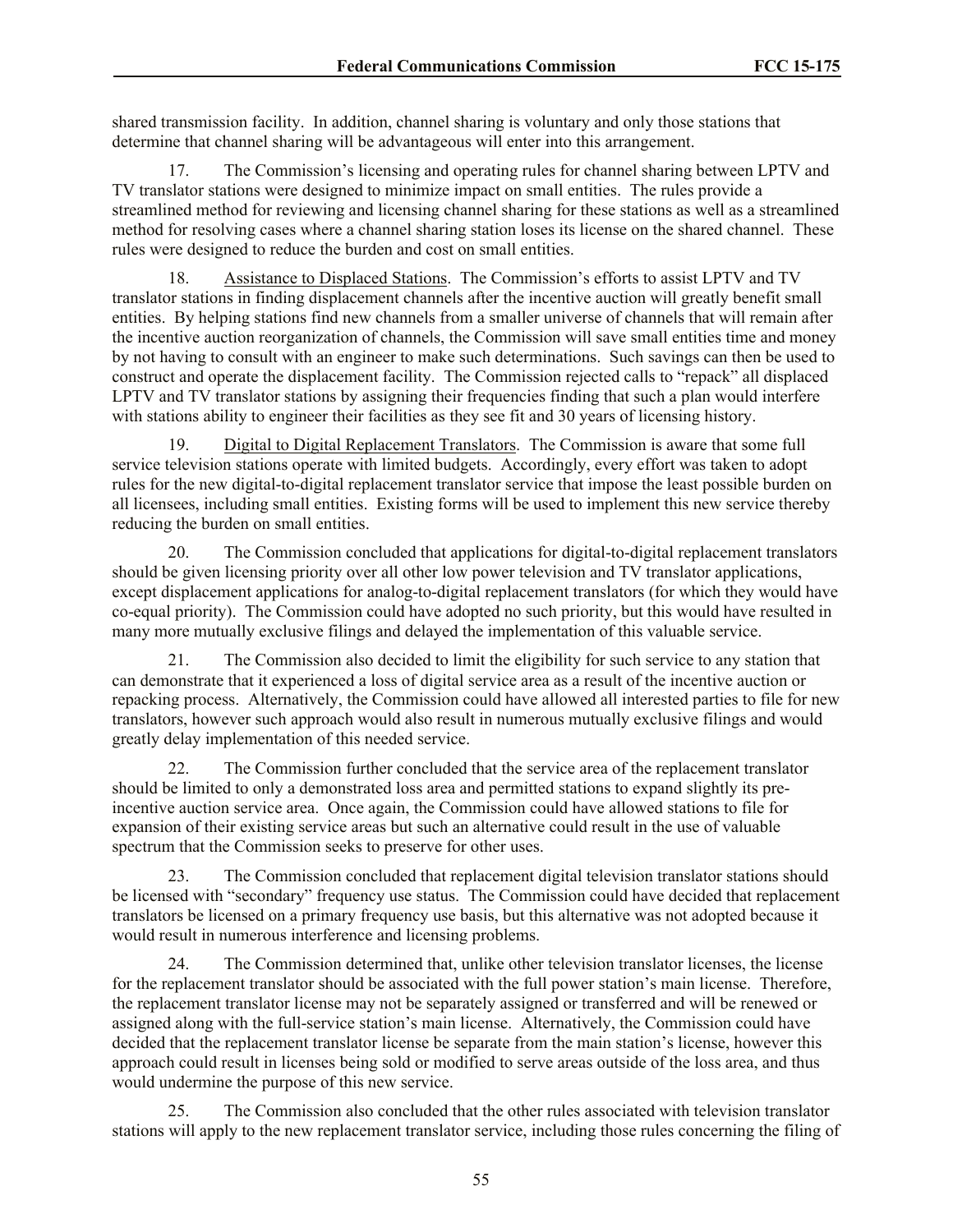shared transmission facility. In addition, channel sharing is voluntary and only those stations that determine that channel sharing will be advantageous will enter into this arrangement.

17. The Commission's licensing and operating rules for channel sharing between LPTV and TV translator stations were designed to minimize impact on small entities. The rules provide a streamlined method for reviewing and licensing channel sharing for these stations as well as a streamlined method for resolving cases where a channel sharing station loses its license on the shared channel. These rules were designed to reduce the burden and cost on small entities.

18. Assistance to Displaced Stations. The Commission's efforts to assist LPTV and TV translator stations in finding displacement channels after the incentive auction will greatly benefit small entities. By helping stations find new channels from a smaller universe of channels that will remain after the incentive auction reorganization of channels, the Commission will save small entities time and money by not having to consult with an engineer to make such determinations. Such savings can then be used to construct and operate the displacement facility. The Commission rejected calls to "repack" all displaced LPTV and TV translator stations by assigning their frequencies finding that such a plan would interfere with stations ability to engineer their facilities as they see fit and 30 years of licensing history.

19. Digital to Digital Replacement Translators. The Commission is aware that some full service television stations operate with limited budgets. Accordingly, every effort was taken to adopt rules for the new digital-to-digital replacement translator service that impose the least possible burden on all licensees, including small entities. Existing forms will be used to implement this new service thereby reducing the burden on small entities.

20. The Commission concluded that applications for digital-to-digital replacement translators should be given licensing priority over all other low power television and TV translator applications, except displacement applications for analog-to-digital replacement translators (for which they would have co-equal priority). The Commission could have adopted no such priority, but this would have resulted in many more mutually exclusive filings and delayed the implementation of this valuable service.

21. The Commission also decided to limit the eligibility for such service to any station that can demonstrate that it experienced a loss of digital service area as a result of the incentive auction or repacking process. Alternatively, the Commission could have allowed all interested parties to file for new translators, however such approach would also result in numerous mutually exclusive filings and would greatly delay implementation of this needed service.

22. The Commission further concluded that the service area of the replacement translator should be limited to only a demonstrated loss area and permitted stations to expand slightly its pre-incentive auction service area. Once again, the Commission could have allowed stations to file for expansion of their existing service areas but such an alternative could result in the use of valuable spectrum that the Commission seeks to preserve for other uses.

23. The Commission concluded that replacement digital television translator stations should be licensed with "secondary" frequency use status. The Commission could have decided that replacement translators be licensed on a primary frequency use basis, but this alternative was not adopted because it would result in numerous interference and licensing problems.

24. The Commission determined that, unlike other television translator licenses, the license for the replacement translator should be associated with the full power station's main license. Therefore, the replacement translator license may not be separately assigned or transferred and will be renewed or assigned along with the full-service station's main license. Alternatively, the Commission could have decided that the replacement translator license be separate from the main station's license, however this approach could result in licenses being sold or modified to serve areas outside of the loss area, and thus would undermine the purpose of this new service.

25. The Commission also concluded that the other rules associated with television translator stations will apply to the new replacement translator service, including those rules concerning the filing of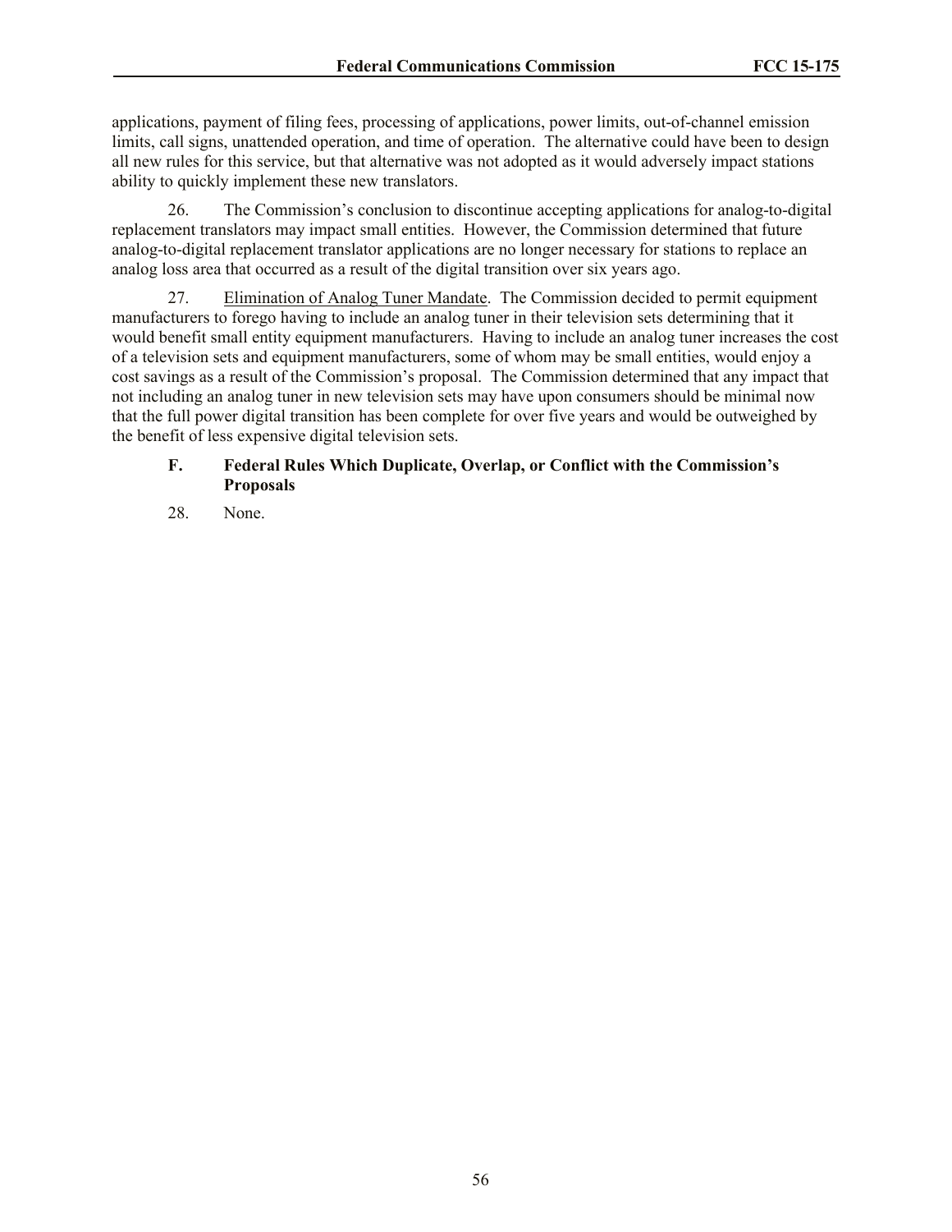applications, payment of filing fees, processing of applications, power limits, out-of-channel emission limits, call signs, unattended operation, and time of operation. The alternative could have been to design all new rules for this service, but that alternative was not adopted as it would adversely impact stations ability to quickly implement these new translators.

26. The Commission's conclusion to discontinue accepting applications for analog-to-digital replacement translators may impact small entities. However, the Commission determined that future analog-to-digital replacement translator applications are no longer necessary for stations to replace an analog loss area that occurred as a result of the digital transition over six years ago.

27. <u>Elimination of Analog Tuner Mandate</u>. The Commission decided to permit equipment manufacturers to forego having to include an analog tuner in their television sets determining that it would benefit small entity equipment manufacturers. Having to include an analog tuner increases the cost of a television sets and equipment manufacturers, some of whom may be small entities, would enjoy a cost savings as a result of the Commission's proposal. The Commission determined that any impact that not including an analog tuner in new television sets may have upon consumers should be minimal now that the full power digital transition has been complete for over five years and would be outweighed by the benefit of less expensive digital television sets.

### F. Federal Rules Which Duplicate, Overlap, or Conflict with the Commission's Proposals

28. None.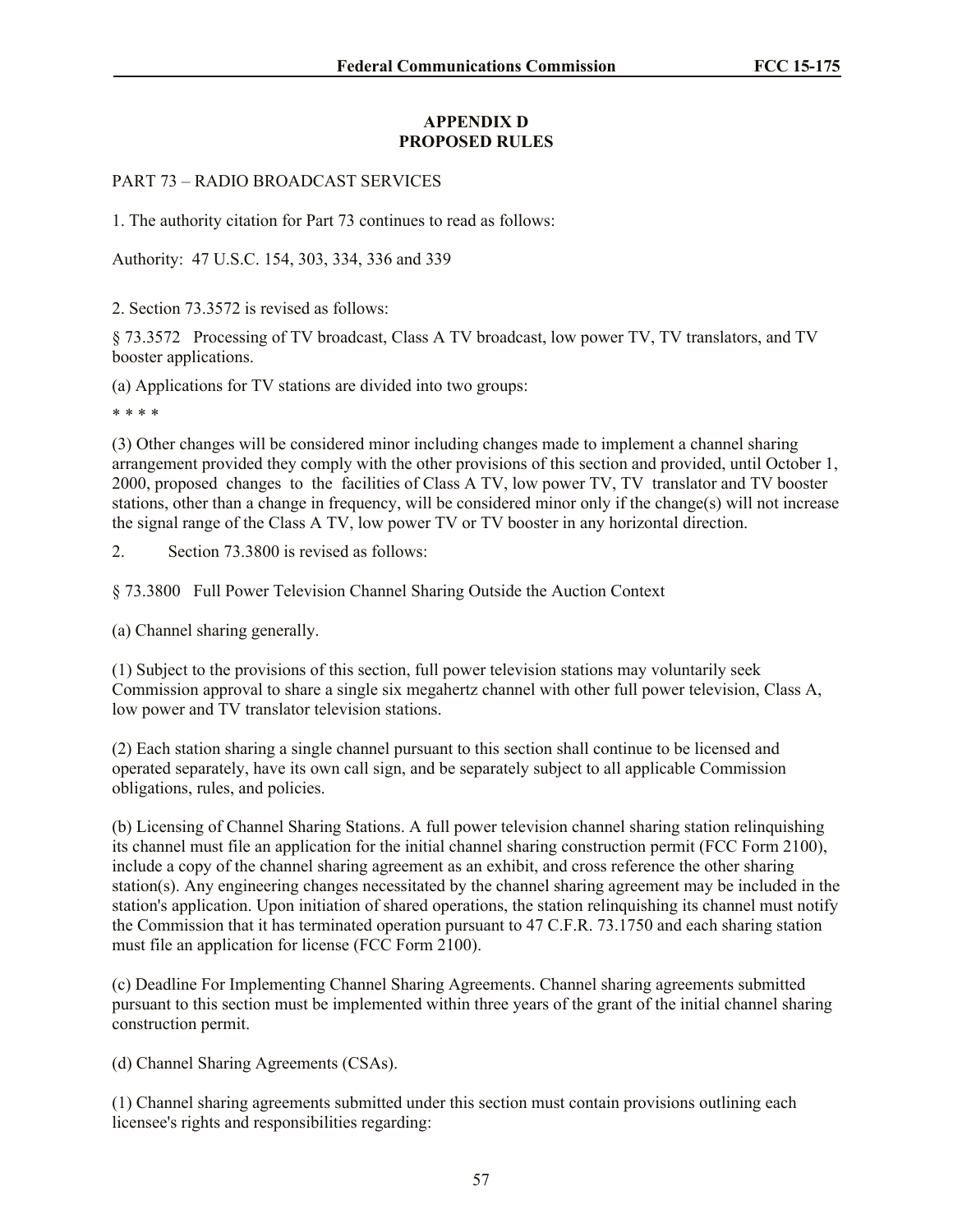## APPENDIX D
## PROPOSED RULES

PART 73 – RADIO BROADCAST SERVICES

1. The authority citation for Part 73 continues to read as follows:

Authority: 47 U.S.C. 154, 303, 334, 336 and 339

2. Section 73.3572 is revised as follows:

§ 73.3572 Processing of TV broadcast, Class A TV broadcast, low power TV, TV translators, and TV booster applications.

(a) Applications for TV stations are divided into two groups:

* * * *

(3) Other changes will be considered minor including changes made to implement a channel sharing arrangement provided they comply with the other provisions of this section and provided, until October 1, 2000, proposed changes to the facilities of Class A TV, low power TV, TV translator and TV booster stations, other than a change in frequency, will be considered minor only if the change(s) will not increase the signal range of the Class A TV, low power TV or TV booster in any horizontal direction.

2. Section 73.3800 is revised as follows:

§ 73.3800 Full Power Television Channel Sharing Outside the Auction Context

(a) Channel sharing generally.

(1) Subject to the provisions of this section, full power television stations may voluntarily seek Commission approval to share a single six megahertz channel with other full power television, Class A, low power and TV translator television stations.

(2) Each station sharing a single channel pursuant to this section shall continue to be licensed and operated separately, have its own call sign, and be separately subject to all applicable Commission obligations, rules, and policies.

(b) Licensing of Channel Sharing Stations. A full power television channel sharing station relinquishing its channel must file an application for the initial channel sharing construction permit (FCC Form 2100), include a copy of the channel sharing agreement as an exhibit, and cross reference the other sharing station(s). Any engineering changes necessitated by the channel sharing agreement may be included in the station's application. Upon initiation of shared operations, the station relinquishing its channel must notify the Commission that it has terminated operation pursuant to 47 C.F.R. 73.1750 and each sharing station must file an application for license (FCC Form 2100).

(c) Deadline For Implementing Channel Sharing Agreements. Channel sharing agreements submitted pursuant to this section must be implemented within three years of the grant of the initial channel sharing construction permit.

(d) Channel Sharing Agreements (CSAs).

(1) Channel sharing agreements submitted under this section must contain provisions outlining each licensee's rights and responsibilities regarding: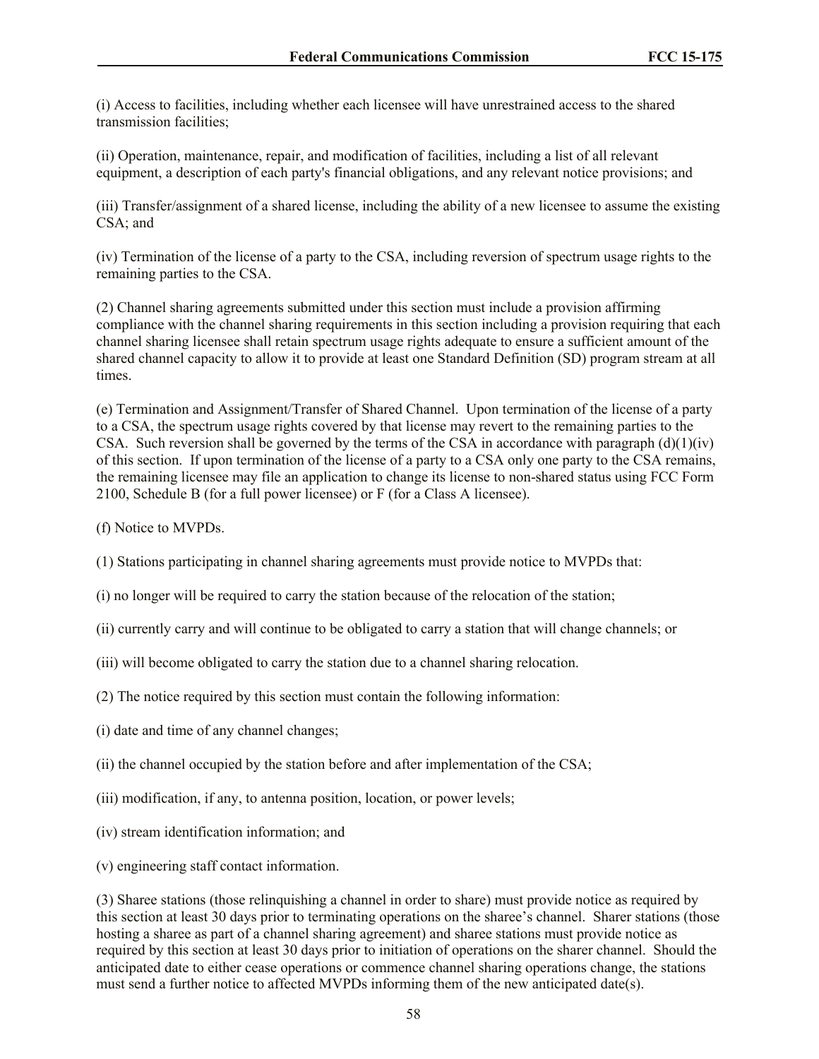(i) Access to facilities, including whether each licensee will have unrestrained access to the shared transmission facilities;

(ii) Operation, maintenance, repair, and modification of facilities, including a list of all relevant equipment, a description of each party's financial obligations, and any relevant notice provisions; and

(iii) Transfer/assignment of a shared license, including the ability of a new licensee to assume the existing CSA; and

(iv) Termination of the license of a party to the CSA, including reversion of spectrum usage rights to the remaining parties to the CSA.

(2) Channel sharing agreements submitted under this section must include a provision affirming compliance with the channel sharing requirements in this section including a provision requiring that each channel sharing licensee shall retain spectrum usage rights adequate to ensure a sufficient amount of the shared channel capacity to allow it to provide at least one Standard Definition (SD) program stream at all times.

(e) Termination and Assignment/Transfer of Shared Channel. Upon termination of the license of a party to a CSA, the spectrum usage rights covered by that license may revert to the remaining parties to the CSA. Such reversion shall be governed by the terms of the CSA in accordance with paragraph (d)(1)(iv) of this section. If upon termination of the license of a party to a CSA only one party to the CSA remains, the remaining licensee may file an application to change its license to non-shared status using FCC Form 2100, Schedule B (for a full power licensee) or F (for a Class A licensee).

(f) Notice to MVPDs.

(1) Stations participating in channel sharing agreements must provide notice to MVPDs that:

(i) no longer will be required to carry the station because of the relocation of the station;

(ii) currently carry and will continue to be obligated to carry a station that will change channels; or

(iii) will become obligated to carry the station due to a channel sharing relocation.

(2) The notice required by this section must contain the following information:

(i) date and time of any channel changes;

(ii) the channel occupied by the station before and after implementation of the CSA;

(iii) modification, if any, to antenna position, location, or power levels;

(iv) stream identification information; and

(v) engineering staff contact information.

(3) Sharee stations (those relinquishing a channel in order to share) must provide notice as required by this section at least 30 days prior to terminating operations on the sharee's channel. Sharer stations (those hosting a sharee as part of a channel sharing agreement) and sharee stations must provide notice as required by this section at least 30 days prior to initiation of operations on the sharer channel. Should the anticipated date to either cease operations or commence channel sharing operations change, the stations must send a further notice to affected MVPDs informing them of the new anticipated date(s).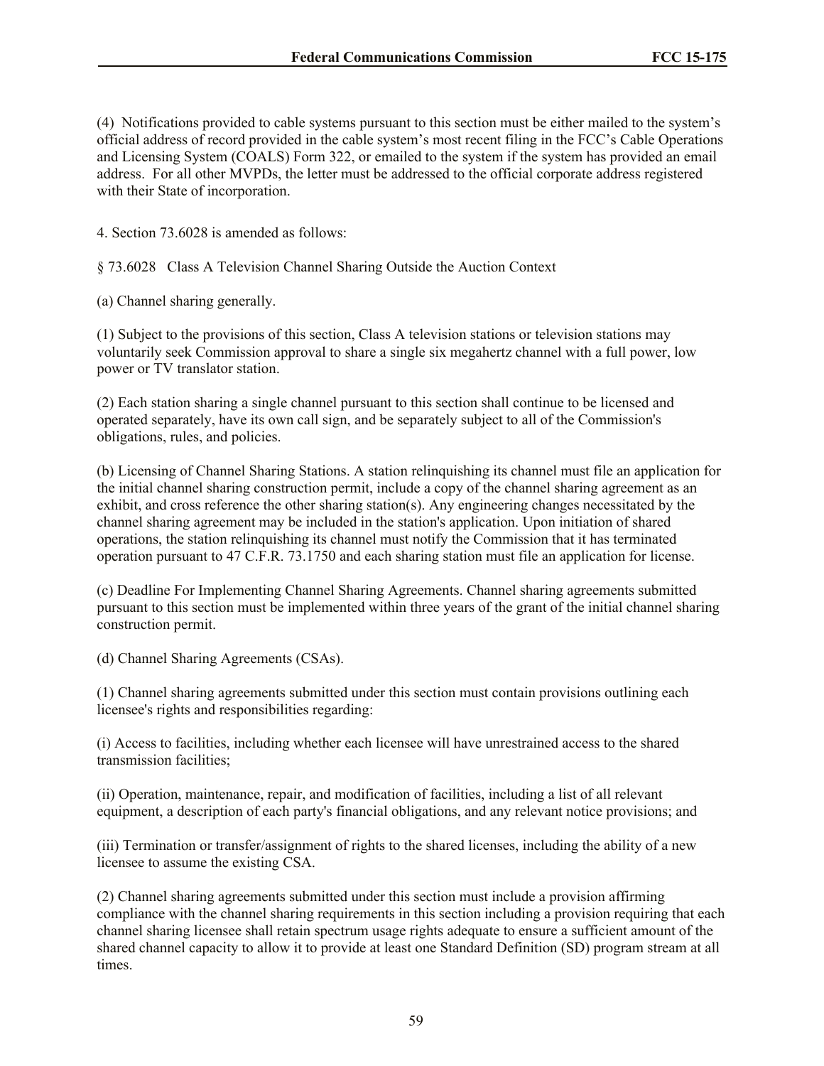(4) Notifications provided to cable systems pursuant to this section must be either mailed to the system's official address of record provided in the cable system's most recent filing in the FCC's Cable Operations and Licensing System (COALS) Form 322, or emailed to the system if the system has provided an email address. For all other MVPDs, the letter must be addressed to the official corporate address registered with their State of incorporation.

4. Section 73.6028 is amended as follows:

§ 73.6028 Class A Television Channel Sharing Outside the Auction Context

(a) Channel sharing generally.

(1) Subject to the provisions of this section, Class A television stations or television stations may voluntarily seek Commission approval to share a single six megahertz channel with a full power, low power or TV translator station.

(2) Each station sharing a single channel pursuant to this section shall continue to be licensed and operated separately, have its own call sign, and be separately subject to all of the Commission's obligations, rules, and policies.

(b) Licensing of Channel Sharing Stations. A station relinquishing its channel must file an application for the initial channel sharing construction permit, include a copy of the channel sharing agreement as an exhibit, and cross reference the other sharing station(s). Any engineering changes necessitated by the channel sharing agreement may be included in the station's application. Upon initiation of shared operations, the station relinquishing its channel must notify the Commission that it has terminated operation pursuant to 47 C.F.R. 73.1750 and each sharing station must file an application for license.

(c) Deadline For Implementing Channel Sharing Agreements. Channel sharing agreements submitted pursuant to this section must be implemented within three years of the grant of the initial channel sharing construction permit.

(d) Channel Sharing Agreements (CSAs).

(1) Channel sharing agreements submitted under this section must contain provisions outlining each licensee's rights and responsibilities regarding:

(i) Access to facilities, including whether each licensee will have unrestrained access to the shared transmission facilities;

(ii) Operation, maintenance, repair, and modification of facilities, including a list of all relevant equipment, a description of each party's financial obligations, and any relevant notice provisions; and

(iii) Termination or transfer/assignment of rights to the shared licenses, including the ability of a new licensee to assume the existing CSA.

(2) Channel sharing agreements submitted under this section must include a provision affirming compliance with the channel sharing requirements in this section including a provision requiring that each channel sharing licensee shall retain spectrum usage rights adequate to ensure a sufficient amount of the shared channel capacity to allow it to provide at least one Standard Definition (SD) program stream at all times.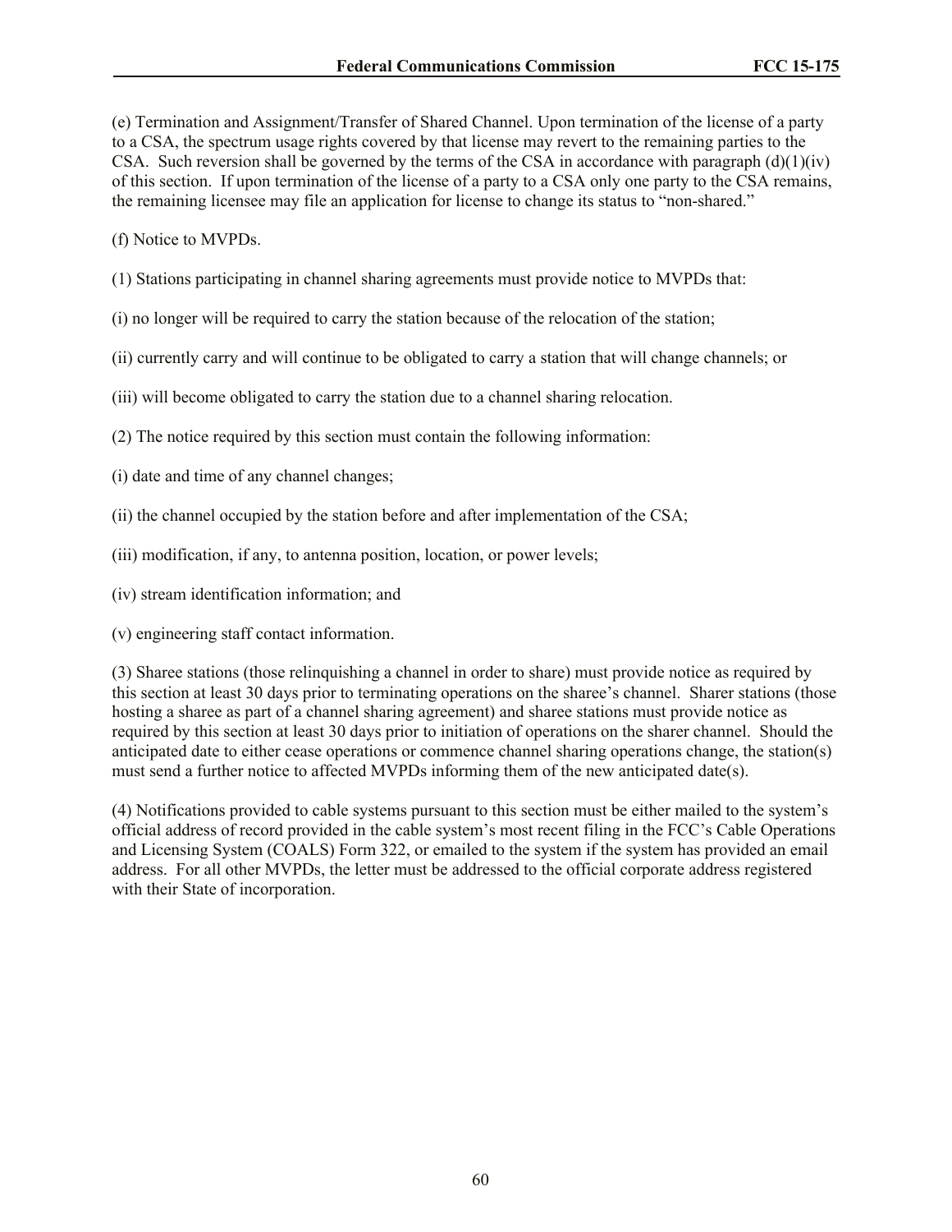(e) Termination and Assignment/Transfer of Shared Channel. Upon termination of the license of a party to a CSA, the spectrum usage rights covered by that license may revert to the remaining parties to the CSA. Such reversion shall be governed by the terms of the CSA in accordance with paragraph (d)(1)(iv) of this section. If upon termination of the license of a party to a CSA only one party to the CSA remains, the remaining licensee may file an application for license to change its status to "non-shared."

(f) Notice to MVPDs.

(1) Stations participating in channel sharing agreements must provide notice to MVPDs that:

(i) no longer will be required to carry the station because of the relocation of the station;

(ii) currently carry and will continue to be obligated to carry a station that will change channels; or

(iii) will become obligated to carry the station due to a channel sharing relocation.

(2) The notice required by this section must contain the following information:

(i) date and time of any channel changes;

(ii) the channel occupied by the station before and after implementation of the CSA;

(iii) modification, if any, to antenna position, location, or power levels;

(iv) stream identification information; and

(v) engineering staff contact information.

(3) Sharee stations (those relinquishing a channel in order to share) must provide notice as required by this section at least 30 days prior to terminating operations on the sharee's channel. Sharer stations (those hosting a sharee as part of a channel sharing agreement) and sharee stations must provide notice as required by this section at least 30 days prior to initiation of operations on the sharer channel. Should the anticipated date to either cease operations or commence channel sharing operations change, the station(s) must send a further notice to affected MVPDs informing them of the new anticipated date(s).

(4) Notifications provided to cable systems pursuant to this section must be either mailed to the system's official address of record provided in the cable system's most recent filing in the FCC's Cable Operations and Licensing System (COALS) Form 322, or emailed to the system if the system has provided an email address. For all other MVPDs, the letter must be addressed to the official corporate address registered with their State of incorporation.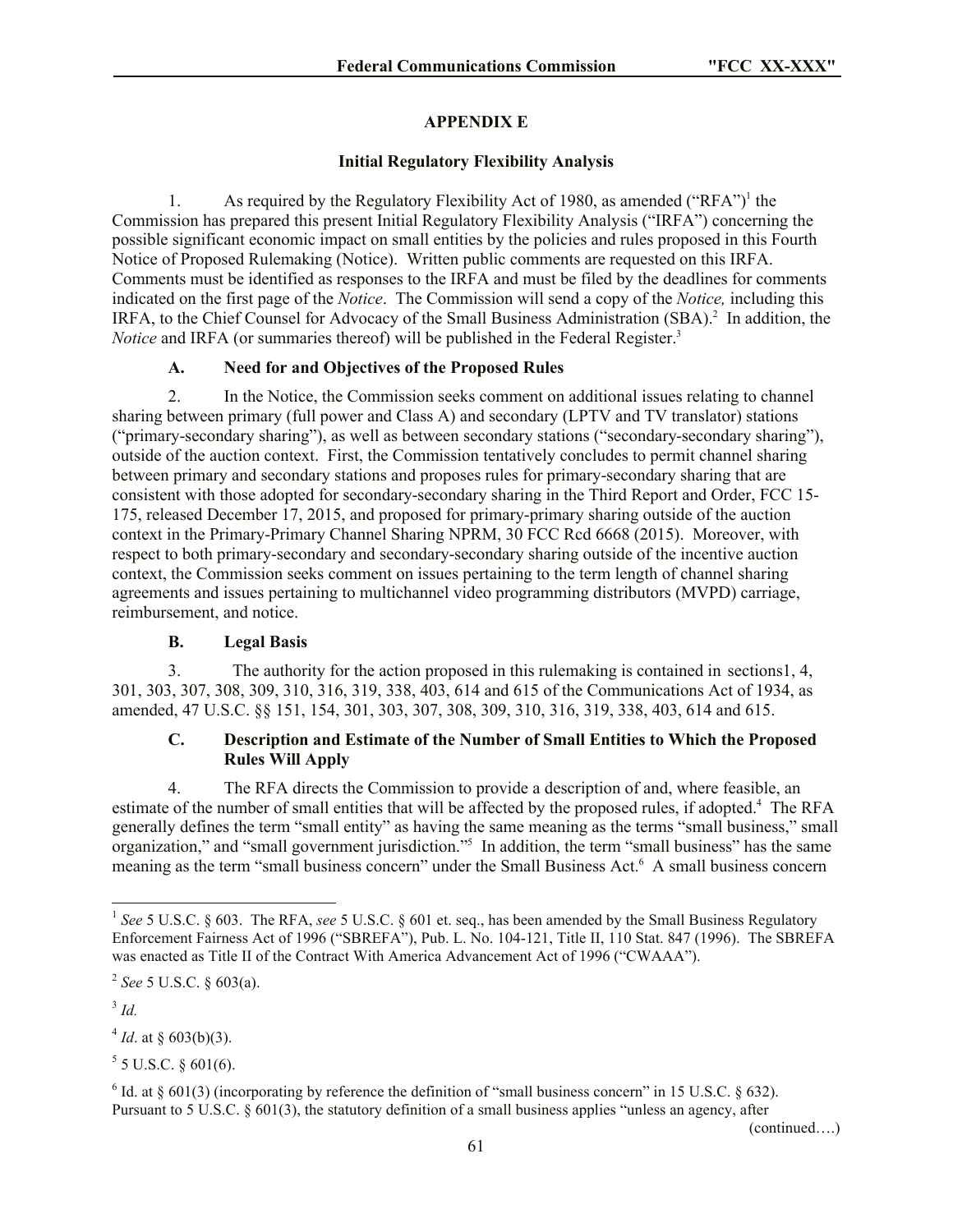## APPENDIX E

### Initial Regulatory Flexibility Analysis

1. As required by the Regulatory Flexibility Act of 1980, as amended ("RFA")[1] the Commission has prepared this present Initial Regulatory Flexibility Analysis ("IRFA") concerning the possible significant economic impact on small entities by the policies and rules proposed in this Fourth Notice of Proposed Rulemaking (Notice). Written public comments are requested on this IRFA. Comments must be identified as responses to the IRFA and must be filed by the deadlines for comments indicated on the first page of the *Notice*. The Commission will send a copy of the *Notice,* including this IRFA, to the Chief Counsel for Advocacy of the Small Business Administration (SBA).[2] In addition, the *Notice* and IRFA (or summaries thereof) will be published in the Federal Register.[3]

#### A. Need for and Objectives of the Proposed Rules

2. In the Notice, the Commission seeks comment on additional issues relating to channel sharing between primary (full power and Class A) and secondary (LPTV and TV translator) stations ("primary-secondary sharing"), as well as between secondary stations ("secondary-secondary sharing"), outside of the auction context. First, the Commission tentatively concludes to permit channel sharing between primary and secondary stations and proposes rules for primary-secondary sharing that are consistent with those adopted for secondary-secondary sharing in the Third Report and Order, FCC 15-175, released December 17, 2015, and proposed for primary-primary sharing outside of the auction context in the Primary-Primary Channel Sharing NPRM, 30 FCC Rcd 6668 (2015). Moreover, with respect to both primary-secondary and secondary-secondary sharing outside of the incentive auction context, the Commission seeks comment on issues pertaining to the term length of channel sharing agreements and issues pertaining to multichannel video programming distributors (MVPD) carriage, reimbursement, and notice.

#### B. Legal Basis

3. The authority for the action proposed in this rulemaking is contained in sections1, 4, 301, 303, 307, 308, 309, 310, 316, 319, 338, 403, 614 and 615 of the Communications Act of 1934, as amended, 47 U.S.C. §§ 151, 154, 301, 303, 307, 308, 309, 310, 316, 319, 338, 403, 614 and 615.

#### C. Description and Estimate of the Number of Small Entities to Which the Proposed Rules Will Apply

4. The RFA directs the Commission to provide a description of and, where feasible, an estimate of the number of small entities that will be affected by the proposed rules, if adopted.[4] The RFA generally defines the term "small entity" as having the same meaning as the terms "small business," small organization," and "small government jurisdiction."[5] In addition, the term "small business" has the same meaning as the term "small business concern" under the Small Business Act.[6] A small business concern

---

[1] *See* 5 U.S.C. § 603. The RFA, *see* 5 U.S.C. § 601 et. seq., has been amended by the Small Business Regulatory Enforcement Fairness Act of 1996 ("SBREFA"), Pub. L. No. 104-121, Title II, 110 Stat. 847 (1996). The SBREFA was enacted as Title II of the Contract With America Advancement Act of 1996 ("CWAAA").

[2] *See* 5 U.S.C. § 603(a).

[3] *Id.*

[4] *Id*. at § 603(b)(3).

[5] 5 U.S.C. § 601(6).

[6] Id. at § 601(3) (incorporating by reference the definition of "small business concern" in 15 U.S.C. § 632). Pursuant to 5 U.S.C. § 601(3), the statutory definition of a small business applies "unless an agency, after

(continued….)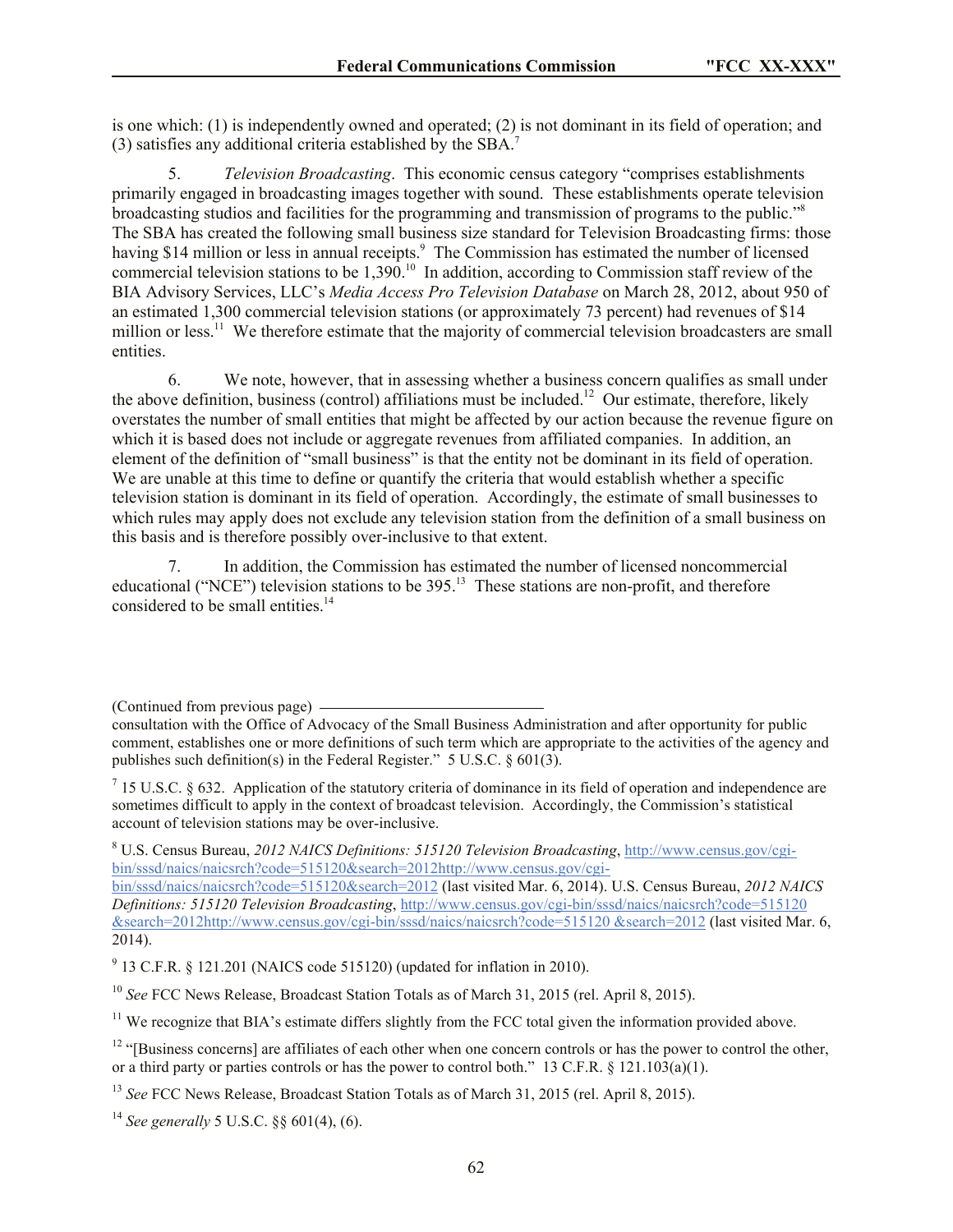is one which: (1) is independently owned and operated; (2) is not dominant in its field of operation; and (3) satisfies any additional criteria established by the SBA.[7]

5. *Television Broadcasting*. This economic census category "comprises establishments primarily engaged in broadcasting images together with sound. These establishments operate television broadcasting studios and facilities for the programming and transmission of programs to the public."[8] The SBA has created the following small business size standard for Television Broadcasting firms: those having $14 million or less in annual receipts.[9] The Commission has estimated the number of licensed commercial television stations to be 1,390.[10] In addition, according to Commission staff review of the BIA Advisory Services, LLC's *Media Access Pro Television Database* on March 28, 2012, about 950 of an estimated 1,300 commercial television stations (or approximately 73 percent) had revenues of $14 million or less.[11] We therefore estimate that the majority of commercial television broadcasters are small entities.

6. We note, however, that in assessing whether a business concern qualifies as small under the above definition, business (control) affiliations must be included.[12] Our estimate, therefore, likely overstates the number of small entities that might be affected by our action because the revenue figure on which it is based does not include or aggregate revenues from affiliated companies. In addition, an element of the definition of "small business" is that the entity not be dominant in its field of operation. We are unable at this time to define or quantify the criteria that would establish whether a specific television station is dominant in its field of operation. Accordingly, the estimate of small businesses to which rules may apply does not exclude any television station from the definition of a small business on this basis and is therefore possibly over-inclusive to that extent.

7. In addition, the Commission has estimated the number of licensed noncommercial educational ("NCE") television stations to be 395.[13] These stations are non-profit, and therefore considered to be small entities.[14]

---

(Continued from previous page)
consultation with the Office of Advocacy of the Small Business Administration and after opportunity for public comment, establishes one or more definitions of such term which are appropriate to the activities of the agency and publishes such definition(s) in the Federal Register." 5 U.S.C. § 601(3).

[7] 15 U.S.C. § 632. Application of the statutory criteria of dominance in its field of operation and independence are sometimes difficult to apply in the context of broadcast television. Accordingly, the Commission's statistical account of television stations may be over-inclusive.

[8] U.S. Census Bureau, *2012 NAICS Definitions: 515120 Television Broadcasting*, http://www.census.gov/cgi-bin/sssd/naics/naicsrch?code=515120&search=2012http://www.census.gov/cgi-bin/sssd/naics/naicsrch?code=515120&search=2012 (last visited Mar. 6, 2014). U.S. Census Bureau, *2012 NAICS Definitions: 515120 Television Broadcasting*, http://www.census.gov/cgi-bin/sssd/naics/naicsrch?code=515120 &search=2012http://www.census.gov/cgi-bin/sssd/naics/naicsrch?code=515120 &search=2012 (last visited Mar. 6, 2014).

[9] 13 C.F.R. § 121.201 (NAICS code 515120) (updated for inflation in 2010).

[10] *See* FCC News Release, Broadcast Station Totals as of March 31, 2015 (rel. April 8, 2015).

[11] We recognize that BIA's estimate differs slightly from the FCC total given the information provided above.

[12] "[Business concerns] are affiliates of each other when one concern controls or has the power to control the other, or a third party or parties controls or has the power to control both." 13 C.F.R. § 121.103(a)(1).

[13] *See* FCC News Release, Broadcast Station Totals as of March 31, 2015 (rel. April 8, 2015).

[14] *See generally* 5 U.S.C. §§ 601(4), (6).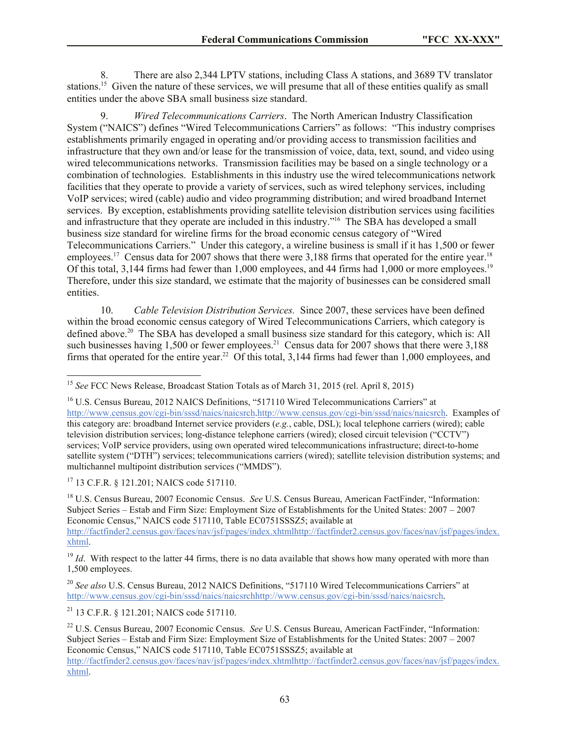8. There are also 2,344 LPTV stations, including Class A stations, and 3689 TV translator stations.[15] Given the nature of these services, we will presume that all of these entities qualify as small entities under the above SBA small business size standard.

9. *Wired Telecommunications Carriers*. The North American Industry Classification System ("NAICS") defines "Wired Telecommunications Carriers" as follows: "This industry comprises establishments primarily engaged in operating and/or providing access to transmission facilities and infrastructure that they own and/or lease for the transmission of voice, data, text, sound, and video using wired telecommunications networks. Transmission facilities may be based on a single technology or a combination of technologies. Establishments in this industry use the wired telecommunications network facilities that they operate to provide a variety of services, such as wired telephony services, including VoIP services; wired (cable) audio and video programming distribution; and wired broadband Internet services. By exception, establishments providing satellite television distribution services using facilities and infrastructure that they operate are included in this industry."[16] The SBA has developed a small business size standard for wireline firms for the broad economic census category of "Wired Telecommunications Carriers." Under this category, a wireline business is small if it has 1,500 or fewer employees.[17] Census data for 2007 shows that there were 3,188 firms that operated for the entire year.[18] Of this total, 3,144 firms had fewer than 1,000 employees, and 44 firms had 1,000 or more employees.[19] Therefore, under this size standard, we estimate that the majority of businesses can be considered small entities.

10. *Cable Television Distribution Services.* Since 2007, these services have been defined within the broad economic census category of Wired Telecommunications Carriers, which category is defined above.[20] The SBA has developed a small business size standard for this category, which is: All such businesses having 1,500 or fewer employees.[21] Census data for 2007 shows that there were 3,188 firms that operated for the entire year.[22] Of this total, 3,144 firms had fewer than 1,000 employees, and

---

[15] *See* FCC News Release, Broadcast Station Totals as of March 31, 2015 (rel. April 8, 2015)

[16] U.S. Census Bureau, 2012 NAICS Definitions, "517110 Wired Telecommunications Carriers" at http://www.census.gov/cgi-bin/sssd/naics/naicsrch.http://www.census.gov/cgi-bin/sssd/naics/naicsrch. Examples of this category are: broadband Internet service providers (*e.g.*, cable, DSL); local telephone carriers (wired); cable television distribution services; long-distance telephone carriers (wired); closed circuit television ("CCTV") services; VoIP service providers, using own operated wired telecommunications infrastructure; direct-to-home satellite system ("DTH") services; telecommunications carriers (wired); satellite television distribution systems; and multichannel multipoint distribution services ("MMDS").

[17] 13 C.F.R. § 121.201; NAICS code 517110.

[18] U.S. Census Bureau, 2007 Economic Census. *See* U.S. Census Bureau, American FactFinder, "Information: Subject Series – Estab and Firm Size: Employment Size of Establishments for the United States: 2007 – 2007 Economic Census," NAICS code 517110, Table EC0751SSSZ5; available at http://factfinder2.census.gov/faces/nav/jsf/pages/index.xhtmlhttp://factfinder2.census.gov/faces/nav/jsf/pages/index.xhtml.

[19] *Id*. With respect to the latter 44 firms, there is no data available that shows how many operated with more than 1,500 employees.

[20] *See also* U.S. Census Bureau, 2012 NAICS Definitions, "517110 Wired Telecommunications Carriers" at http://www.census.gov/cgi-bin/sssd/naics/naicsrchhttp://www.census.gov/cgi-bin/sssd/naics/naicsrch.

[21] 13 C.F.R. § 121.201; NAICS code 517110.

[22] U.S. Census Bureau, 2007 Economic Census. *See* U.S. Census Bureau, American FactFinder, "Information: Subject Series – Estab and Firm Size: Employment Size of Establishments for the United States: 2007 – 2007 Economic Census," NAICS code 517110, Table EC0751SSSZ5; available at http://factfinder2.census.gov/faces/nav/jsf/pages/index.xhtmlhttp://factfinder2.census.gov/faces/nav/jsf/pages/index.xhtml.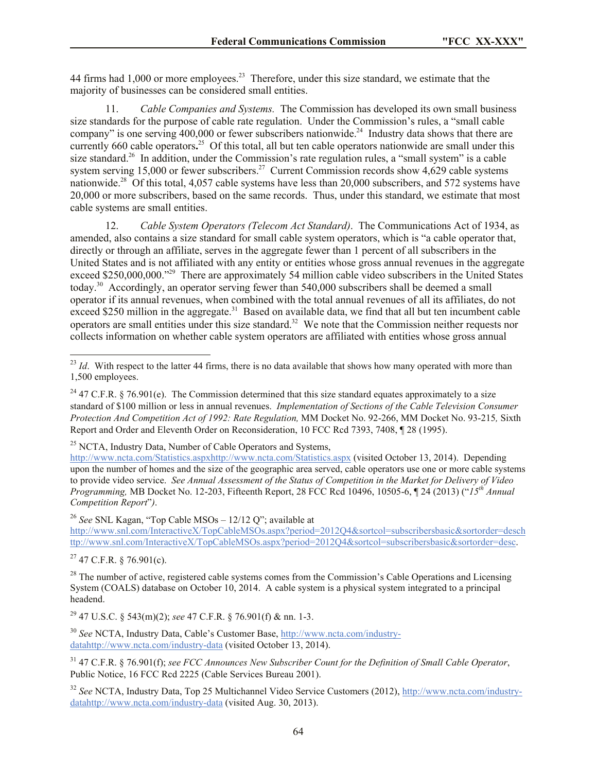44 firms had 1,000 or more employees.[23] Therefore, under this size standard, we estimate that the majority of businesses can be considered small entities.

11. *Cable Companies and Systems.* The Commission has developed its own small business size standards for the purpose of cable rate regulation. Under the Commission's rules, a "small cable company" is one serving 400,000 or fewer subscribers nationwide.[24] Industry data shows that there are currently 660 cable operators**.**[25] Of this total, all but ten cable operators nationwide are small under this size standard.[26] In addition, under the Commission's rate regulation rules, a "small system" is a cable system serving 15,000 or fewer subscribers.[27] Current Commission records show 4,629 cable systems nationwide.[28] Of this total, 4,057 cable systems have less than 20,000 subscribers, and 572 systems have 20,000 or more subscribers, based on the same records. Thus, under this standard, we estimate that most cable systems are small entities.

12. *Cable System Operators (Telecom Act Standard).* The Communications Act of 1934, as amended, also contains a size standard for small cable system operators, which is "a cable operator that, directly or through an affiliate, serves in the aggregate fewer than 1 percent of all subscribers in the United States and is not affiliated with any entity or entities whose gross annual revenues in the aggregate exceed $250,000,000."[29] There are approximately 54 million cable video subscribers in the United States today.[30] Accordingly, an operator serving fewer than 540,000 subscribers shall be deemed a small operator if its annual revenues, when combined with the total annual revenues of all its affiliates, do not exceed $250 million in the aggregate.[31] Based on available data, we find that all but ten incumbent cable operators are small entities under this size standard.[32] We note that the Commission neither requests nor collects information on whether cable system operators are affiliated with entities whose gross annual

---

[23] *Id*. With respect to the latter 44 firms, there is no data available that shows how many operated with more than 1,500 employees.

[24] 47 C.F.R. § 76.901(e). The Commission determined that this size standard equates approximately to a size standard of $100 million or less in annual revenues. *Implementation of Sections of the Cable Television Consumer Protection And Competition Act of 1992: Rate Regulation,* MM Docket No. 92-266, MM Docket No. 93-215*,* Sixth Report and Order and Eleventh Order on Reconsideration, 10 FCC Rcd 7393, 7408, ¶ 28 (1995).

[25] NCTA, Industry Data, Number of Cable Operators and Systems, http://www.ncta.com/Statistics.aspxhttp://www.ncta.com/Statistics.aspx (visited October 13, 2014). Depending upon the number of homes and the size of the geographic area served, cable operators use one or more cable systems to provide video service. *See Annual Assessment of the Status of Competition in the Market for Delivery of Video Programming,* MB Docket No. 12-203, Fifteenth Report, 28 FCC Rcd 10496, 10505-6, ¶ 24 (2013) ("*15th Annual Competition Report*")*.*

[26] *See* SNL Kagan, "Top Cable MSOs – 12/12 Q"; available at http://www.snl.com/InteractiveX/TopCableMSOs.aspx?period=2012Q4&sortcol=subscribersbasic&sortorder=desc http://www.snl.com/InteractiveX/TopCableMSOs.aspx?period=2012Q4&sortcol=subscribersbasic&sortorder=desc.

[27] 47 C.F.R. § 76.901(c).

[28] The number of active, registered cable systems comes from the Commission's Cable Operations and Licensing System (COALS) database on October 10, 2014. A cable system is a physical system integrated to a principal headend.

[29] 47 U.S.C. § 543(m)(2); *see* 47 C.F.R. § 76.901(f) & nn. 1-3.

[30] *See* NCTA, Industry Data, Cable's Customer Base, http://www.ncta.com/industry-datahttp://www.ncta.com/industry-data (visited October 13, 2014).

[31] 47 C.F.R. § 76.901(f); *see FCC Announces New Subscriber Count for the Definition of Small Cable Operator*, Public Notice, 16 FCC Rcd 2225 (Cable Services Bureau 2001).

[32] *See* NCTA, Industry Data, Top 25 Multichannel Video Service Customers (2012), http://www.ncta.com/industry-datahttp://www.ncta.com/industry-data (visited Aug. 30, 2013).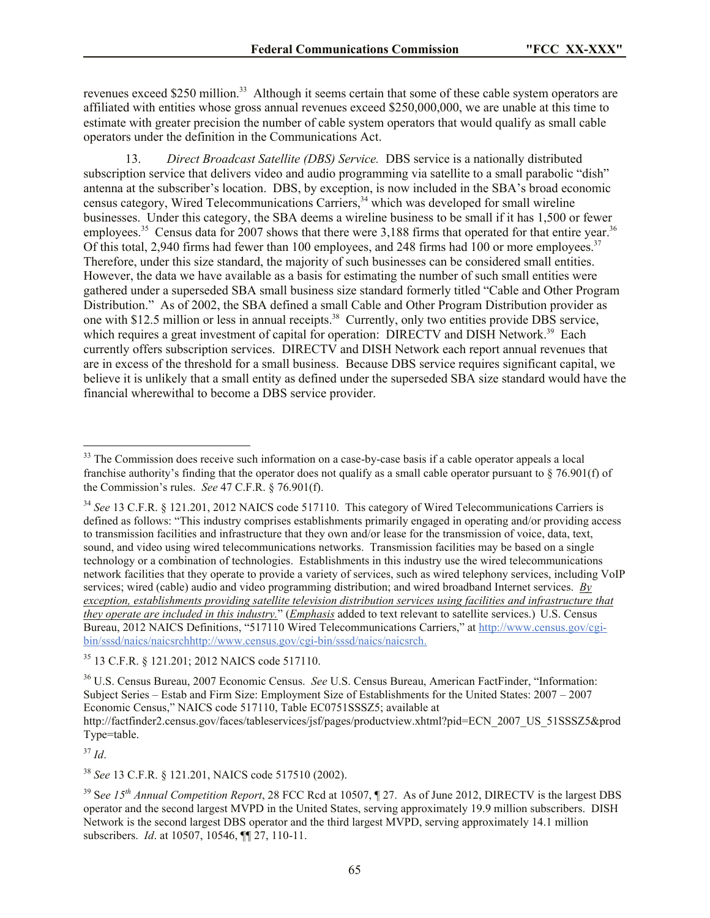revenues exceed $250 million.[33] Although it seems certain that some of these cable system operators are affiliated with entities whose gross annual revenues exceed $250,000,000, we are unable at this time to estimate with greater precision the number of cable system operators that would qualify as small cable operators under the definition in the Communications Act.

13. *Direct Broadcast Satellite (DBS) Service.* DBS service is a nationally distributed subscription service that delivers video and audio programming via satellite to a small parabolic "dish" antenna at the subscriber's location. DBS, by exception, is now included in the SBA's broad economic census category, Wired Telecommunications Carriers,[34] which was developed for small wireline businesses. Under this category, the SBA deems a wireline business to be small if it has 1,500 or fewer employees.[35] Census data for 2007 shows that there were 3,188 firms that operated for that entire year.[36] Of this total, 2,940 firms had fewer than 100 employees, and 248 firms had 100 or more employees.[37] Therefore, under this size standard, the majority of such businesses can be considered small entities. However, the data we have available as a basis for estimating the number of such small entities were gathered under a superseded SBA small business size standard formerly titled "Cable and Other Program Distribution." As of 2002, the SBA defined a small Cable and Other Program Distribution provider as one with $12.5 million or less in annual receipts.[38] Currently, only two entities provide DBS service, which requires a great investment of capital for operation: DIRECTV and DISH Network.[39] Each currently offers subscription services. DIRECTV and DISH Network each report annual revenues that are in excess of the threshold for a small business. Because DBS service requires significant capital, we believe it is unlikely that a small entity as defined under the superseded SBA size standard would have the financial wherewithal to become a DBS service provider.

---

[33] The Commission does receive such information on a case-by-case basis if a cable operator appeals a local franchise authority's finding that the operator does not qualify as a small cable operator pursuant to § 76.901(f) of the Commission's rules. *See* 47 C.F.R. § 76.901(f).

[34] *See* 13 C.F.R. § 121.201, 2012 NAICS code 517110. This category of Wired Telecommunications Carriers is defined as follows: "This industry comprises establishments primarily engaged in operating and/or providing access to transmission facilities and infrastructure that they own and/or lease for the transmission of voice, data, text, sound, and video using wired telecommunications networks. Transmission facilities may be based on a single technology or a combination of technologies. Establishments in this industry use the wired telecommunications network facilities that they operate to provide a variety of services, such as wired telephony services, including VoIP services; wired (cable) audio and video programming distribution; and wired broadband Internet services. *By exception, establishments providing satellite television distribution services using facilities and infrastructure that they operate are included in this industry.*" (*Emphasis* added to text relevant to satellite services.) U.S. Census Bureau, 2012 NAICS Definitions, "517110 Wired Telecommunications Carriers," at http://www.census.gov/cgi-bin/sssd/naics/naicsrchhttp://www.census.gov/cgi-bin/sssd/naics/naicsrch.

[35] 13 C.F.R. § 121.201; 2012 NAICS code 517110.

[36] U.S. Census Bureau, 2007 Economic Census. *See* U.S. Census Bureau, American FactFinder, "Information: Subject Series – Estab and Firm Size: Employment Size of Establishments for the United States: 2007 – 2007 Economic Census," NAICS code 517110, Table EC0751SSSZ5; available at http://factfinder2.census.gov/faces/tableservices/jsf/pages/productview.xhtml?pid=ECN_2007_US_51SSSZ5&prodType=table.

[37] *Id*.

[38] *See* 13 C.F.R. § 121.201, NAICS code 517510 (2002).

[39] S*ee 15th Annual Competition Report*, 28 FCC Rcd at 10507, ¶ 27. As of June 2012, DIRECTV is the largest DBS operator and the second largest MVPD in the United States, serving approximately 19.9 million subscribers. DISH Network is the second largest DBS operator and the third largest MVPD, serving approximately 14.1 million subscribers. *Id*. at 10507, 10546, ¶¶ 27, 110-11.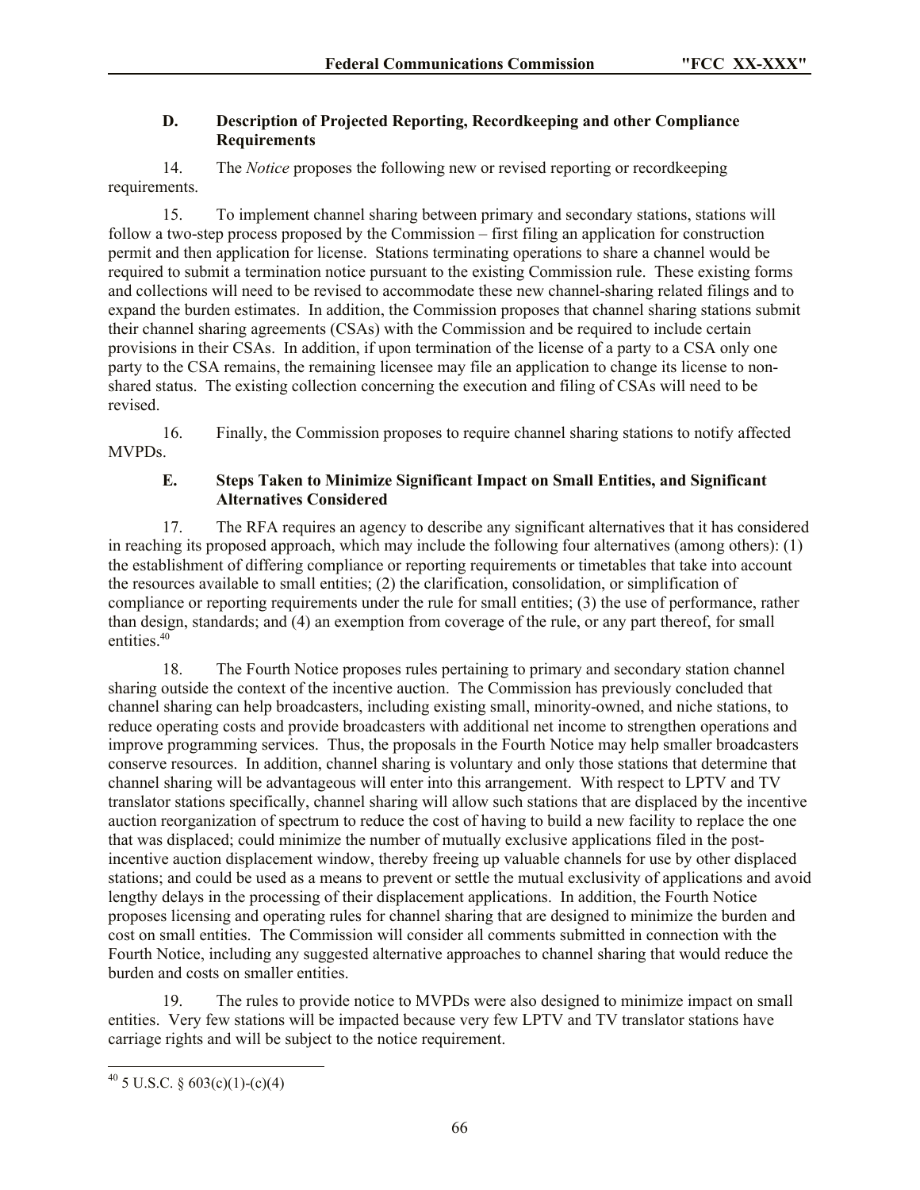### D. Description of Projected Reporting, Recordkeeping and other Compliance Requirements

14. The *Notice* proposes the following new or revised reporting or recordkeeping requirements.

15. To implement channel sharing between primary and secondary stations, stations will follow a two-step process proposed by the Commission – first filing an application for construction permit and then application for license. Stations terminating operations to share a channel would be required to submit a termination notice pursuant to the existing Commission rule. These existing forms and collections will need to be revised to accommodate these new channel-sharing related filings and to expand the burden estimates. In addition, the Commission proposes that channel sharing stations submit their channel sharing agreements (CSAs) with the Commission and be required to include certain provisions in their CSAs. In addition, if upon termination of the license of a party to a CSA only one party to the CSA remains, the remaining licensee may file an application to change its license to non-shared status. The existing collection concerning the execution and filing of CSAs will need to be revised.

16. Finally, the Commission proposes to require channel sharing stations to notify affected MVPDs.

### E. Steps Taken to Minimize Significant Impact on Small Entities, and Significant Alternatives Considered

17. The RFA requires an agency to describe any significant alternatives that it has considered in reaching its proposed approach, which may include the following four alternatives (among others): (1) the establishment of differing compliance or reporting requirements or timetables that take into account the resources available to small entities; (2) the clarification, consolidation, or simplification of compliance or reporting requirements under the rule for small entities; (3) the use of performance, rather than design, standards; and (4) an exemption from coverage of the rule, or any part thereof, for small entities.[40]

18. The Fourth Notice proposes rules pertaining to primary and secondary station channel sharing outside the context of the incentive auction. The Commission has previously concluded that channel sharing can help broadcasters, including existing small, minority-owned, and niche stations, to reduce operating costs and provide broadcasters with additional net income to strengthen operations and improve programming services. Thus, the proposals in the Fourth Notice may help smaller broadcasters conserve resources. In addition, channel sharing is voluntary and only those stations that determine that channel sharing will be advantageous will enter into this arrangement. With respect to LPTV and TV translator stations specifically, channel sharing will allow such stations that are displaced by the incentive auction reorganization of spectrum to reduce the cost of having to build a new facility to replace the one that was displaced; could minimize the number of mutually exclusive applications filed in the post-incentive auction displacement window, thereby freeing up valuable channels for use by other displaced stations; and could be used as a means to prevent or settle the mutual exclusivity of applications and avoid lengthy delays in the processing of their displacement applications. In addition, the Fourth Notice proposes licensing and operating rules for channel sharing that are designed to minimize the burden and cost on small entities. The Commission will consider all comments submitted in connection with the Fourth Notice, including any suggested alternative approaches to channel sharing that would reduce the burden and costs on smaller entities.

19. The rules to provide notice to MVPDs were also designed to minimize impact on small entities. Very few stations will be impacted because very few LPTV and TV translator stations have carriage rights and will be subject to the notice requirement.

---

[40] 5 U.S.C. § 603(c)(1)-(c)(4)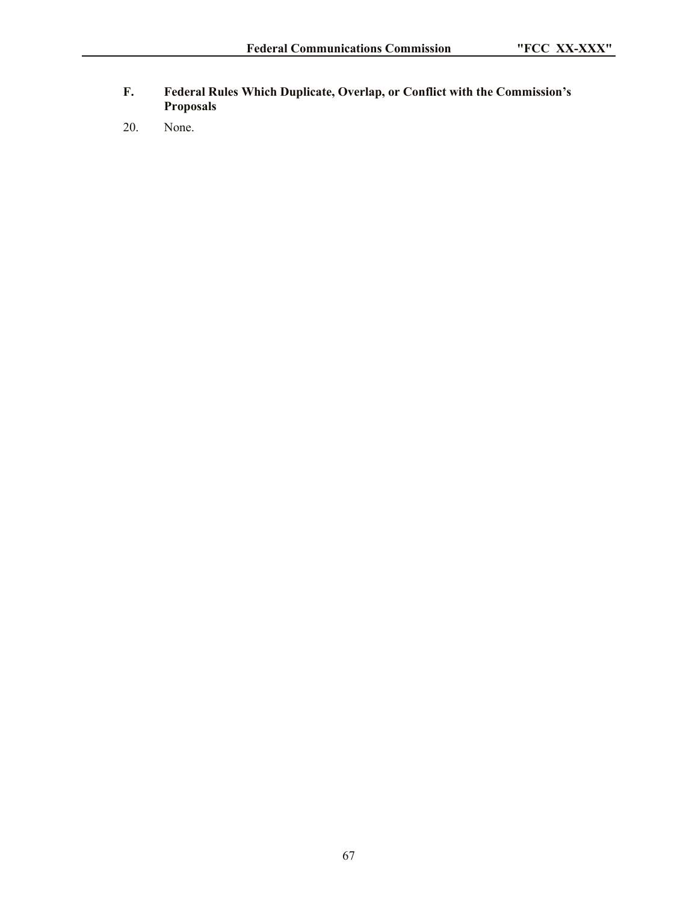### F. Federal Rules Which Duplicate, Overlap, or Conflict with the Commission's Proposals

20. None.